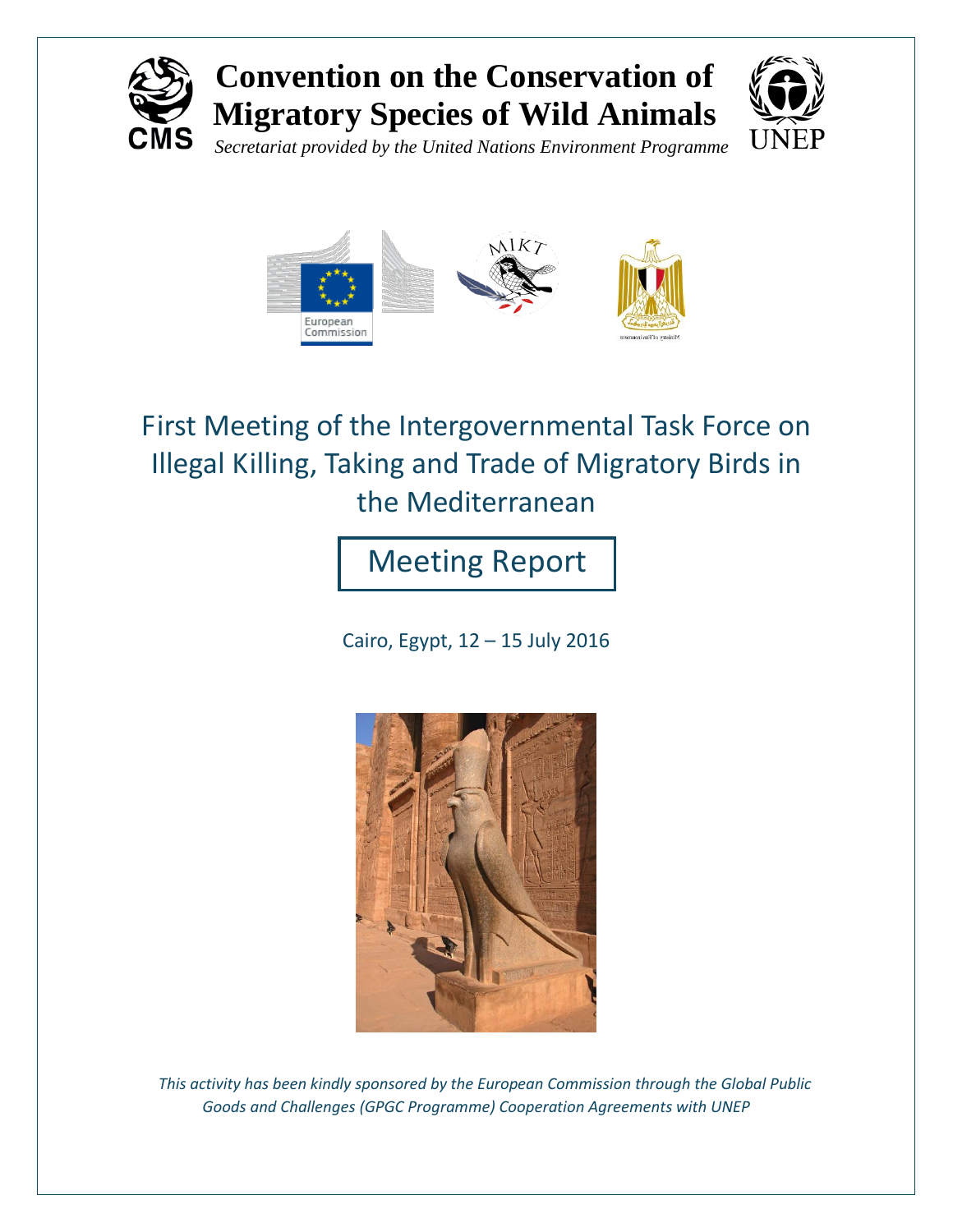# Convention on the Conservation of Migratory Species of Wild Animals

*Secretariat provided by the United Nations Environment Programme*

## First Meeting of the Intergovernmental Task Force on Illegal Killing, Taking and Trade of Migratory Birds in the Mediterranean

## Meeting Report

Cairo, Egypt, 12 – 15 July 2016

*This activity has been kindly sponsored by the European Commission through the Global Public Goods and Challenges (GPGC Programme) Cooperation Agreements with UNEP*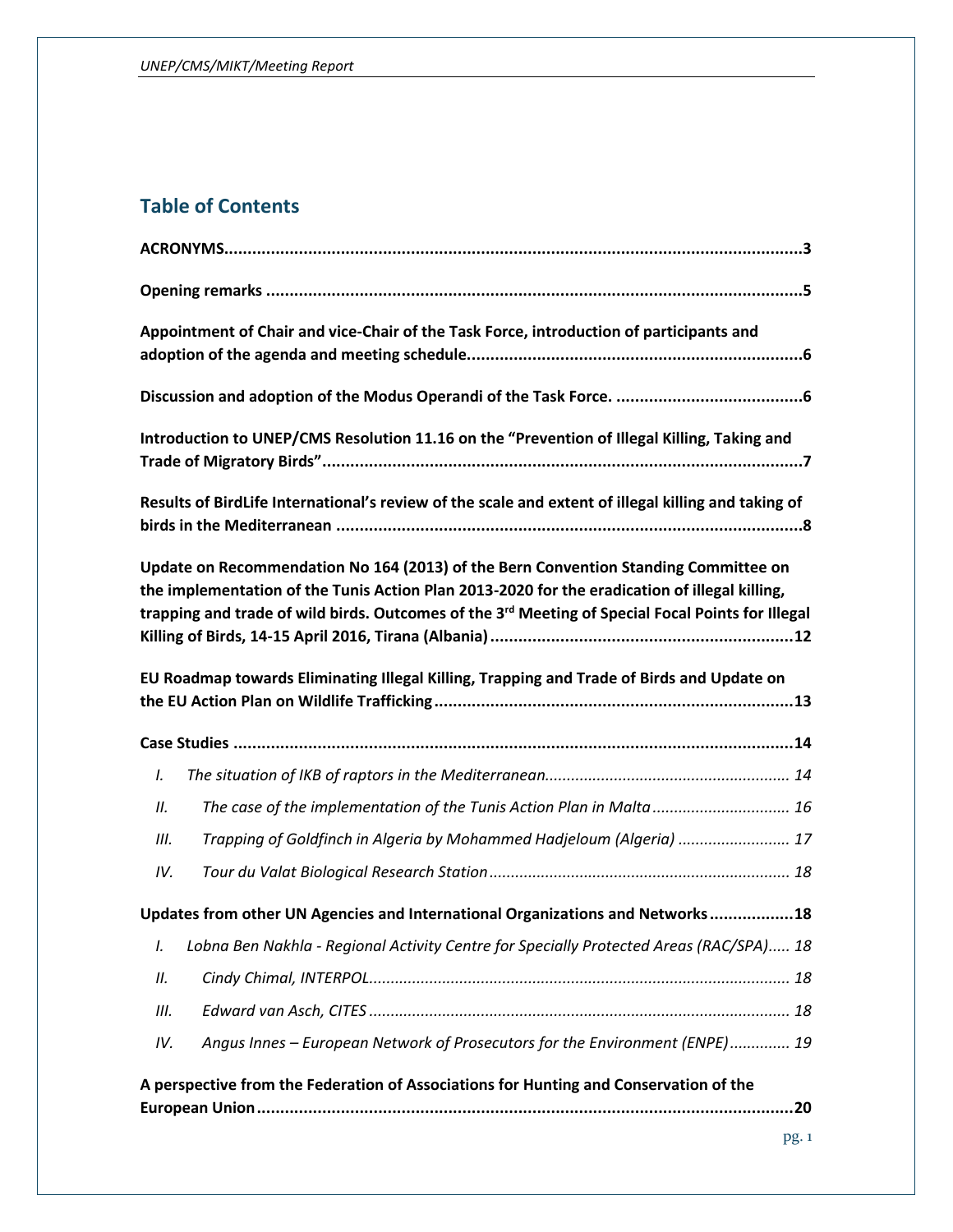## Table of Contents

**ACRONYMS**......................................................................................................................3

**Opening remarks** ..............................................................................................................5

**Appointment of Chair and vice-Chair of the Task Force, introduction of participants and adoption of the agenda and meeting schedule**......................................................................6

**Discussion and adoption of the Modus Operandi of the Task Force.** ........................................6

**Introduction to UNEP/CMS Resolution 11.16 on the "Prevention of Illegal Killing, Taking and Trade of Migratory Birds"**.......................................................................................................7

**Results of BirdLife International's review of the scale and extent of illegal killing and taking of birds in the Mediterranean** ....................................................................................................8

**Update on Recommendation No 164 (2013) of the Bern Convention Standing Committee on the implementation of the Tunis Action Plan 2013-2020 for the eradication of illegal killing, trapping and trade of wild birds. Outcomes of the 3rd Meeting of Special Focal Points for Illegal Killing of Birds, 14-15 April 2016, Tirana (Albania)** .................................................................12

**EU Roadmap towards Eliminating Illegal Killing, Trapping and Trade of Birds and Update on the EU Action Plan on Wildlife Trafficking** ............................................................................13

**Case Studies** .......................................................................................................................14

*I. The situation of IKB of raptors in the Mediterranean*........................................................ 14

*II. The case of the implementation of the Tunis Action Plan in Malta* ............................... 16

*III. Trapping of Goldfinch in Algeria by Mohammed Hadjeloum (Algeria)* ......................... 17

*IV. Tour du Valat Biological Research Station* .................................................................... 18

**Updates from other UN Agencies and International Organizations and Networks** ..................18

*I. Lobna Ben Nakhla - Regional Activity Centre for Specially Protected Areas (RAC/SPA)*..... 18

*II. Cindy Chimal, INTERPOL*................................................................................................ 18

*III. Edward van Asch, CITES* ................................................................................................ 18

*IV. Angus Innes – European Network of Prosecutors for the Environment (ENPE)* ............. 19

**A perspective from the Federation of Associations for Hunting and Conservation of the European Union**..................................................................................................................20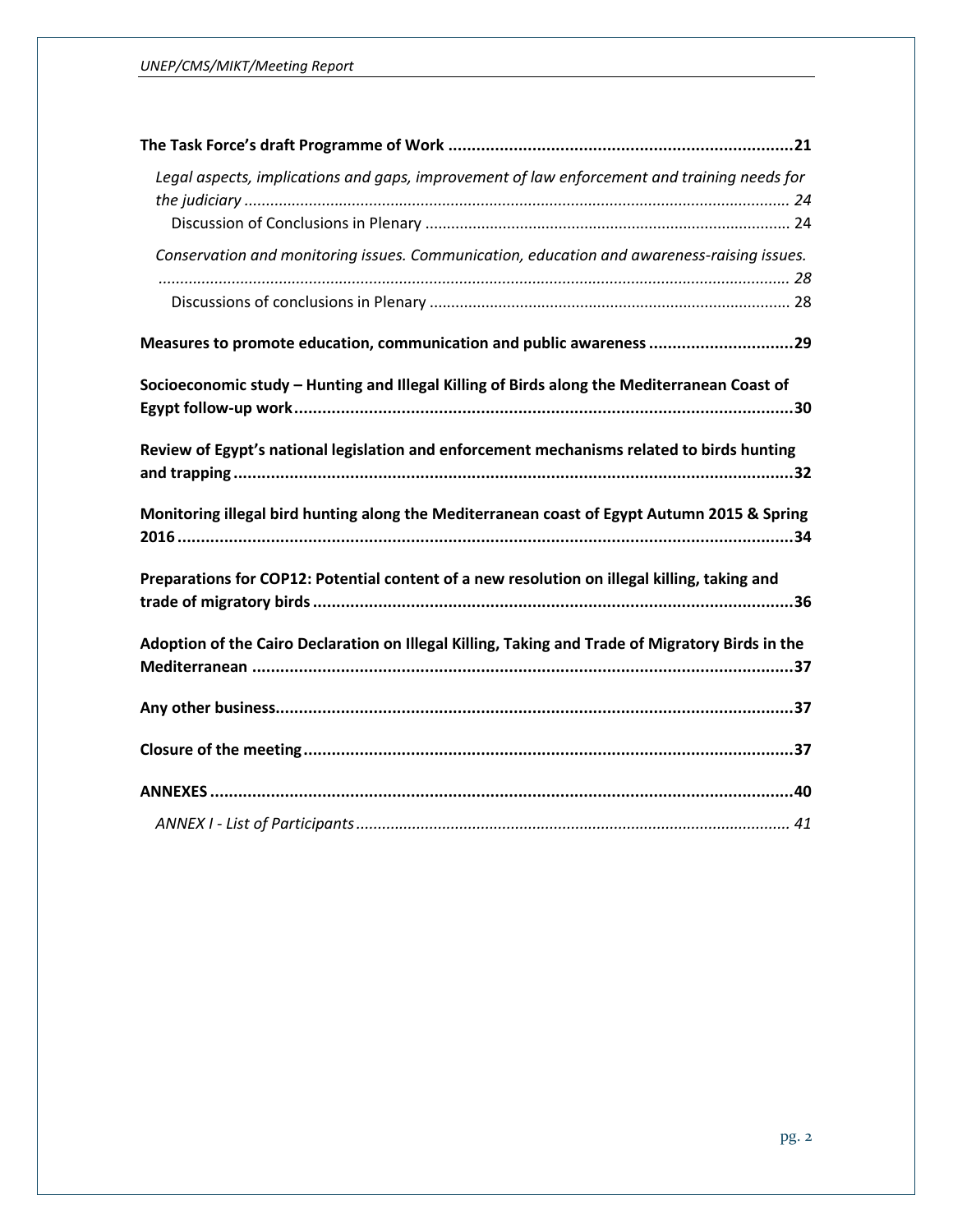**The Task Force's draft Programme of Work ..........................................................................21**

*Legal aspects, implications and gaps, improvement of law enforcement and training needs for the judiciary ............................................................................................................................. 24*

Discussion of Conclusions in Plenary .................................................................................... 24

*Conservation and monitoring issues. Communication, education and awareness-raising issues. ................................................................................................................................................ 28*

Discussions of conclusions in Plenary ................................................................................... 28

**Measures to promote education, communication and public awareness ..............................29**

**Socioeconomic study – Hunting and Illegal Killing of Birds along the Mediterranean Coast of Egypt follow-up work..........................................................................................................30**

**Review of Egypt's national legislation and enforcement mechanisms related to birds hunting and trapping.......................................................................................................................32**

**Monitoring illegal bird hunting along the Mediterranean coast of Egypt Autumn 2015 & Spring 2016....................................................................................................................................34**

**Preparations for COP12: Potential content of a new resolution on illegal killing, taking and trade of migratory birds.......................................................................................................36**

**Adoption of the Cairo Declaration on Illegal Killing, Taking and Trade of Migratory Birds in the Mediterranean ....................................................................................................................37**

**Any other business...............................................................................................................37**

**Closure of the meeting.........................................................................................................37**

**ANNEXES.............................................................................................................................40**

*ANNEX I - List of Participants................................................................................................... 41*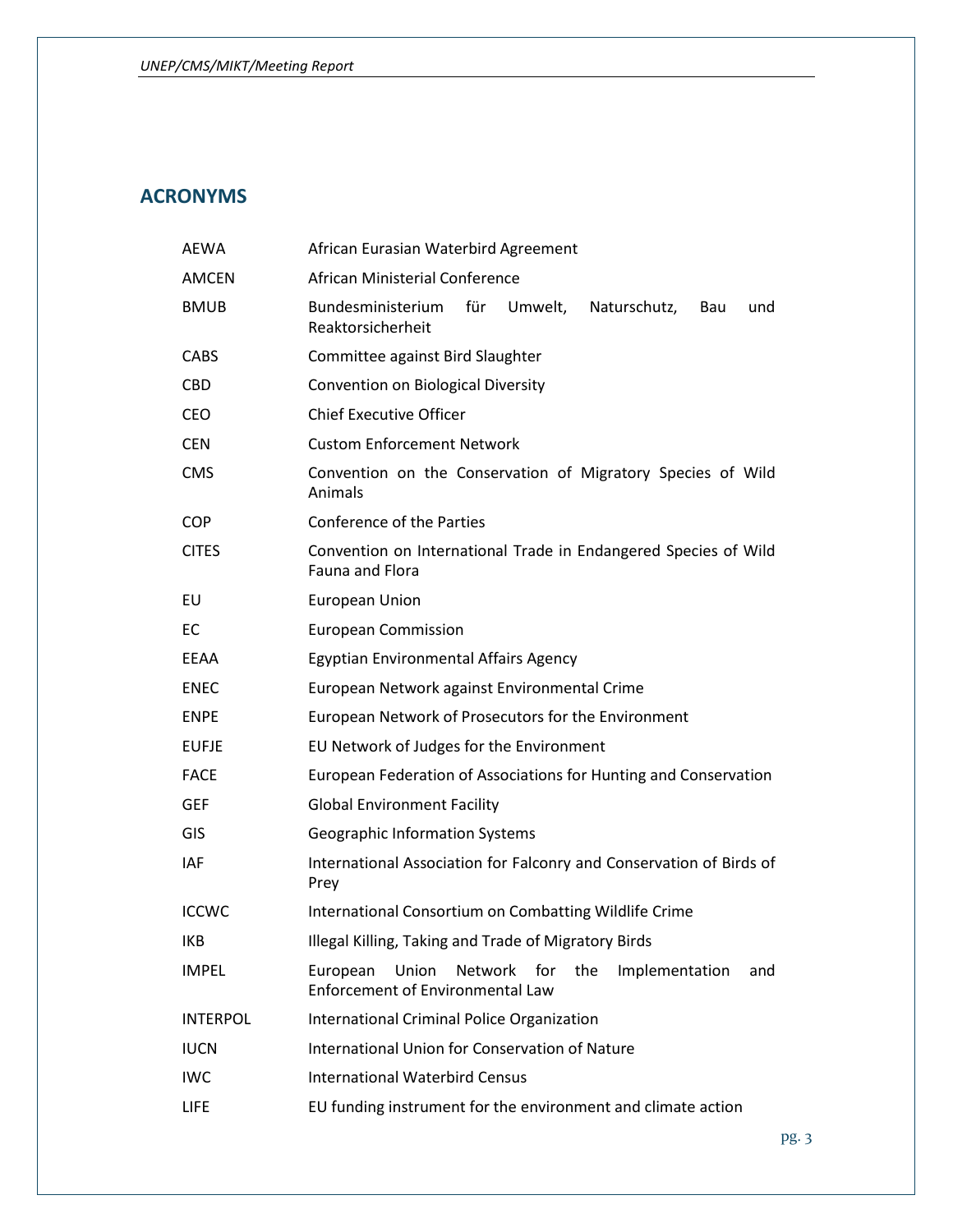## ACRONYMS

| | |
|---|---|
| AEWA | African Eurasian Waterbird Agreement |
| AMCEN | African Ministerial Conference |
| BMUB | Bundesministerium für Umwelt, Naturschutz, Bau und Reaktorsicherheit |
| CABS | Committee against Bird Slaughter |
| CBD | Convention on Biological Diversity |
| CEO | Chief Executive Officer |
| CEN | Custom Enforcement Network |
| CMS | Convention on the Conservation of Migratory Species of Wild Animals |
| COP | Conference of the Parties |
| CITES | Convention on International Trade in Endangered Species of Wild Fauna and Flora |
| EU | European Union |
| EC | European Commission |
| EEAA | Egyptian Environmental Affairs Agency |
| ENEC | European Network against Environmental Crime |
| ENPE | European Network of Prosecutors for the Environment |
| EUFJE | EU Network of Judges for the Environment |
| FACE | European Federation of Associations for Hunting and Conservation |
| GEF | Global Environment Facility |
| GIS | Geographic Information Systems |
| IAF | International Association for Falconry and Conservation of Birds of Prey |
| ICCWC | International Consortium on Combatting Wildlife Crime |
| IKB | Illegal Killing, Taking and Trade of Migratory Birds |
| IMPEL | European Union Network for the Implementation and Enforcement of Environmental Law |
| INTERPOL | International Criminal Police Organization |
| IUCN | International Union for Conservation of Nature |
| IWC | International Waterbird Census |
| LIFE | EU funding instrument for the environment and climate action |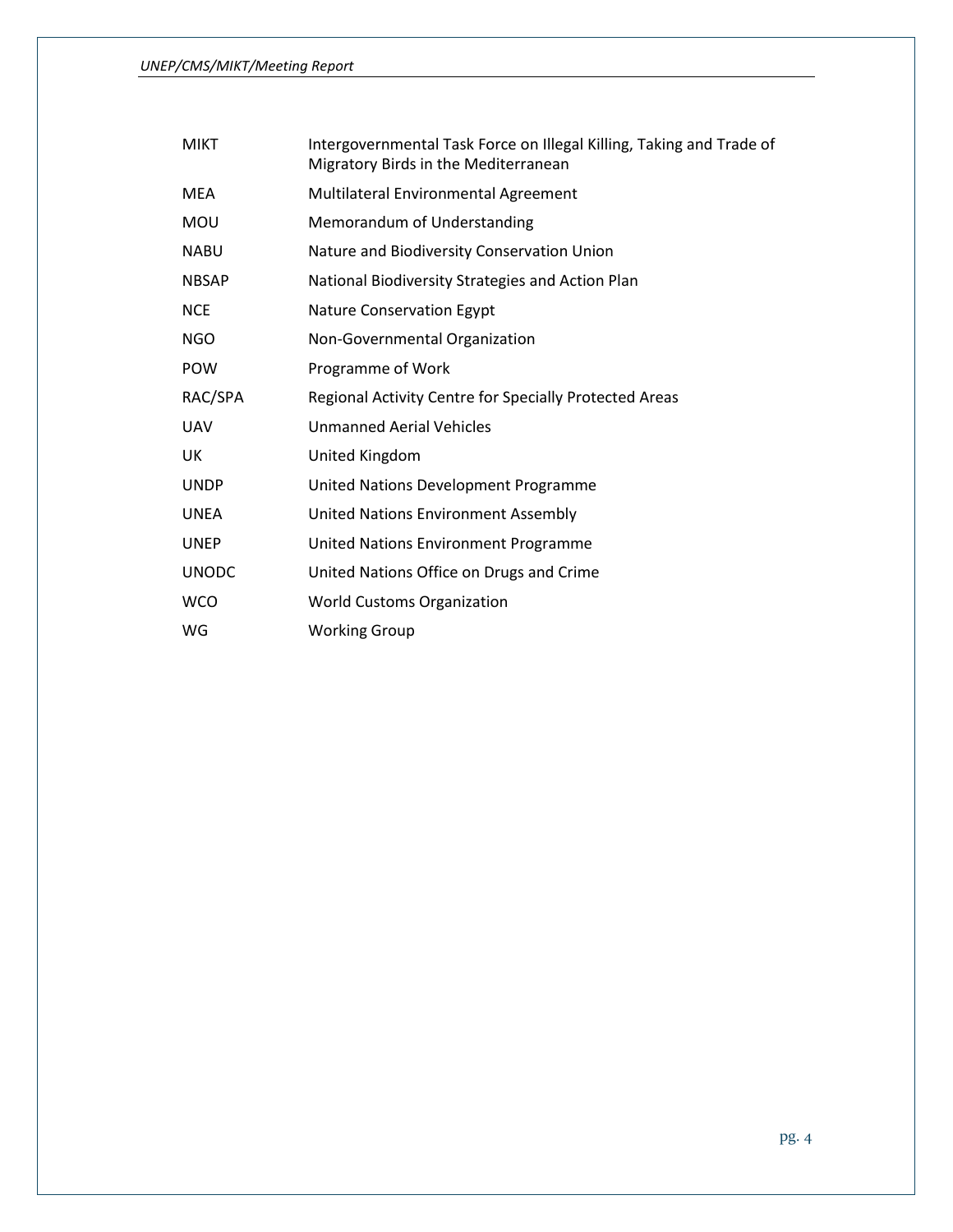| | |
|---|---|
| MIKT | Intergovernmental Task Force on Illegal Killing, Taking and Trade of Migratory Birds in the Mediterranean |
| MEA | Multilateral Environmental Agreement |
| MOU | Memorandum of Understanding |
| NABU | Nature and Biodiversity Conservation Union |
| NBSAP | National Biodiversity Strategies and Action Plan |
| NCE | Nature Conservation Egypt |
| NGO | Non-Governmental Organization |
| POW | Programme of Work |
| RAC/SPA | Regional Activity Centre for Specially Protected Areas |
| UAV | Unmanned Aerial Vehicles |
| UK | United Kingdom |
| UNDP | United Nations Development Programme |
| UNEA | United Nations Environment Assembly |
| UNEP | United Nations Environment Programme |
| UNODC | United Nations Office on Drugs and Crime |
| WCO | World Customs Organization |
| WG | Working Group |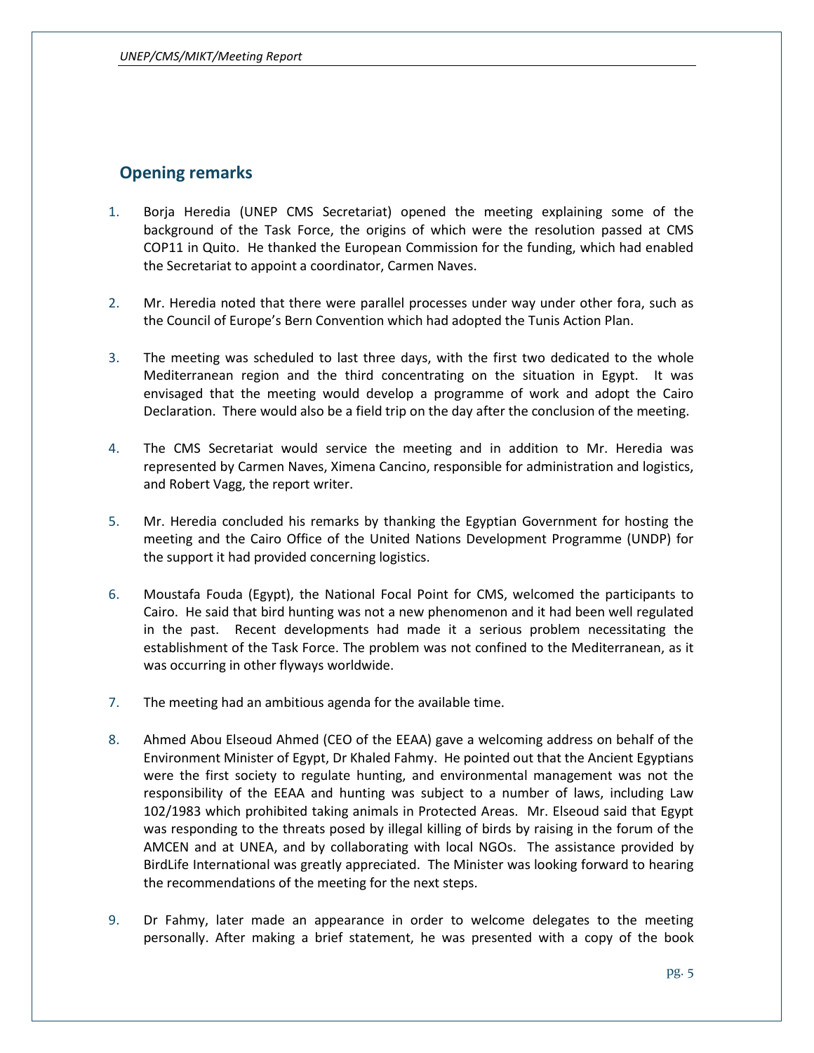## Opening remarks

1. Borja Heredia (UNEP CMS Secretariat) opened the meeting explaining some of the background of the Task Force, the origins of which were the resolution passed at CMS COP11 in Quito. He thanked the European Commission for the funding, which had enabled the Secretariat to appoint a coordinator, Carmen Naves.

2. Mr. Heredia noted that there were parallel processes under way under other fora, such as the Council of Europe's Bern Convention which had adopted the Tunis Action Plan.

3. The meeting was scheduled to last three days, with the first two dedicated to the whole Mediterranean region and the third concentrating on the situation in Egypt. It was envisaged that the meeting would develop a programme of work and adopt the Cairo Declaration. There would also be a field trip on the day after the conclusion of the meeting.

4. The CMS Secretariat would service the meeting and in addition to Mr. Heredia was represented by Carmen Naves, Ximena Cancino, responsible for administration and logistics, and Robert Vagg, the report writer.

5. Mr. Heredia concluded his remarks by thanking the Egyptian Government for hosting the meeting and the Cairo Office of the United Nations Development Programme (UNDP) for the support it had provided concerning logistics.

6. Moustafa Fouda (Egypt), the National Focal Point for CMS, welcomed the participants to Cairo. He said that bird hunting was not a new phenomenon and it had been well regulated in the past. Recent developments had made it a serious problem necessitating the establishment of the Task Force. The problem was not confined to the Mediterranean, as it was occurring in other flyways worldwide.

7. The meeting had an ambitious agenda for the available time.

8. Ahmed Abou Elseoud Ahmed (CEO of the EEAA) gave a welcoming address on behalf of the Environment Minister of Egypt, Dr Khaled Fahmy. He pointed out that the Ancient Egyptians were the first society to regulate hunting, and environmental management was not the responsibility of the EEAA and hunting was subject to a number of laws, including Law 102/1983 which prohibited taking animals in Protected Areas. Mr. Elseoud said that Egypt was responding to the threats posed by illegal killing of birds by raising in the forum of the AMCEN and at UNEA, and by collaborating with local NGOs. The assistance provided by BirdLife International was greatly appreciated. The Minister was looking forward to hearing the recommendations of the meeting for the next steps.

9. Dr Fahmy, later made an appearance in order to welcome delegates to the meeting personally. After making a brief statement, he was presented with a copy of the book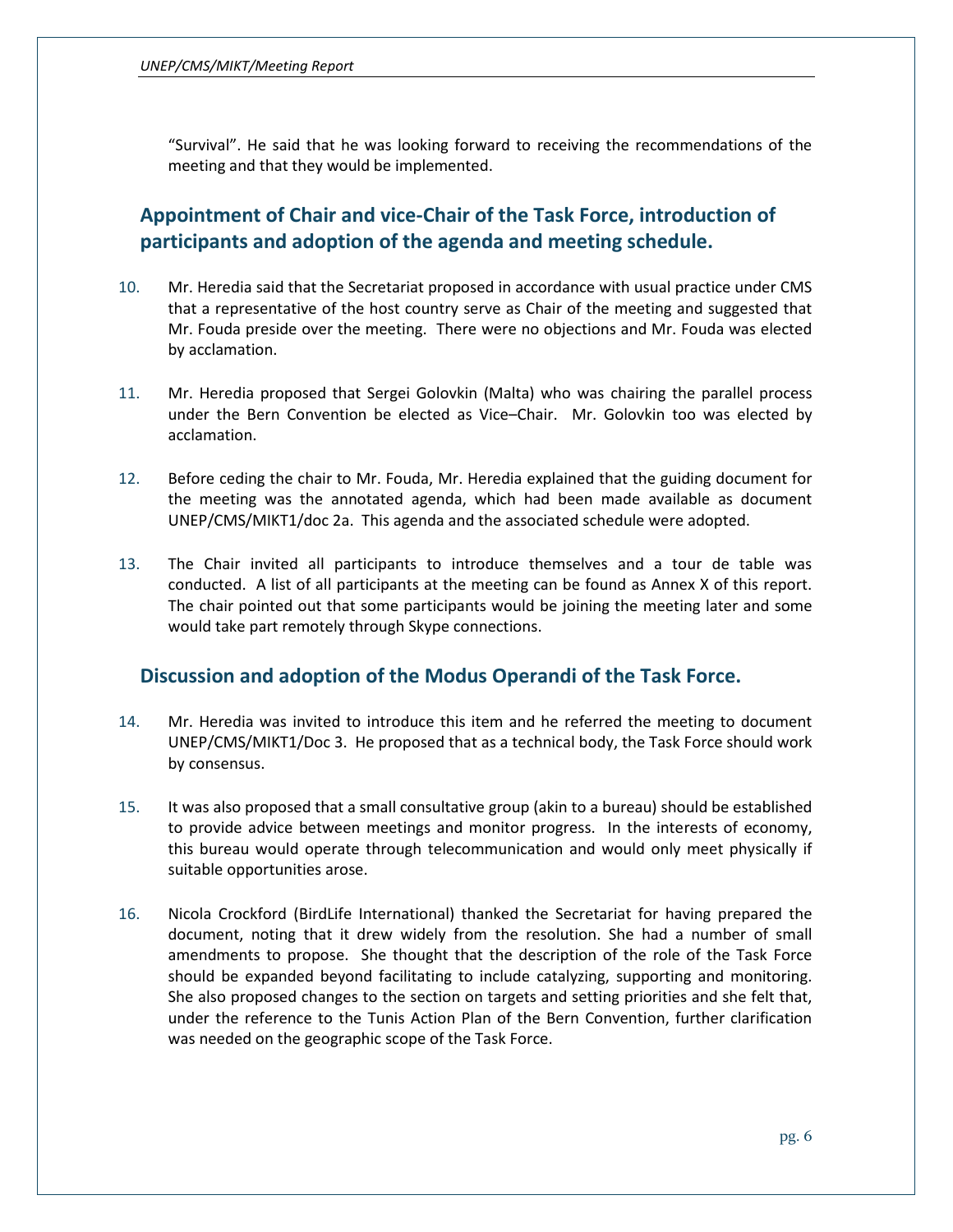"Survival". He said that he was looking forward to receiving the recommendations of the meeting and that they would be implemented.

## Appointment of Chair and vice-Chair of the Task Force, introduction of participants and adoption of the agenda and meeting schedule.

10. Mr. Heredia said that the Secretariat proposed in accordance with usual practice under CMS that a representative of the host country serve as Chair of the meeting and suggested that Mr. Fouda preside over the meeting. There were no objections and Mr. Fouda was elected by acclamation.

11. Mr. Heredia proposed that Sergei Golovkin (Malta) who was chairing the parallel process under the Bern Convention be elected as Vice–Chair. Mr. Golovkin too was elected by acclamation.

12. Before ceding the chair to Mr. Fouda, Mr. Heredia explained that the guiding document for the meeting was the annotated agenda, which had been made available as document UNEP/CMS/MIKT1/doc 2a. This agenda and the associated schedule were adopted.

13. The Chair invited all participants to introduce themselves and a tour de table was conducted. A list of all participants at the meeting can be found as Annex X of this report. The chair pointed out that some participants would be joining the meeting later and some would take part remotely through Skype connections.

## Discussion and adoption of the Modus Operandi of the Task Force.

14. Mr. Heredia was invited to introduce this item and he referred the meeting to document UNEP/CMS/MIKT1/Doc 3. He proposed that as a technical body, the Task Force should work by consensus.

15. It was also proposed that a small consultative group (akin to a bureau) should be established to provide advice between meetings and monitor progress. In the interests of economy, this bureau would operate through telecommunication and would only meet physically if suitable opportunities arose.

16. Nicola Crockford (BirdLife International) thanked the Secretariat for having prepared the document, noting that it drew widely from the resolution. She had a number of small amendments to propose. She thought that the description of the role of the Task Force should be expanded beyond facilitating to include catalyzing, supporting and monitoring. She also proposed changes to the section on targets and setting priorities and she felt that, under the reference to the Tunis Action Plan of the Bern Convention, further clarification was needed on the geographic scope of the Task Force.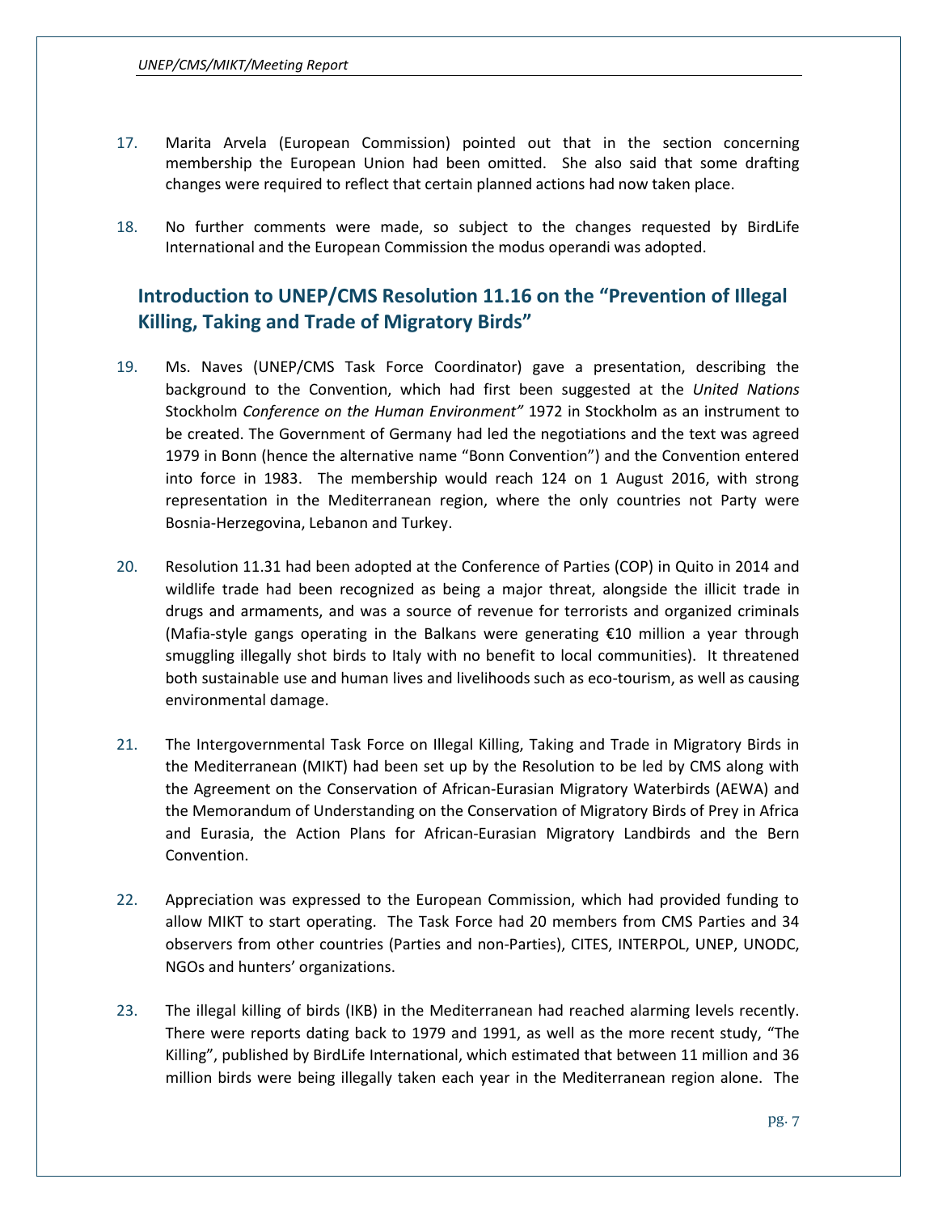17. Marita Arvela (European Commission) pointed out that in the section concerning membership the European Union had been omitted. She also said that some drafting changes were required to reflect that certain planned actions had now taken place.

18. No further comments were made, so subject to the changes requested by BirdLife International and the European Commission the modus operandi was adopted.

## Introduction to UNEP/CMS Resolution 11.16 on the "Prevention of Illegal Killing, Taking and Trade of Migratory Birds"

19. Ms. Naves (UNEP/CMS Task Force Coordinator) gave a presentation, describing the background to the Convention, which had first been suggested at the *United Nations* Stockholm *Conference on the Human Environment"* 1972 in Stockholm as an instrument to be created. The Government of Germany had led the negotiations and the text was agreed 1979 in Bonn (hence the alternative name "Bonn Convention") and the Convention entered into force in 1983. The membership would reach 124 on 1 August 2016, with strong representation in the Mediterranean region, where the only countries not Party were Bosnia-Herzegovina, Lebanon and Turkey.

20. Resolution 11.31 had been adopted at the Conference of Parties (COP) in Quito in 2014 and wildlife trade had been recognized as being a major threat, alongside the illicit trade in drugs and armaments, and was a source of revenue for terrorists and organized criminals (Mafia-style gangs operating in the Balkans were generating €10 million a year through smuggling illegally shot birds to Italy with no benefit to local communities). It threatened both sustainable use and human lives and livelihoods such as eco-tourism, as well as causing environmental damage.

21. The Intergovernmental Task Force on Illegal Killing, Taking and Trade in Migratory Birds in the Mediterranean (MIKT) had been set up by the Resolution to be led by CMS along with the Agreement on the Conservation of African-Eurasian Migratory Waterbirds (AEWA) and the Memorandum of Understanding on the Conservation of Migratory Birds of Prey in Africa and Eurasia, the Action Plans for African-Eurasian Migratory Landbirds and the Bern Convention.

22. Appreciation was expressed to the European Commission, which had provided funding to allow MIKT to start operating. The Task Force had 20 members from CMS Parties and 34 observers from other countries (Parties and non-Parties), CITES, INTERPOL, UNEP, UNODC, NGOs and hunters' organizations.

23. The illegal killing of birds (IKB) in the Mediterranean had reached alarming levels recently. There were reports dating back to 1979 and 1991, as well as the more recent study, "The Killing", published by BirdLife International, which estimated that between 11 million and 36 million birds were being illegally taken each year in the Mediterranean region alone. The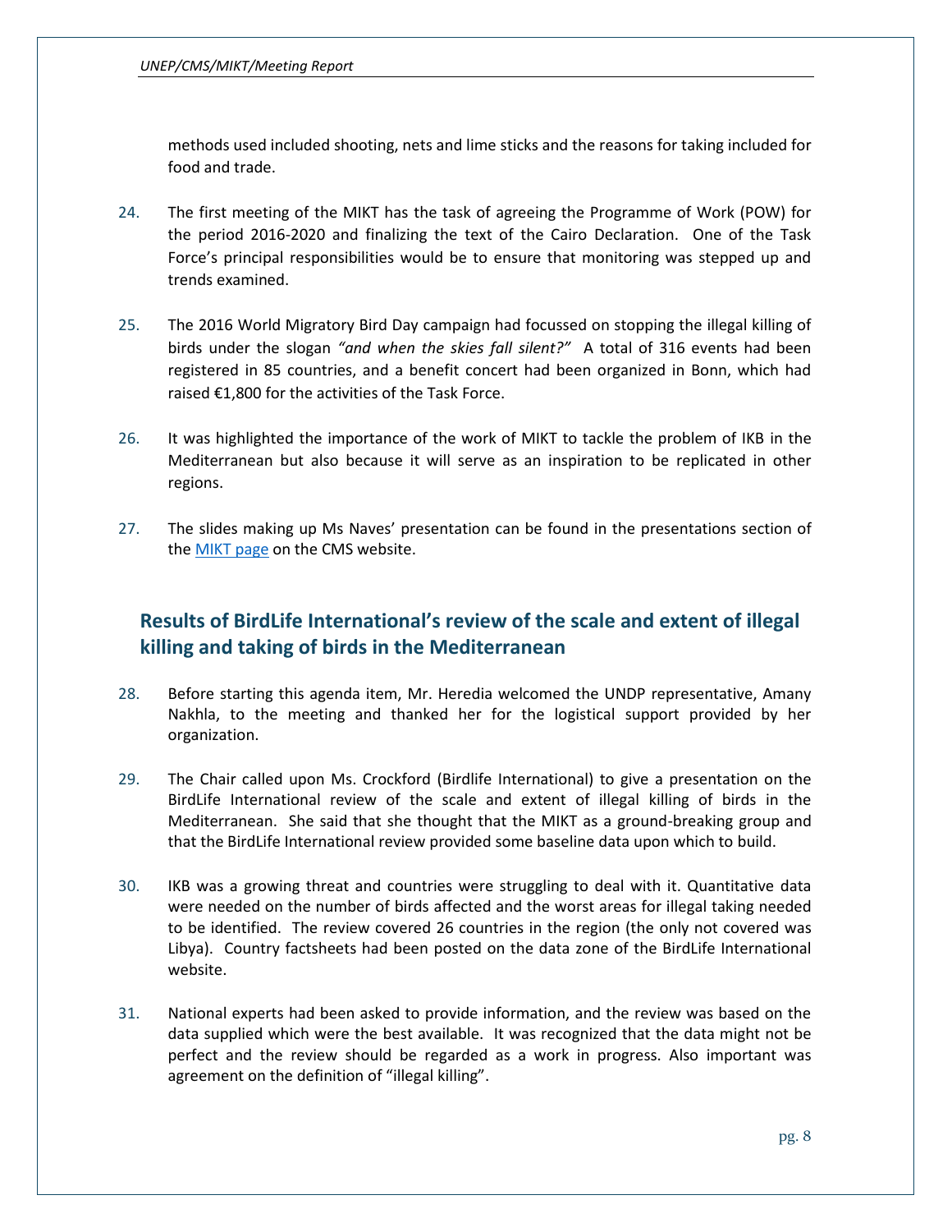methods used included shooting, nets and lime sticks and the reasons for taking included for food and trade.

24. The first meeting of the MIKT has the task of agreeing the Programme of Work (POW) for the period 2016-2020 and finalizing the text of the Cairo Declaration. One of the Task Force's principal responsibilities would be to ensure that monitoring was stepped up and trends examined.

25. The 2016 World Migratory Bird Day campaign had focussed on stopping the illegal killing of birds under the slogan *"and when the skies fall silent?"* A total of 316 events had been registered in 85 countries, and a benefit concert had been organized in Bonn, which had raised €1,800 for the activities of the Task Force.

26. It was highlighted the importance of the work of MIKT to tackle the problem of IKB in the Mediterranean but also because it will serve as an inspiration to be replicated in other regions.

27. The slides making up Ms Naves' presentation can be found in the presentations section of the [MIKT page](#) on the CMS website.

## Results of BirdLife International's review of the scale and extent of illegal killing and taking of birds in the Mediterranean

28. Before starting this agenda item, Mr. Heredia welcomed the UNDP representative, Amany Nakhla, to the meeting and thanked her for the logistical support provided by her organization.

29. The Chair called upon Ms. Crockford (Birdlife International) to give a presentation on the BirdLife International review of the scale and extent of illegal killing of birds in the Mediterranean. She said that she thought that the MIKT as a ground-breaking group and that the BirdLife International review provided some baseline data upon which to build.

30. IKB was a growing threat and countries were struggling to deal with it. Quantitative data were needed on the number of birds affected and the worst areas for illegal taking needed to be identified. The review covered 26 countries in the region (the only not covered was Libya). Country factsheets had been posted on the data zone of the BirdLife International website.

31. National experts had been asked to provide information, and the review was based on the data supplied which were the best available. It was recognized that the data might not be perfect and the review should be regarded as a work in progress. Also important was agreement on the definition of "illegal killing".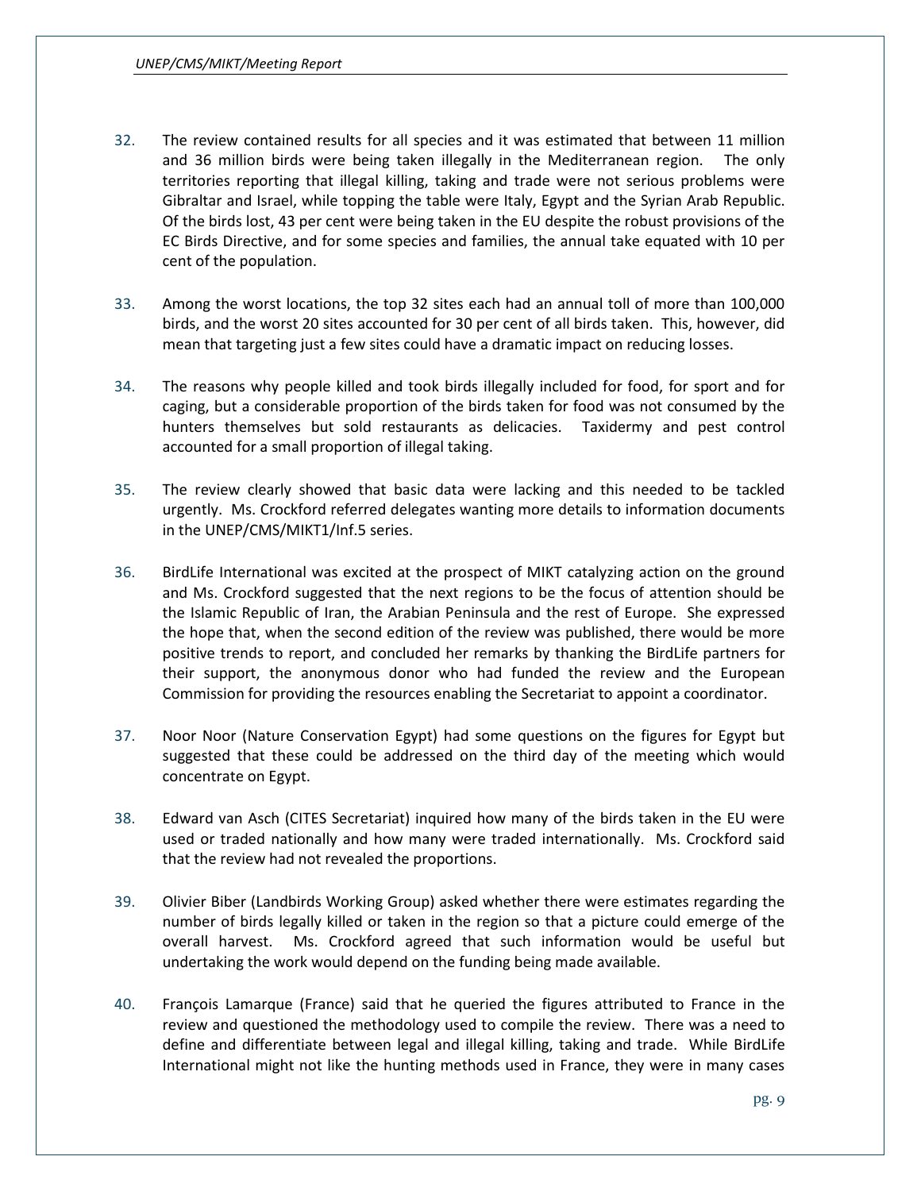32. The review contained results for all species and it was estimated that between 11 million and 36 million birds were being taken illegally in the Mediterranean region. The only territories reporting that illegal killing, taking and trade were not serious problems were Gibraltar and Israel, while topping the table were Italy, Egypt and the Syrian Arab Republic. Of the birds lost, 43 per cent were being taken in the EU despite the robust provisions of the EC Birds Directive, and for some species and families, the annual take equated with 10 per cent of the population.

33. Among the worst locations, the top 32 sites each had an annual toll of more than 100,000 birds, and the worst 20 sites accounted for 30 per cent of all birds taken. This, however, did mean that targeting just a few sites could have a dramatic impact on reducing losses.

34. The reasons why people killed and took birds illegally included for food, for sport and for caging, but a considerable proportion of the birds taken for food was not consumed by the hunters themselves but sold restaurants as delicacies. Taxidermy and pest control accounted for a small proportion of illegal taking.

35. The review clearly showed that basic data were lacking and this needed to be tackled urgently. Ms. Crockford referred delegates wanting more details to information documents in the UNEP/CMS/MIKT1/Inf.5 series.

36. BirdLife International was excited at the prospect of MIKT catalyzing action on the ground and Ms. Crockford suggested that the next regions to be the focus of attention should be the Islamic Republic of Iran, the Arabian Peninsula and the rest of Europe. She expressed the hope that, when the second edition of the review was published, there would be more positive trends to report, and concluded her remarks by thanking the BirdLife partners for their support, the anonymous donor who had funded the review and the European Commission for providing the resources enabling the Secretariat to appoint a coordinator.

37. Noor Noor (Nature Conservation Egypt) had some questions on the figures for Egypt but suggested that these could be addressed on the third day of the meeting which would concentrate on Egypt.

38. Edward van Asch (CITES Secretariat) inquired how many of the birds taken in the EU were used or traded nationally and how many were traded internationally. Ms. Crockford said that the review had not revealed the proportions.

39. Olivier Biber (Landbirds Working Group) asked whether there were estimates regarding the number of birds legally killed or taken in the region so that a picture could emerge of the overall harvest. Ms. Crockford agreed that such information would be useful but undertaking the work would depend on the funding being made available.

40. François Lamarque (France) said that he queried the figures attributed to France in the review and questioned the methodology used to compile the review. There was a need to define and differentiate between legal and illegal killing, taking and trade. While BirdLife International might not like the hunting methods used in France, they were in many cases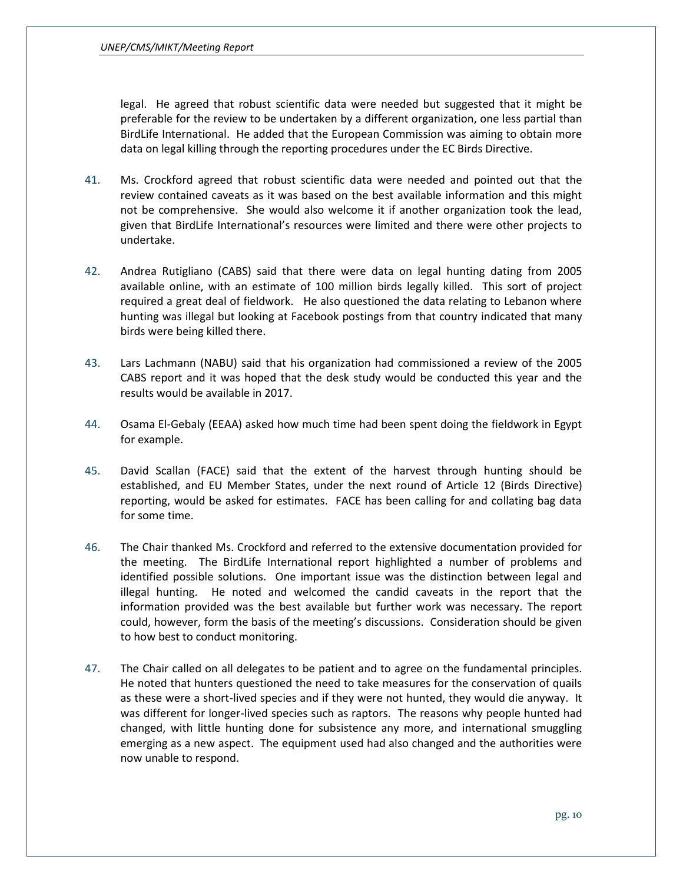legal. He agreed that robust scientific data were needed but suggested that it might be preferable for the review to be undertaken by a different organization, one less partial than BirdLife International. He added that the European Commission was aiming to obtain more data on legal killing through the reporting procedures under the EC Birds Directive.

41. Ms. Crockford agreed that robust scientific data were needed and pointed out that the review contained caveats as it was based on the best available information and this might not be comprehensive. She would also welcome it if another organization took the lead, given that BirdLife International's resources were limited and there were other projects to undertake.

42. Andrea Rutigliano (CABS) said that there were data on legal hunting dating from 2005 available online, with an estimate of 100 million birds legally killed. This sort of project required a great deal of fieldwork. He also questioned the data relating to Lebanon where hunting was illegal but looking at Facebook postings from that country indicated that many birds were being killed there.

43. Lars Lachmann (NABU) said that his organization had commissioned a review of the 2005 CABS report and it was hoped that the desk study would be conducted this year and the results would be available in 2017.

44. Osama El-Gebaly (EEAA) asked how much time had been spent doing the fieldwork in Egypt for example.

45. David Scallan (FACE) said that the extent of the harvest through hunting should be established, and EU Member States, under the next round of Article 12 (Birds Directive) reporting, would be asked for estimates. FACE has been calling for and collating bag data for some time.

46. The Chair thanked Ms. Crockford and referred to the extensive documentation provided for the meeting. The BirdLife International report highlighted a number of problems and identified possible solutions. One important issue was the distinction between legal and illegal hunting. He noted and welcomed the candid caveats in the report that the information provided was the best available but further work was necessary. The report could, however, form the basis of the meeting's discussions. Consideration should be given to how best to conduct monitoring.

47. The Chair called on all delegates to be patient and to agree on the fundamental principles. He noted that hunters questioned the need to take measures for the conservation of quails as these were a short-lived species and if they were not hunted, they would die anyway. It was different for longer-lived species such as raptors. The reasons why people hunted had changed, with little hunting done for subsistence any more, and international smuggling emerging as a new aspect. The equipment used had also changed and the authorities were now unable to respond.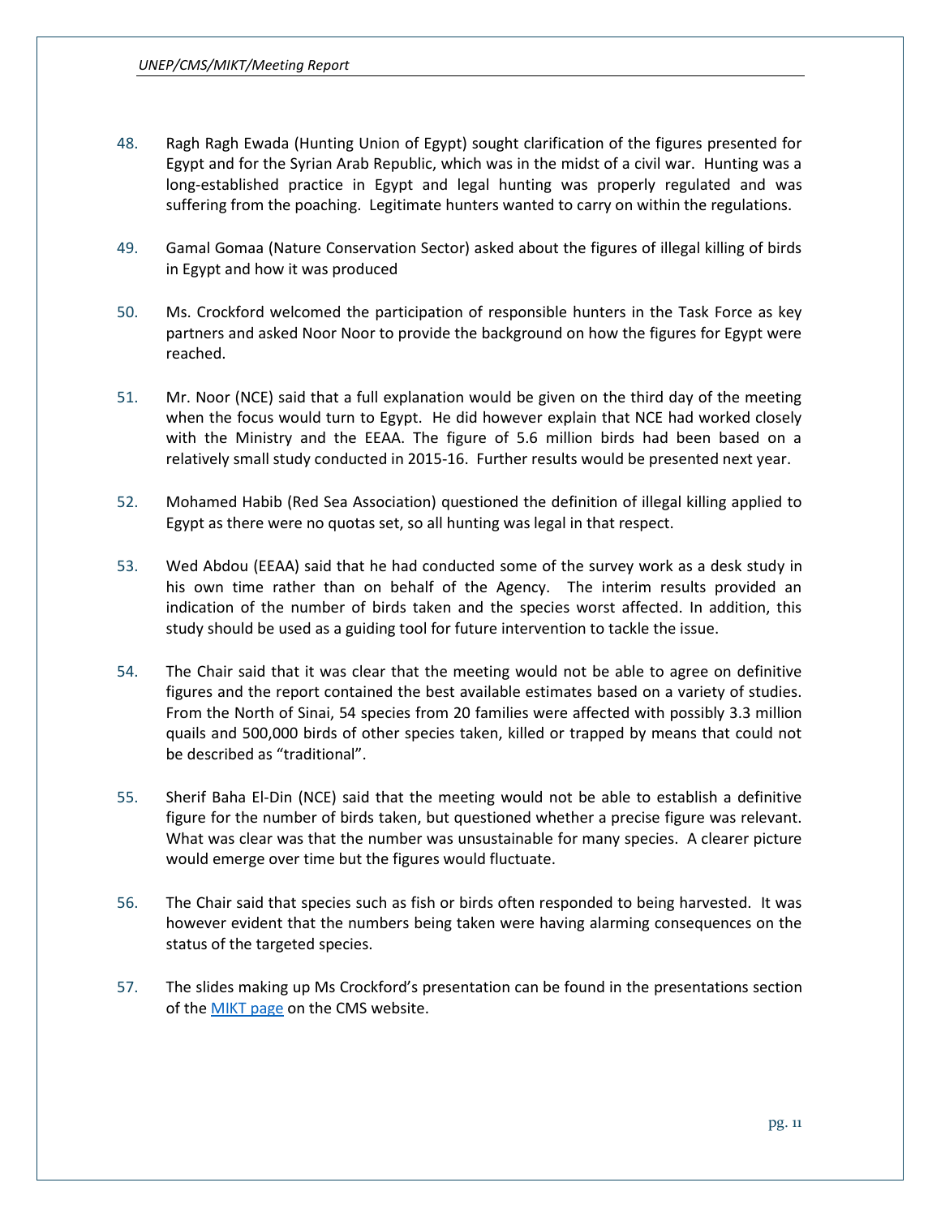48. Ragh Ragh Ewada (Hunting Union of Egypt) sought clarification of the figures presented for Egypt and for the Syrian Arab Republic, which was in the midst of a civil war. Hunting was a long-established practice in Egypt and legal hunting was properly regulated and was suffering from the poaching. Legitimate hunters wanted to carry on within the regulations.

49. Gamal Gomaa (Nature Conservation Sector) asked about the figures of illegal killing of birds in Egypt and how it was produced

50. Ms. Crockford welcomed the participation of responsible hunters in the Task Force as key partners and asked Noor Noor to provide the background on how the figures for Egypt were reached.

51. Mr. Noor (NCE) said that a full explanation would be given on the third day of the meeting when the focus would turn to Egypt. He did however explain that NCE had worked closely with the Ministry and the EEAA. The figure of 5.6 million birds had been based on a relatively small study conducted in 2015-16. Further results would be presented next year.

52. Mohamed Habib (Red Sea Association) questioned the definition of illegal killing applied to Egypt as there were no quotas set, so all hunting was legal in that respect.

53. Wed Abdou (EEAA) said that he had conducted some of the survey work as a desk study in his own time rather than on behalf of the Agency. The interim results provided an indication of the number of birds taken and the species worst affected. In addition, this study should be used as a guiding tool for future intervention to tackle the issue.

54. The Chair said that it was clear that the meeting would not be able to agree on definitive figures and the report contained the best available estimates based on a variety of studies. From the North of Sinai, 54 species from 20 families were affected with possibly 3.3 million quails and 500,000 birds of other species taken, killed or trapped by means that could not be described as "traditional".

55. Sherif Baha El-Din (NCE) said that the meeting would not be able to establish a definitive figure for the number of birds taken, but questioned whether a precise figure was relevant. What was clear was that the number was unsustainable for many species. A clearer picture would emerge over time but the figures would fluctuate.

56. The Chair said that species such as fish or birds often responded to being harvested. It was however evident that the numbers being taken were having alarming consequences on the status of the targeted species.

57. The slides making up Ms Crockford's presentation can be found in the presentations section of the [MIKT page] on the CMS website.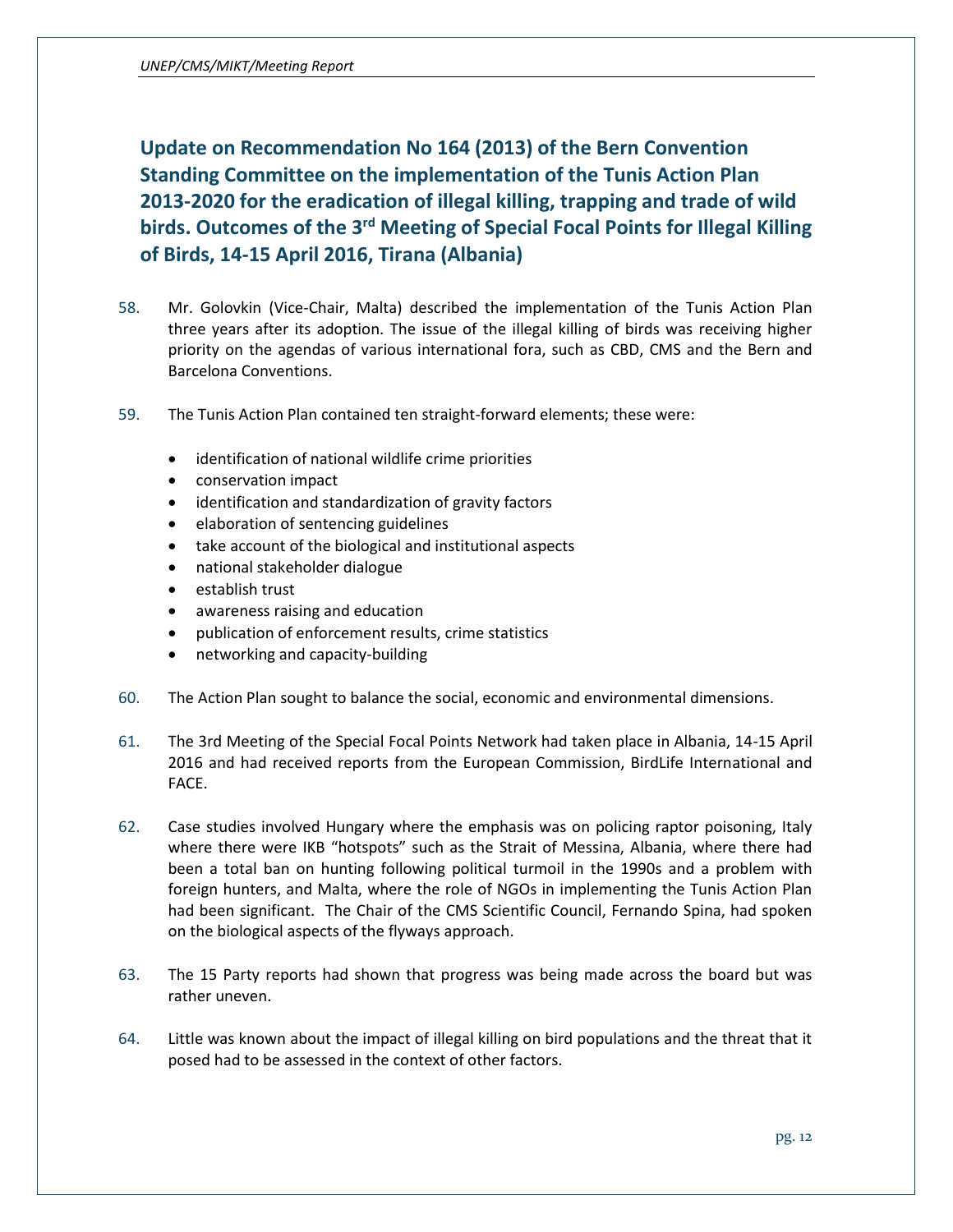## Update on Recommendation No 164 (2013) of the Bern Convention Standing Committee on the implementation of the Tunis Action Plan 2013-2020 for the eradication of illegal killing, trapping and trade of wild birds. Outcomes of the 3rd Meeting of Special Focal Points for Illegal Killing of Birds, 14-15 April 2016, Tirana (Albania)

58. Mr. Golovkin (Vice-Chair, Malta) described the implementation of the Tunis Action Plan three years after its adoption. The issue of the illegal killing of birds was receiving higher priority on the agendas of various international fora, such as CBD, CMS and the Bern and Barcelona Conventions.

59. The Tunis Action Plan contained ten straight-forward elements; these were:

- identification of national wildlife crime priorities
- conservation impact
- identification and standardization of gravity factors
- elaboration of sentencing guidelines
- take account of the biological and institutional aspects
- national stakeholder dialogue
- establish trust
- awareness raising and education
- publication of enforcement results, crime statistics
- networking and capacity-building

60. The Action Plan sought to balance the social, economic and environmental dimensions.

61. The 3rd Meeting of the Special Focal Points Network had taken place in Albania, 14-15 April 2016 and had received reports from the European Commission, BirdLife International and FACE.

62. Case studies involved Hungary where the emphasis was on policing raptor poisoning, Italy where there were IKB "hotspots" such as the Strait of Messina, Albania, where there had been a total ban on hunting following political turmoil in the 1990s and a problem with foreign hunters, and Malta, where the role of NGOs in implementing the Tunis Action Plan had been significant. The Chair of the CMS Scientific Council, Fernando Spina, had spoken on the biological aspects of the flyways approach.

63. The 15 Party reports had shown that progress was being made across the board but was rather uneven.

64. Little was known about the impact of illegal killing on bird populations and the threat that it posed had to be assessed in the context of other factors.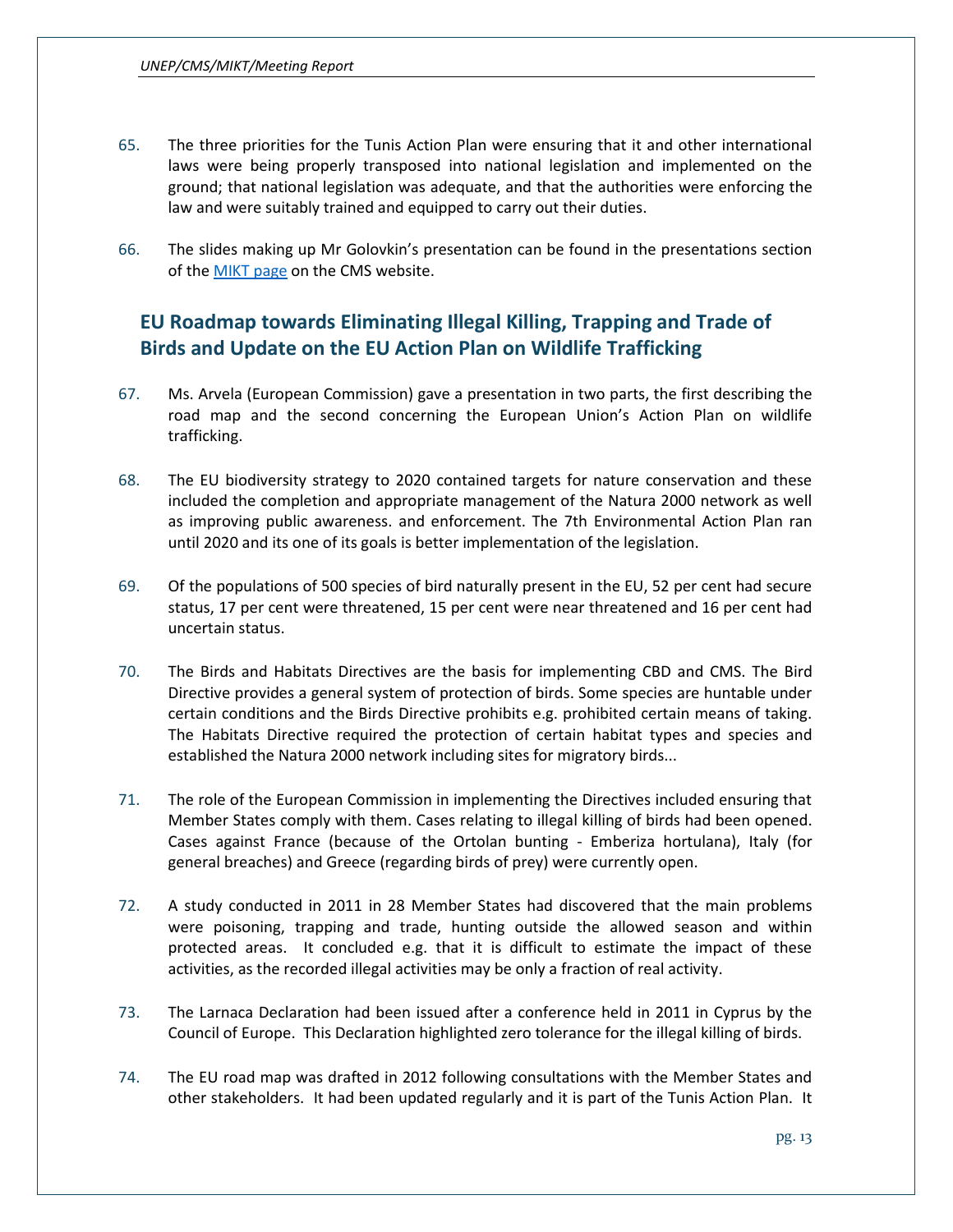65. The three priorities for the Tunis Action Plan were ensuring that it and other international laws were being properly transposed into national legislation and implemented on the ground; that national legislation was adequate, and that the authorities were enforcing the law and were suitably trained and equipped to carry out their duties.

66. The slides making up Mr Golovkin's presentation can be found in the presentations section of the [MIKT page](MIKT page) on the CMS website.

## EU Roadmap towards Eliminating Illegal Killing, Trapping and Trade of Birds and Update on the EU Action Plan on Wildlife Trafficking

67. Ms. Arvela (European Commission) gave a presentation in two parts, the first describing the road map and the second concerning the European Union's Action Plan on wildlife trafficking.

68. The EU biodiversity strategy to 2020 contained targets for nature conservation and these included the completion and appropriate management of the Natura 2000 network as well as improving public awareness. and enforcement. The 7th Environmental Action Plan ran until 2020 and its one of its goals is better implementation of the legislation.

69. Of the populations of 500 species of bird naturally present in the EU, 52 per cent had secure status, 17 per cent were threatened, 15 per cent were near threatened and 16 per cent had uncertain status.

70. The Birds and Habitats Directives are the basis for implementing CBD and CMS. The Bird Directive provides a general system of protection of birds. Some species are huntable under certain conditions and the Birds Directive prohibits e.g. prohibited certain means of taking. The Habitats Directive required the protection of certain habitat types and species and established the Natura 2000 network including sites for migratory birds...

71. The role of the European Commission in implementing the Directives included ensuring that Member States comply with them. Cases relating to illegal killing of birds had been opened. Cases against France (because of the Ortolan bunting - Emberiza hortulana), Italy (for general breaches) and Greece (regarding birds of prey) were currently open.

72. A study conducted in 2011 in 28 Member States had discovered that the main problems were poisoning, trapping and trade, hunting outside the allowed season and within protected areas. It concluded e.g. that it is difficult to estimate the impact of these activities, as the recorded illegal activities may be only a fraction of real activity.

73. The Larnaca Declaration had been issued after a conference held in 2011 in Cyprus by the Council of Europe. This Declaration highlighted zero tolerance for the illegal killing of birds.

74. The EU road map was drafted in 2012 following consultations with the Member States and other stakeholders. It had been updated regularly and it is part of the Tunis Action Plan. It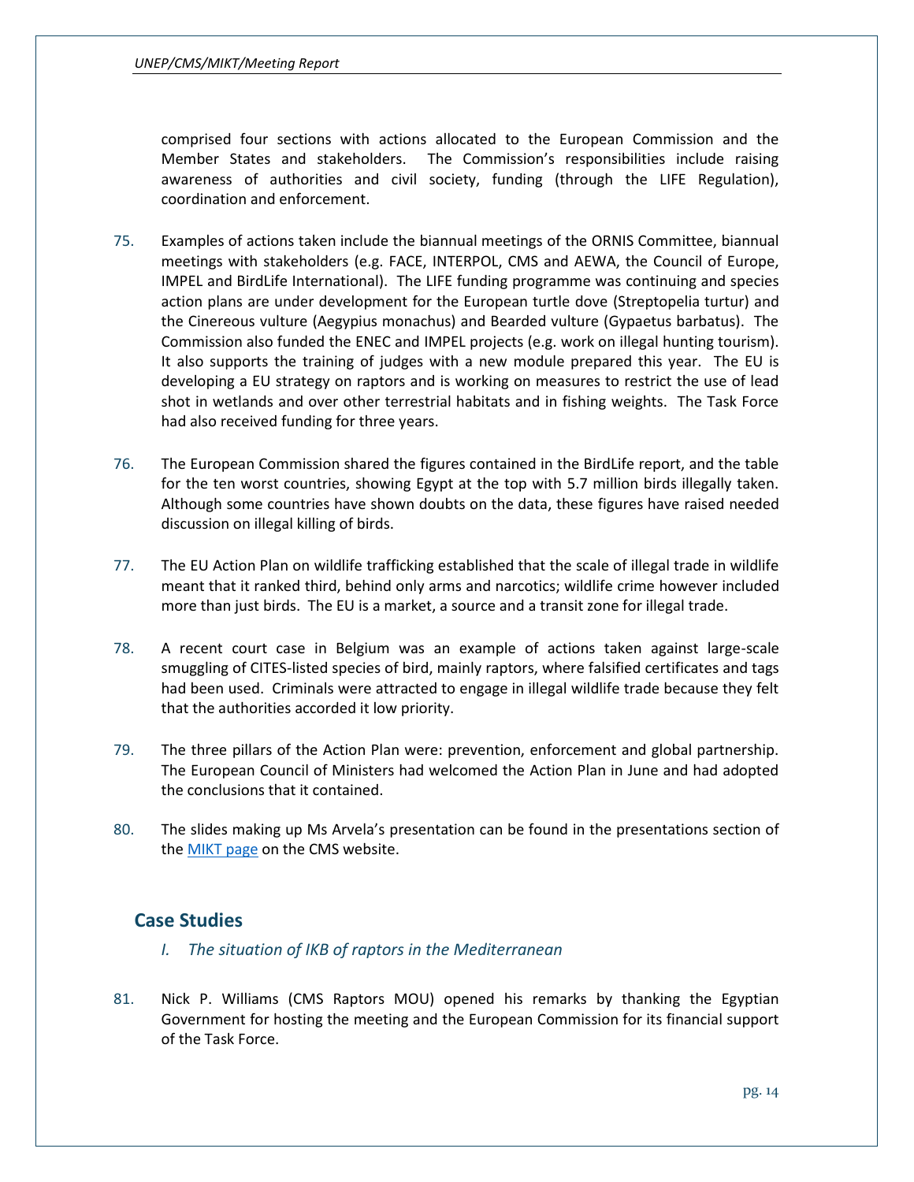comprised four sections with actions allocated to the European Commission and the Member States and stakeholders. The Commission's responsibilities include raising awareness of authorities and civil society, funding (through the LIFE Regulation), coordination and enforcement.

75. Examples of actions taken include the biannual meetings of the ORNIS Committee, biannual meetings with stakeholders (e.g. FACE, INTERPOL, CMS and AEWA, the Council of Europe, IMPEL and BirdLife International). The LIFE funding programme was continuing and species action plans are under development for the European turtle dove (Streptopelia turtur) and the Cinereous vulture (Aegypius monachus) and Bearded vulture (Gypaetus barbatus). The Commission also funded the ENEC and IMPEL projects (e.g. work on illegal hunting tourism). It also supports the training of judges with a new module prepared this year. The EU is developing a EU strategy on raptors and is working on measures to restrict the use of lead shot in wetlands and over other terrestrial habitats and in fishing weights. The Task Force had also received funding for three years.

76. The European Commission shared the figures contained in the BirdLife report, and the table for the ten worst countries, showing Egypt at the top with 5.7 million birds illegally taken. Although some countries have shown doubts on the data, these figures have raised needed discussion on illegal killing of birds.

77. The EU Action Plan on wildlife trafficking established that the scale of illegal trade in wildlife meant that it ranked third, behind only arms and narcotics; wildlife crime however included more than just birds. The EU is a market, a source and a transit zone for illegal trade.

78. A recent court case in Belgium was an example of actions taken against large-scale smuggling of CITES-listed species of bird, mainly raptors, where falsified certificates and tags had been used. Criminals were attracted to engage in illegal wildlife trade because they felt that the authorities accorded it low priority.

79. The three pillars of the Action Plan were: prevention, enforcement and global partnership. The European Council of Ministers had welcomed the Action Plan in June and had adopted the conclusions that it contained.

80. The slides making up Ms Arvela's presentation can be found in the presentations section of the MIKT page on the CMS website.

## Case Studies

### *I. The situation of IKB of raptors in the Mediterranean*

81. Nick P. Williams (CMS Raptors MOU) opened his remarks by thanking the Egyptian Government for hosting the meeting and the European Commission for its financial support of the Task Force.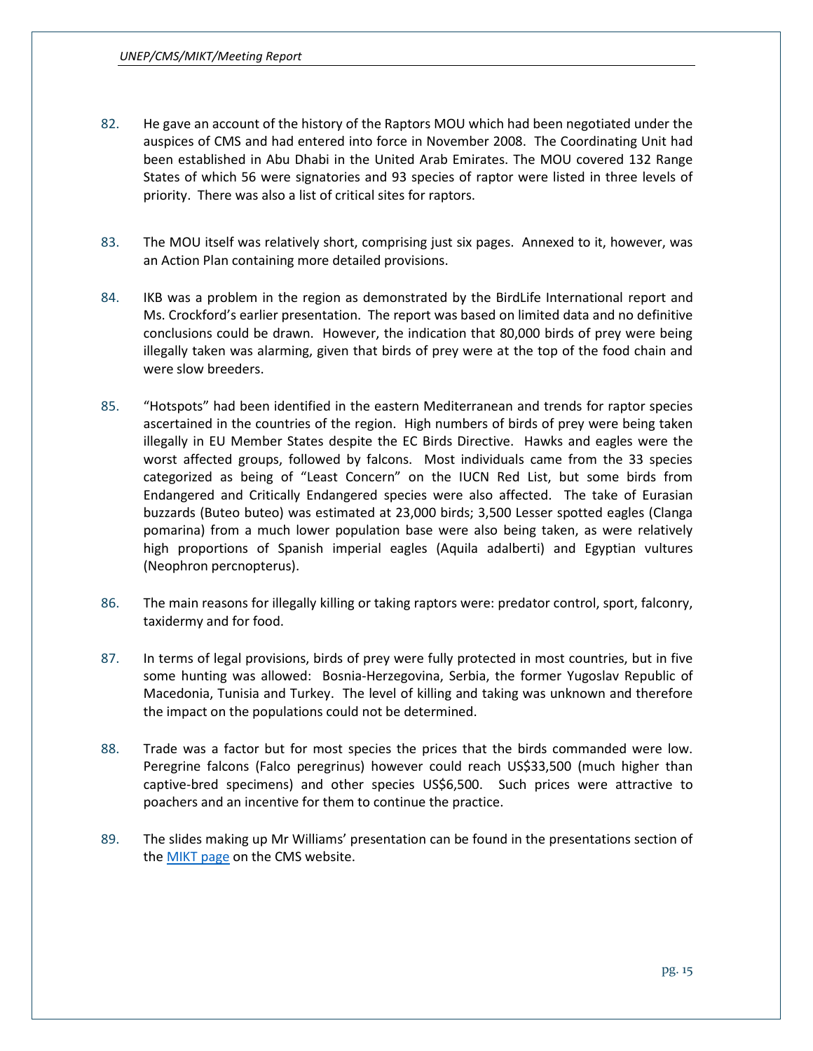82. He gave an account of the history of the Raptors MOU which had been negotiated under the auspices of CMS and had entered into force in November 2008. The Coordinating Unit had been established in Abu Dhabi in the United Arab Emirates. The MOU covered 132 Range States of which 56 were signatories and 93 species of raptor were listed in three levels of priority. There was also a list of critical sites for raptors.

83. The MOU itself was relatively short, comprising just six pages. Annexed to it, however, was an Action Plan containing more detailed provisions.

84. IKB was a problem in the region as demonstrated by the BirdLife International report and Ms. Crockford's earlier presentation. The report was based on limited data and no definitive conclusions could be drawn. However, the indication that 80,000 birds of prey were being illegally taken was alarming, given that birds of prey were at the top of the food chain and were slow breeders.

85. "Hotspots" had been identified in the eastern Mediterranean and trends for raptor species ascertained in the countries of the region. High numbers of birds of prey were being taken illegally in EU Member States despite the EC Birds Directive. Hawks and eagles were the worst affected groups, followed by falcons. Most individuals came from the 33 species categorized as being of "Least Concern" on the IUCN Red List, but some birds from Endangered and Critically Endangered species were also affected. The take of Eurasian buzzards (Buteo buteo) was estimated at 23,000 birds; 3,500 Lesser spotted eagles (Clanga pomarina) from a much lower population base were also being taken, as were relatively high proportions of Spanish imperial eagles (Aquila adalberti) and Egyptian vultures (Neophron percnopterus).

86. The main reasons for illegally killing or taking raptors were: predator control, sport, falconry, taxidermy and for food.

87. In terms of legal provisions, birds of prey were fully protected in most countries, but in five some hunting was allowed: Bosnia-Herzegovina, Serbia, the former Yugoslav Republic of Macedonia, Tunisia and Turkey. The level of killing and taking was unknown and therefore the impact on the populations could not be determined.

88. Trade was a factor but for most species the prices that the birds commanded were low. Peregrine falcons (Falco peregrinus) however could reach US$33,500 (much higher than captive-bred specimens) and other species US$6,500. Such prices were attractive to poachers and an incentive for them to continue the practice.

89. The slides making up Mr Williams' presentation can be found in the presentations section of the MIKT page on the CMS website.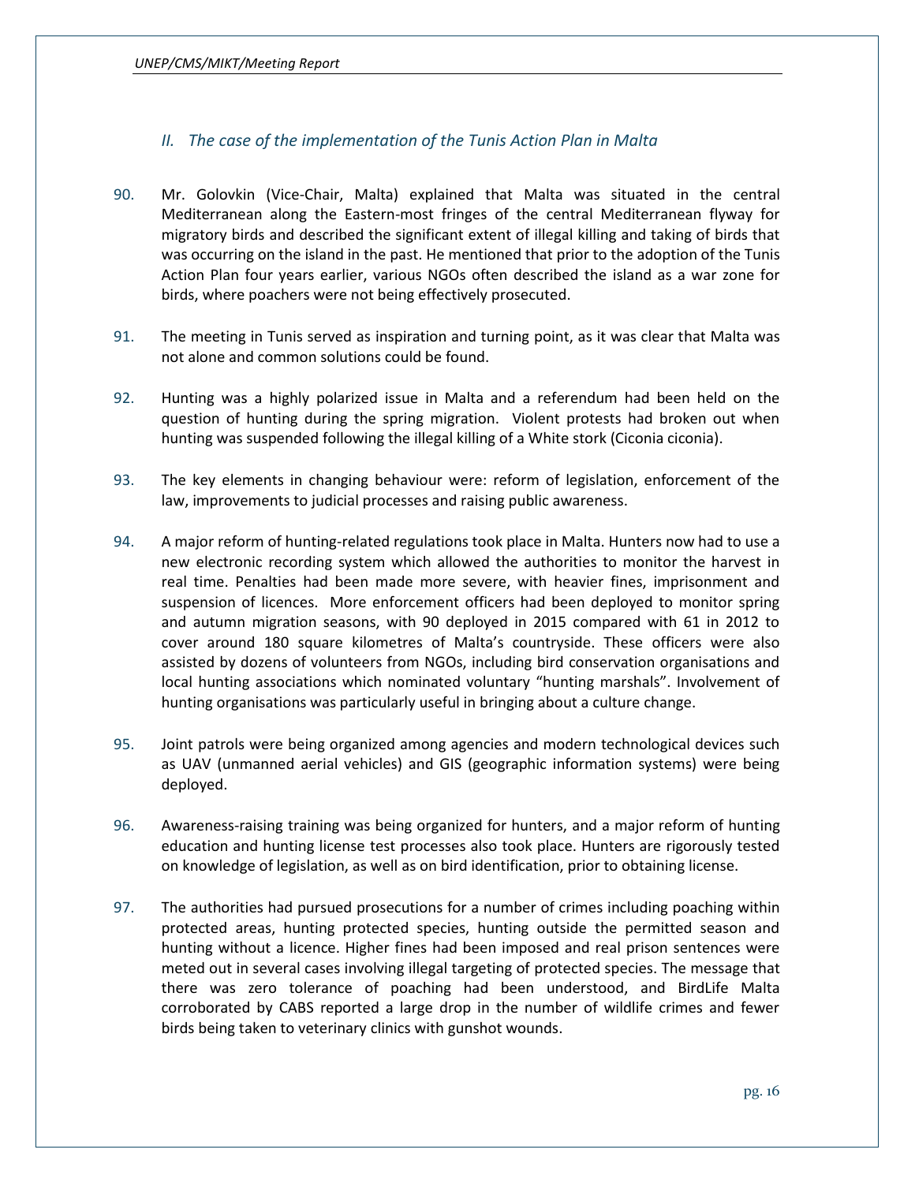## *II. The case of the implementation of the Tunis Action Plan in Malta*

90. Mr. Golovkin (Vice-Chair, Malta) explained that Malta was situated in the central Mediterranean along the Eastern-most fringes of the central Mediterranean flyway for migratory birds and described the significant extent of illegal killing and taking of birds that was occurring on the island in the past. He mentioned that prior to the adoption of the Tunis Action Plan four years earlier, various NGOs often described the island as a war zone for birds, where poachers were not being effectively prosecuted.

91. The meeting in Tunis served as inspiration and turning point, as it was clear that Malta was not alone and common solutions could be found.

92. Hunting was a highly polarized issue in Malta and a referendum had been held on the question of hunting during the spring migration. Violent protests had broken out when hunting was suspended following the illegal killing of a White stork (Ciconia ciconia).

93. The key elements in changing behaviour were: reform of legislation, enforcement of the law, improvements to judicial processes and raising public awareness.

94. A major reform of hunting-related regulations took place in Malta. Hunters now had to use a new electronic recording system which allowed the authorities to monitor the harvest in real time. Penalties had been made more severe, with heavier fines, imprisonment and suspension of licences. More enforcement officers had been deployed to monitor spring and autumn migration seasons, with 90 deployed in 2015 compared with 61 in 2012 to cover around 180 square kilometres of Malta's countryside. These officers were also assisted by dozens of volunteers from NGOs, including bird conservation organisations and local hunting associations which nominated voluntary "hunting marshals". Involvement of hunting organisations was particularly useful in bringing about a culture change.

95. Joint patrols were being organized among agencies and modern technological devices such as UAV (unmanned aerial vehicles) and GIS (geographic information systems) were being deployed.

96. Awareness-raising training was being organized for hunters, and a major reform of hunting education and hunting license test processes also took place. Hunters are rigorously tested on knowledge of legislation, as well as on bird identification, prior to obtaining license.

97. The authorities had pursued prosecutions for a number of crimes including poaching within protected areas, hunting protected species, hunting outside the permitted season and hunting without a licence. Higher fines had been imposed and real prison sentences were meted out in several cases involving illegal targeting of protected species. The message that there was zero tolerance of poaching had been understood, and BirdLife Malta corroborated by CABS reported a large drop in the number of wildlife crimes and fewer birds being taken to veterinary clinics with gunshot wounds.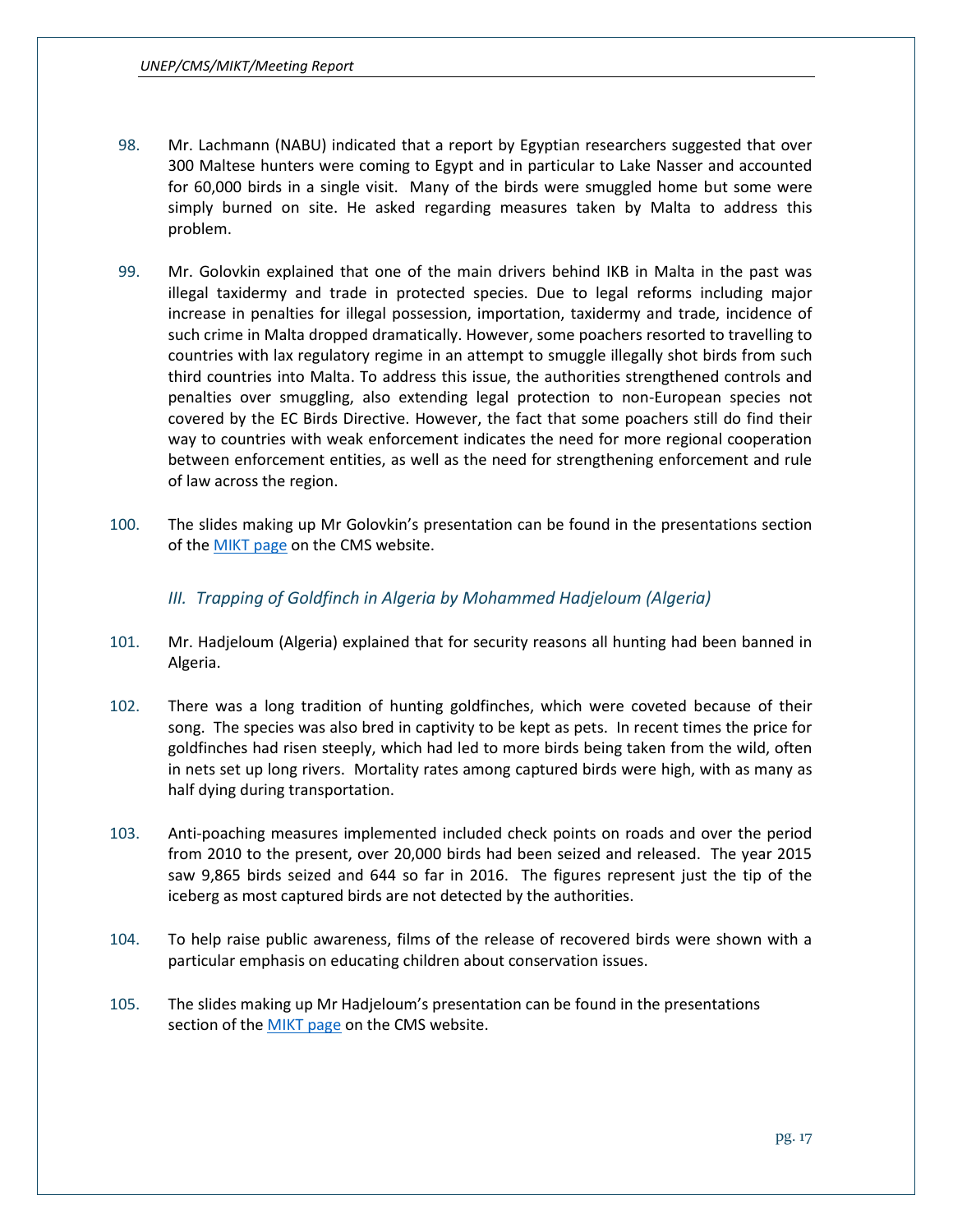98. Mr. Lachmann (NABU) indicated that a report by Egyptian researchers suggested that over 300 Maltese hunters were coming to Egypt and in particular to Lake Nasser and accounted for 60,000 birds in a single visit. Many of the birds were smuggled home but some were simply burned on site. He asked regarding measures taken by Malta to address this problem.

99. Mr. Golovkin explained that one of the main drivers behind IKB in Malta in the past was illegal taxidermy and trade in protected species. Due to legal reforms including major increase in penalties for illegal possession, importation, taxidermy and trade, incidence of such crime in Malta dropped dramatically. However, some poachers resorted to travelling to countries with lax regulatory regime in an attempt to smuggle illegally shot birds from such third countries into Malta. To address this issue, the authorities strengthened controls and penalties over smuggling, also extending legal protection to non-European species not covered by the EC Birds Directive. However, the fact that some poachers still do find their way to countries with weak enforcement indicates the need for more regional cooperation between enforcement entities, as well as the need for strengthening enforcement and rule of law across the region.

100. The slides making up Mr Golovkin's presentation can be found in the presentations section of the MIKT page on the CMS website.

### *III. Trapping of Goldfinch in Algeria by Mohammed Hadjeloum (Algeria)*

101. Mr. Hadjeloum (Algeria) explained that for security reasons all hunting had been banned in Algeria.

102. There was a long tradition of hunting goldfinches, which were coveted because of their song. The species was also bred in captivity to be kept as pets. In recent times the price for goldfinches had risen steeply, which had led to more birds being taken from the wild, often in nets set up long rivers. Mortality rates among captured birds were high, with as many as half dying during transportation.

103. Anti-poaching measures implemented included check points on roads and over the period from 2010 to the present, over 20,000 birds had been seized and released. The year 2015 saw 9,865 birds seized and 644 so far in 2016. The figures represent just the tip of the iceberg as most captured birds are not detected by the authorities.

104. To help raise public awareness, films of the release of recovered birds were shown with a particular emphasis on educating children about conservation issues.

105. The slides making up Mr Hadjeloum's presentation can be found in the presentations section of the MIKT page on the CMS website.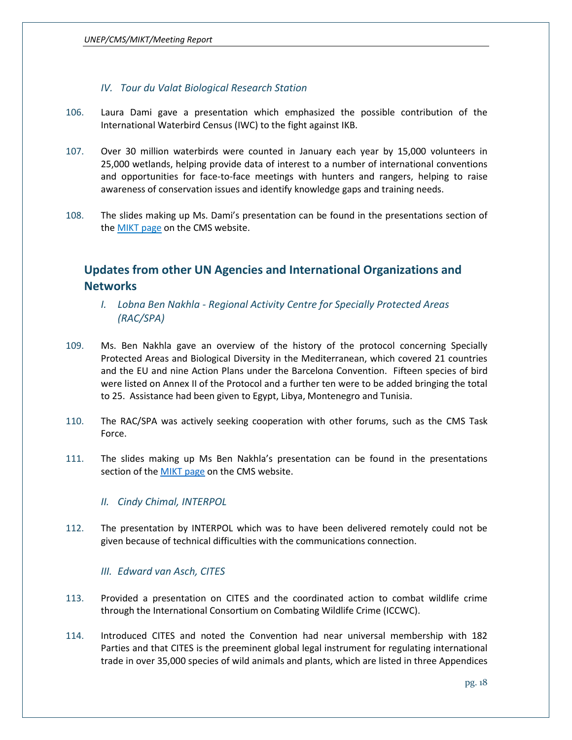### IV. Tour du Valat Biological Research Station

106. Laura Dami gave a presentation which emphasized the possible contribution of the International Waterbird Census (IWC) to the fight against IKB.

107. Over 30 million waterbirds were counted in January each year by 15,000 volunteers in 25,000 wetlands, helping provide data of interest to a number of international conventions and opportunities for face-to-face meetings with hunters and rangers, helping to raise awareness of conservation issues and identify knowledge gaps and training needs.

108. The slides making up Ms. Dami's presentation can be found in the presentations section of the MIKT page on the CMS website.

## Updates from other UN Agencies and International Organizations and Networks

### I. Lobna Ben Nakhla - Regional Activity Centre for Specially Protected Areas (RAC/SPA)

109. Ms. Ben Nakhla gave an overview of the history of the protocol concerning Specially Protected Areas and Biological Diversity in the Mediterranean, which covered 21 countries and the EU and nine Action Plans under the Barcelona Convention. Fifteen species of bird were listed on Annex II of the Protocol and a further ten were to be added bringing the total to 25. Assistance had been given to Egypt, Libya, Montenegro and Tunisia.

110. The RAC/SPA was actively seeking cooperation with other forums, such as the CMS Task Force.

111. The slides making up Ms Ben Nakhla's presentation can be found in the presentations section of the MIKT page on the CMS website.

### II. Cindy Chimal, INTERPOL

112. The presentation by INTERPOL which was to have been delivered remotely could not be given because of technical difficulties with the communications connection.

### III. Edward van Asch, CITES

113. Provided a presentation on CITES and the coordinated action to combat wildlife crime through the International Consortium on Combating Wildlife Crime (ICCWC).

114. Introduced CITES and noted the Convention had near universal membership with 182 Parties and that CITES is the preeminent global legal instrument for regulating international trade in over 35,000 species of wild animals and plants, which are listed in three Appendices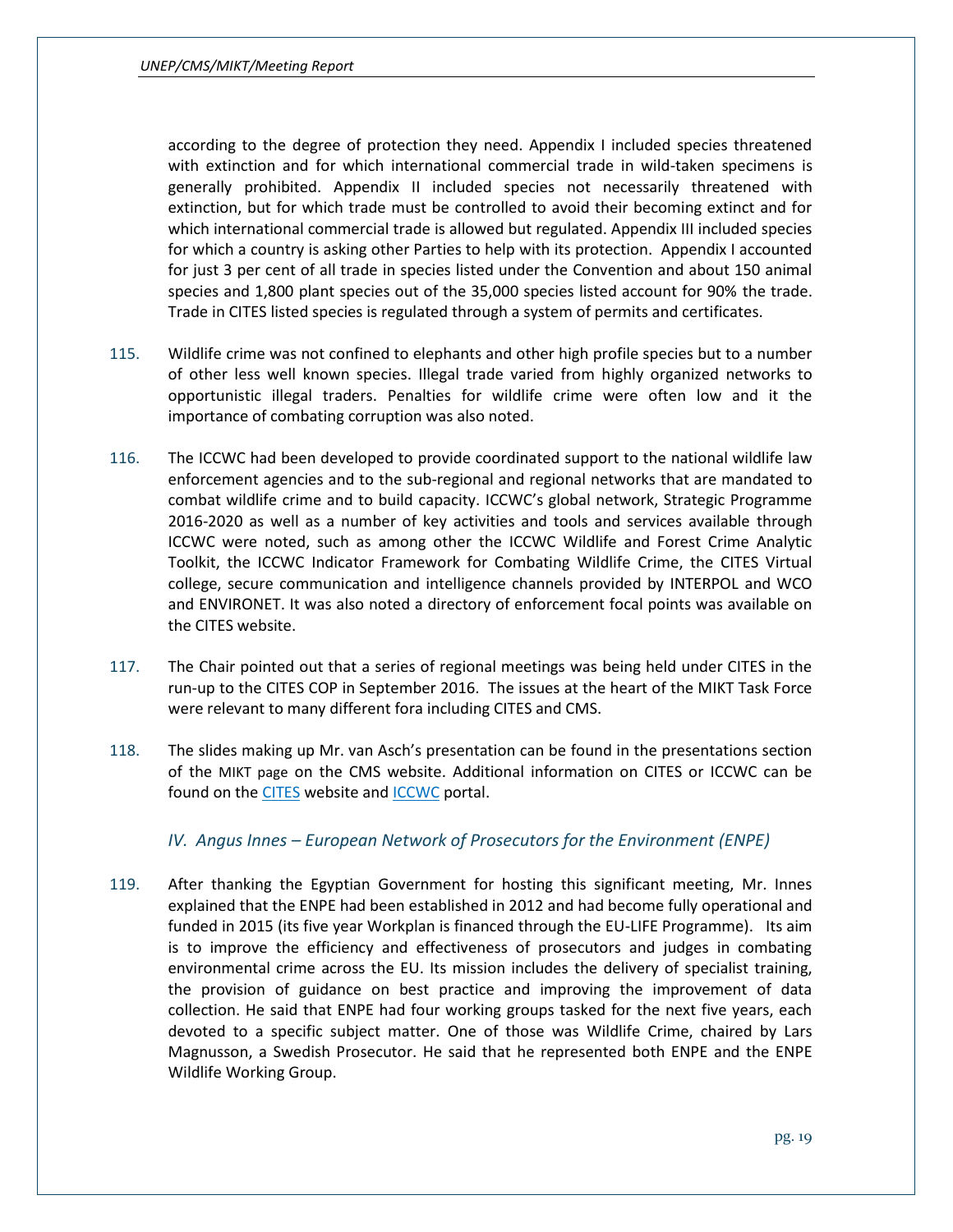according to the degree of protection they need. Appendix I included species threatened with extinction and for which international commercial trade in wild-taken specimens is generally prohibited. Appendix II included species not necessarily threatened with extinction, but for which trade must be controlled to avoid their becoming extinct and for which international commercial trade is allowed but regulated. Appendix III included species for which a country is asking other Parties to help with its protection. Appendix I accounted for just 3 per cent of all trade in species listed under the Convention and about 150 animal species and 1,800 plant species out of the 35,000 species listed account for 90% the trade. Trade in CITES listed species is regulated through a system of permits and certificates.

115. Wildlife crime was not confined to elephants and other high profile species but to a number of other less well known species. Illegal trade varied from highly organized networks to opportunistic illegal traders. Penalties for wildlife crime were often low and it the importance of combating corruption was also noted.

116. The ICCWC had been developed to provide coordinated support to the national wildlife law enforcement agencies and to the sub-regional and regional networks that are mandated to combat wildlife crime and to build capacity. ICCWC's global network, Strategic Programme 2016-2020 as well as a number of key activities and tools and services available through ICCWC were noted, such as among other the ICCWC Wildlife and Forest Crime Analytic Toolkit, the ICCWC Indicator Framework for Combating Wildlife Crime, the CITES Virtual college, secure communication and intelligence channels provided by INTERPOL and WCO and ENVIRONET. It was also noted a directory of enforcement focal points was available on the CITES website.

117. The Chair pointed out that a series of regional meetings was being held under CITES in the run-up to the CITES COP in September 2016. The issues at the heart of the MIKT Task Force were relevant to many different fora including CITES and CMS.

118. The slides making up Mr. van Asch's presentation can be found in the presentations section of the MIKT page on the CMS website. Additional information on CITES or ICCWC can be found on the CITES website and ICCWC portal.

### *IV. Angus Innes – European Network of Prosecutors for the Environment (ENPE)*

119. After thanking the Egyptian Government for hosting this significant meeting, Mr. Innes explained that the ENPE had been established in 2012 and had become fully operational and funded in 2015 (its five year Workplan is financed through the EU-LIFE Programme). Its aim is to improve the efficiency and effectiveness of prosecutors and judges in combating environmental crime across the EU. Its mission includes the delivery of specialist training, the provision of guidance on best practice and improving the improvement of data collection. He said that ENPE had four working groups tasked for the next five years, each devoted to a specific subject matter. One of those was Wildlife Crime, chaired by Lars Magnusson, a Swedish Prosecutor. He said that he represented both ENPE and the ENPE Wildlife Working Group.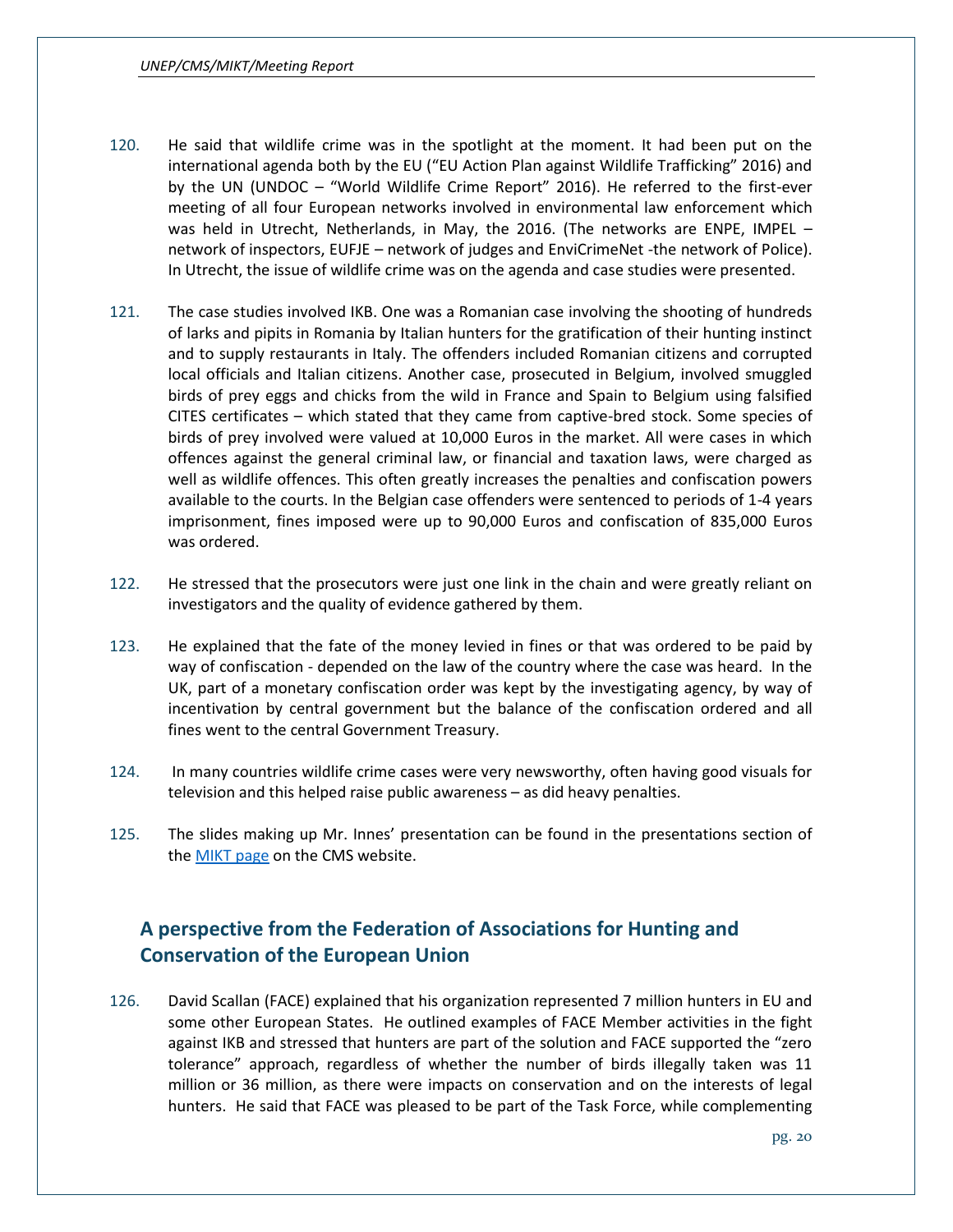120. He said that wildlife crime was in the spotlight at the moment. It had been put on the international agenda both by the EU ("EU Action Plan against Wildlife Trafficking" 2016) and by the UN (UNDOC – "World Wildlife Crime Report" 2016). He referred to the first-ever meeting of all four European networks involved in environmental law enforcement which was held in Utrecht, Netherlands, in May, the 2016. (The networks are ENPE, IMPEL – network of inspectors, EUFJE – network of judges and EnviCrimeNet -the network of Police). In Utrecht, the issue of wildlife crime was on the agenda and case studies were presented.

121. The case studies involved IKB. One was a Romanian case involving the shooting of hundreds of larks and pipits in Romania by Italian hunters for the gratification of their hunting instinct and to supply restaurants in Italy. The offenders included Romanian citizens and corrupted local officials and Italian citizens. Another case, prosecuted in Belgium, involved smuggled birds of prey eggs and chicks from the wild in France and Spain to Belgium using falsified CITES certificates – which stated that they came from captive-bred stock. Some species of birds of prey involved were valued at 10,000 Euros in the market. All were cases in which offences against the general criminal law, or financial and taxation laws, were charged as well as wildlife offences. This often greatly increases the penalties and confiscation powers available to the courts. In the Belgian case offenders were sentenced to periods of 1-4 years imprisonment, fines imposed were up to 90,000 Euros and confiscation of 835,000 Euros was ordered.

122. He stressed that the prosecutors were just one link in the chain and were greatly reliant on investigators and the quality of evidence gathered by them.

123. He explained that the fate of the money levied in fines or that was ordered to be paid by way of confiscation - depended on the law of the country where the case was heard. In the UK, part of a monetary confiscation order was kept by the investigating agency, by way of incentivation by central government but the balance of the confiscation ordered and all fines went to the central Government Treasury.

124. In many countries wildlife crime cases were very newsworthy, often having good visuals for television and this helped raise public awareness – as did heavy penalties.

125. The slides making up Mr. Innes' presentation can be found in the presentations section of the [MIKT page](#) on the CMS website.

## A perspective from the Federation of Associations for Hunting and Conservation of the European Union

126. David Scallan (FACE) explained that his organization represented 7 million hunters in EU and some other European States. He outlined examples of FACE Member activities in the fight against IKB and stressed that hunters are part of the solution and FACE supported the "zero tolerance" approach, regardless of whether the number of birds illegally taken was 11 million or 36 million, as there were impacts on conservation and on the interests of legal hunters. He said that FACE was pleased to be part of the Task Force, while complementing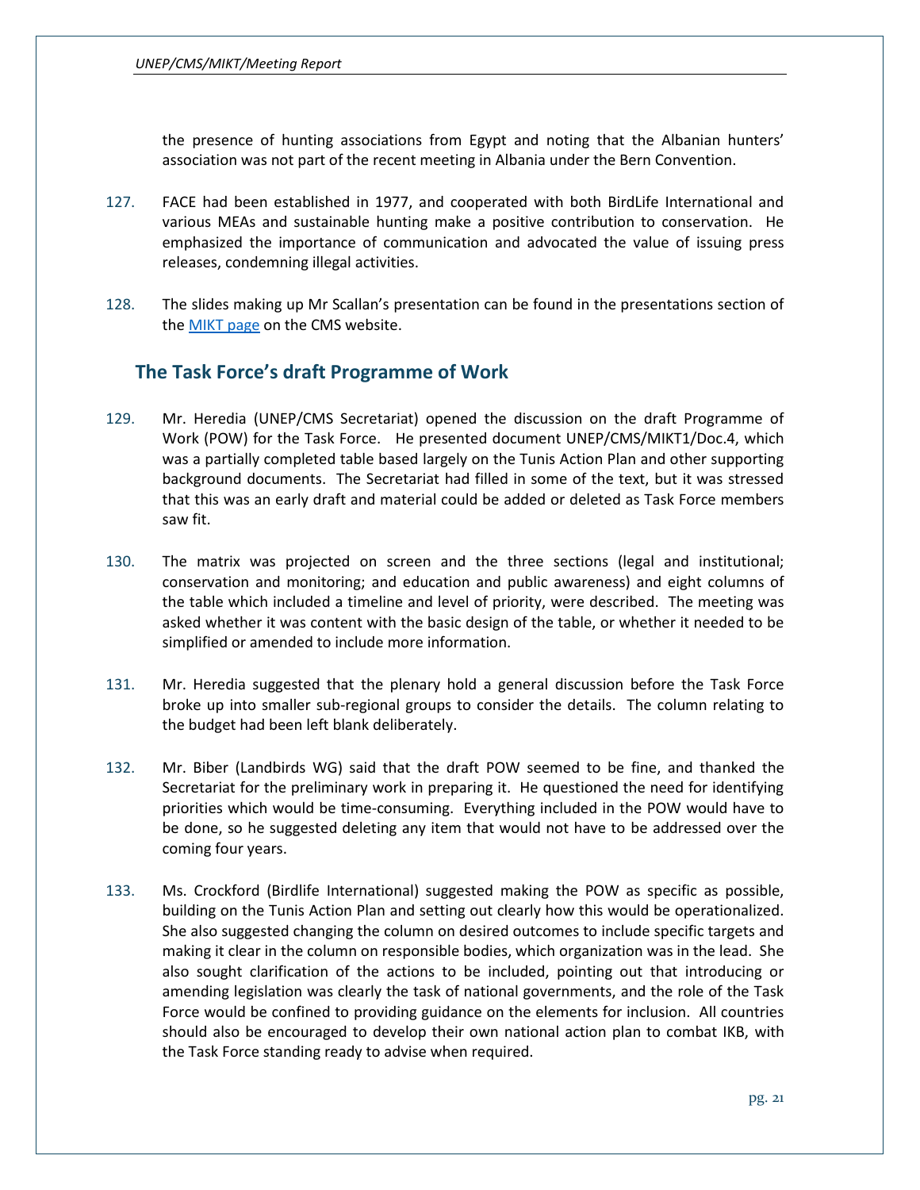the presence of hunting associations from Egypt and noting that the Albanian hunters' association was not part of the recent meeting in Albania under the Bern Convention.

127. FACE had been established in 1977, and cooperated with both BirdLife International and various MEAs and sustainable hunting make a positive contribution to conservation. He emphasized the importance of communication and advocated the value of issuing press releases, condemning illegal activities.

128. The slides making up Mr Scallan's presentation can be found in the presentations section of the [MIKT page] on the CMS website.

## The Task Force's draft Programme of Work

129. Mr. Heredia (UNEP/CMS Secretariat) opened the discussion on the draft Programme of Work (POW) for the Task Force. He presented document UNEP/CMS/MIKT1/Doc.4, which was a partially completed table based largely on the Tunis Action Plan and other supporting background documents. The Secretariat had filled in some of the text, but it was stressed that this was an early draft and material could be added or deleted as Task Force members saw fit.

130. The matrix was projected on screen and the three sections (legal and institutional; conservation and monitoring; and education and public awareness) and eight columns of the table which included a timeline and level of priority, were described. The meeting was asked whether it was content with the basic design of the table, or whether it needed to be simplified or amended to include more information.

131. Mr. Heredia suggested that the plenary hold a general discussion before the Task Force broke up into smaller sub-regional groups to consider the details. The column relating to the budget had been left blank deliberately.

132. Mr. Biber (Landbirds WG) said that the draft POW seemed to be fine, and thanked the Secretariat for the preliminary work in preparing it. He questioned the need for identifying priorities which would be time-consuming. Everything included in the POW would have to be done, so he suggested deleting any item that would not have to be addressed over the coming four years.

133. Ms. Crockford (Birdlife International) suggested making the POW as specific as possible, building on the Tunis Action Plan and setting out clearly how this would be operationalized. She also suggested changing the column on desired outcomes to include specific targets and making it clear in the column on responsible bodies, which organization was in the lead. She also sought clarification of the actions to be included, pointing out that introducing or amending legislation was clearly the task of national governments, and the role of the Task Force would be confined to providing guidance on the elements for inclusion. All countries should also be encouraged to develop their own national action plan to combat IKB, with the Task Force standing ready to advise when required.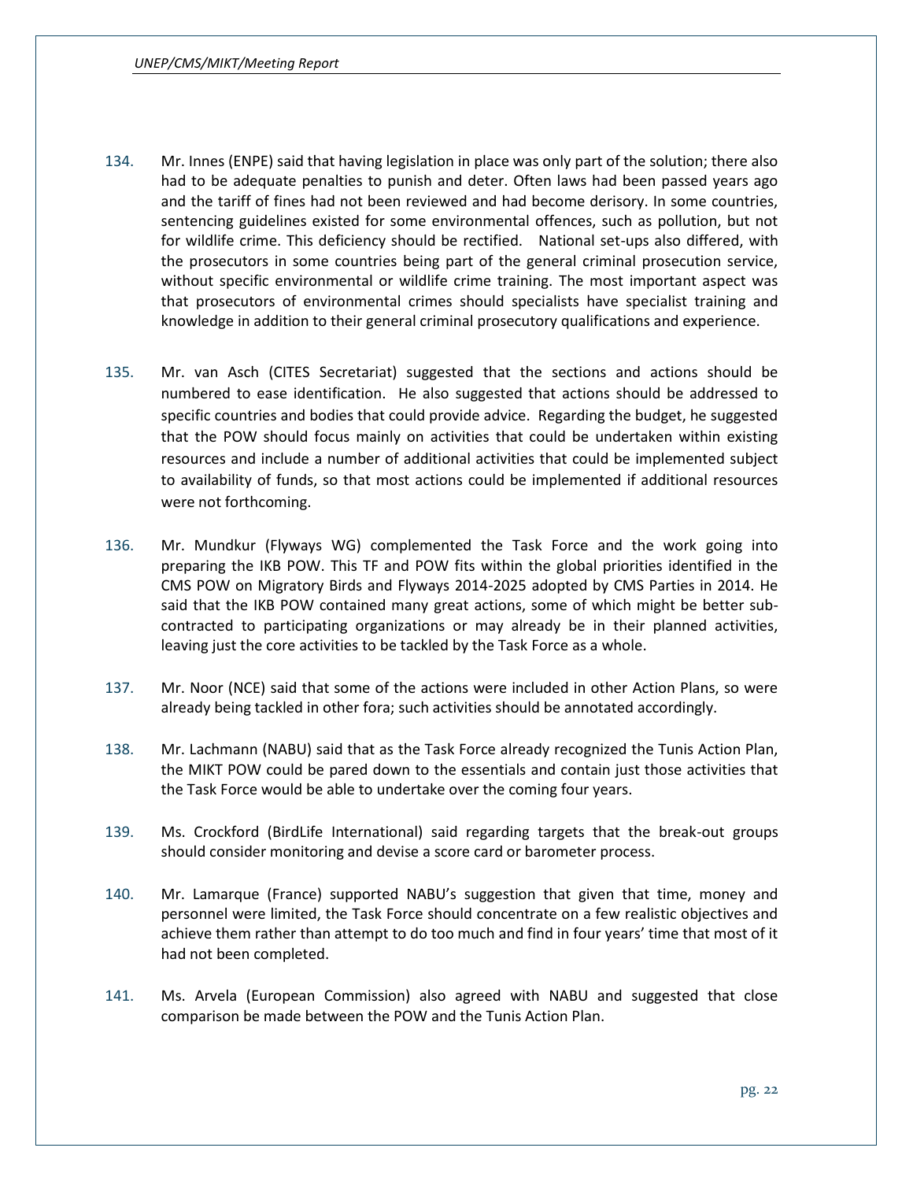134. Mr. Innes (ENPE) said that having legislation in place was only part of the solution; there also had to be adequate penalties to punish and deter. Often laws had been passed years ago and the tariff of fines had not been reviewed and had become derisory. In some countries, sentencing guidelines existed for some environmental offences, such as pollution, but not for wildlife crime. This deficiency should be rectified. National set-ups also differed, with the prosecutors in some countries being part of the general criminal prosecution service, without specific environmental or wildlife crime training. The most important aspect was that prosecutors of environmental crimes should specialists have specialist training and knowledge in addition to their general criminal prosecutory qualifications and experience.

135. Mr. van Asch (CITES Secretariat) suggested that the sections and actions should be numbered to ease identification. He also suggested that actions should be addressed to specific countries and bodies that could provide advice. Regarding the budget, he suggested that the POW should focus mainly on activities that could be undertaken within existing resources and include a number of additional activities that could be implemented subject to availability of funds, so that most actions could be implemented if additional resources were not forthcoming.

136. Mr. Mundkur (Flyways WG) complemented the Task Force and the work going into preparing the IKB POW. This TF and POW fits within the global priorities identified in the CMS POW on Migratory Birds and Flyways 2014-2025 adopted by CMS Parties in 2014. He said that the IKB POW contained many great actions, some of which might be better sub-contracted to participating organizations or may already be in their planned activities, leaving just the core activities to be tackled by the Task Force as a whole.

137. Mr. Noor (NCE) said that some of the actions were included in other Action Plans, so were already being tackled in other fora; such activities should be annotated accordingly.

138. Mr. Lachmann (NABU) said that as the Task Force already recognized the Tunis Action Plan, the MIKT POW could be pared down to the essentials and contain just those activities that the Task Force would be able to undertake over the coming four years.

139. Ms. Crockford (BirdLife International) said regarding targets that the break-out groups should consider monitoring and devise a score card or barometer process.

140. Mr. Lamarque (France) supported NABU's suggestion that given that time, money and personnel were limited, the Task Force should concentrate on a few realistic objectives and achieve them rather than attempt to do too much and find in four years' time that most of it had not been completed.

141. Ms. Arvela (European Commission) also agreed with NABU and suggested that close comparison be made between the POW and the Tunis Action Plan.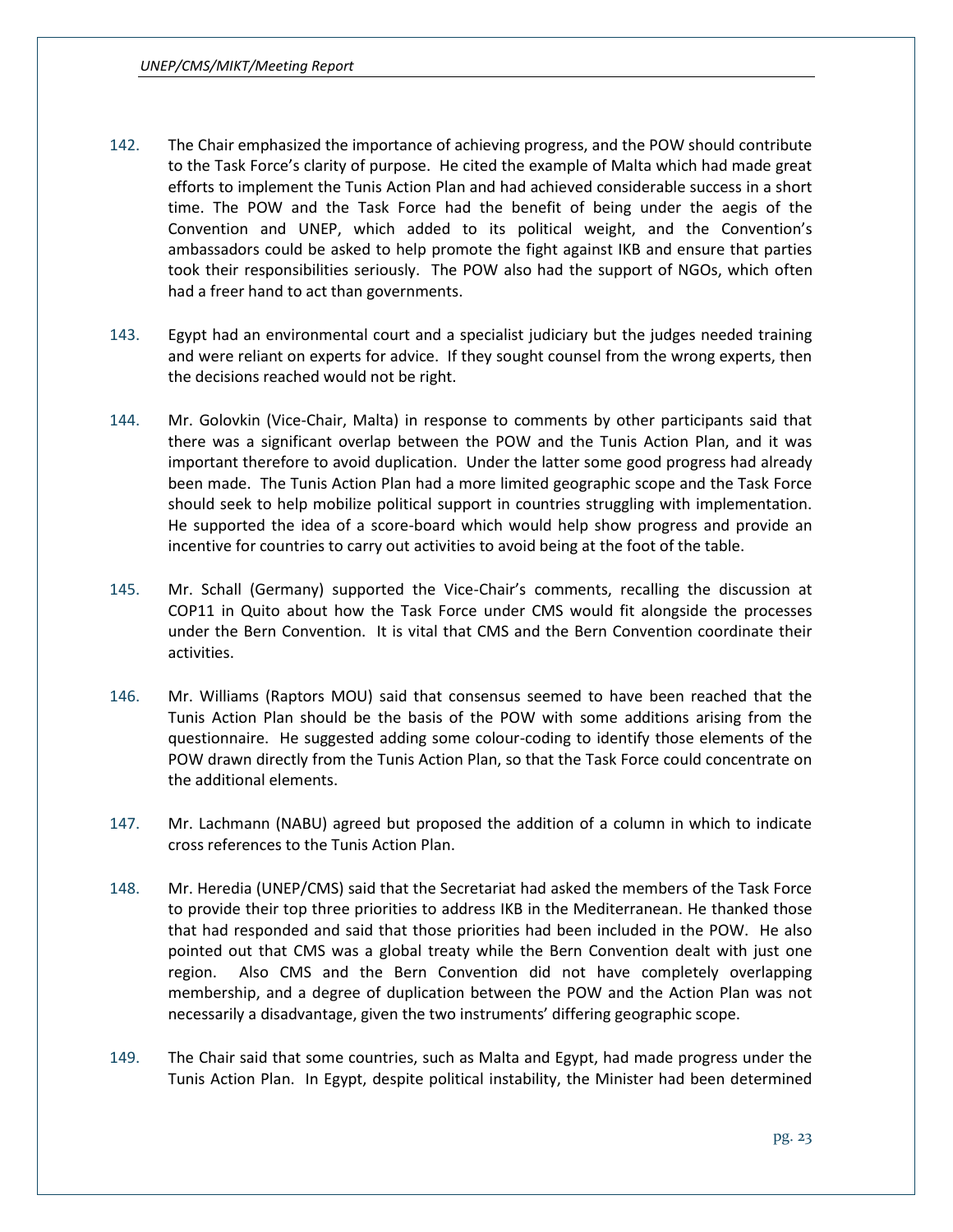142. The Chair emphasized the importance of achieving progress, and the POW should contribute to the Task Force's clarity of purpose. He cited the example of Malta which had made great efforts to implement the Tunis Action Plan and had achieved considerable success in a short time. The POW and the Task Force had the benefit of being under the aegis of the Convention and UNEP, which added to its political weight, and the Convention's ambassadors could be asked to help promote the fight against IKB and ensure that parties took their responsibilities seriously. The POW also had the support of NGOs, which often had a freer hand to act than governments.

143. Egypt had an environmental court and a specialist judiciary but the judges needed training and were reliant on experts for advice. If they sought counsel from the wrong experts, then the decisions reached would not be right.

144. Mr. Golovkin (Vice-Chair, Malta) in response to comments by other participants said that there was a significant overlap between the POW and the Tunis Action Plan, and it was important therefore to avoid duplication. Under the latter some good progress had already been made. The Tunis Action Plan had a more limited geographic scope and the Task Force should seek to help mobilize political support in countries struggling with implementation. He supported the idea of a score-board which would help show progress and provide an incentive for countries to carry out activities to avoid being at the foot of the table.

145. Mr. Schall (Germany) supported the Vice-Chair's comments, recalling the discussion at COP11 in Quito about how the Task Force under CMS would fit alongside the processes under the Bern Convention. It is vital that CMS and the Bern Convention coordinate their activities.

146. Mr. Williams (Raptors MOU) said that consensus seemed to have been reached that the Tunis Action Plan should be the basis of the POW with some additions arising from the questionnaire. He suggested adding some colour-coding to identify those elements of the POW drawn directly from the Tunis Action Plan, so that the Task Force could concentrate on the additional elements.

147. Mr. Lachmann (NABU) agreed but proposed the addition of a column in which to indicate cross references to the Tunis Action Plan.

148. Mr. Heredia (UNEP/CMS) said that the Secretariat had asked the members of the Task Force to provide their top three priorities to address IKB in the Mediterranean. He thanked those that had responded and said that those priorities had been included in the POW. He also pointed out that CMS was a global treaty while the Bern Convention dealt with just one region. Also CMS and the Bern Convention did not have completely overlapping membership, and a degree of duplication between the POW and the Action Plan was not necessarily a disadvantage, given the two instruments' differing geographic scope.

149. The Chair said that some countries, such as Malta and Egypt, had made progress under the Tunis Action Plan. In Egypt, despite political instability, the Minister had been determined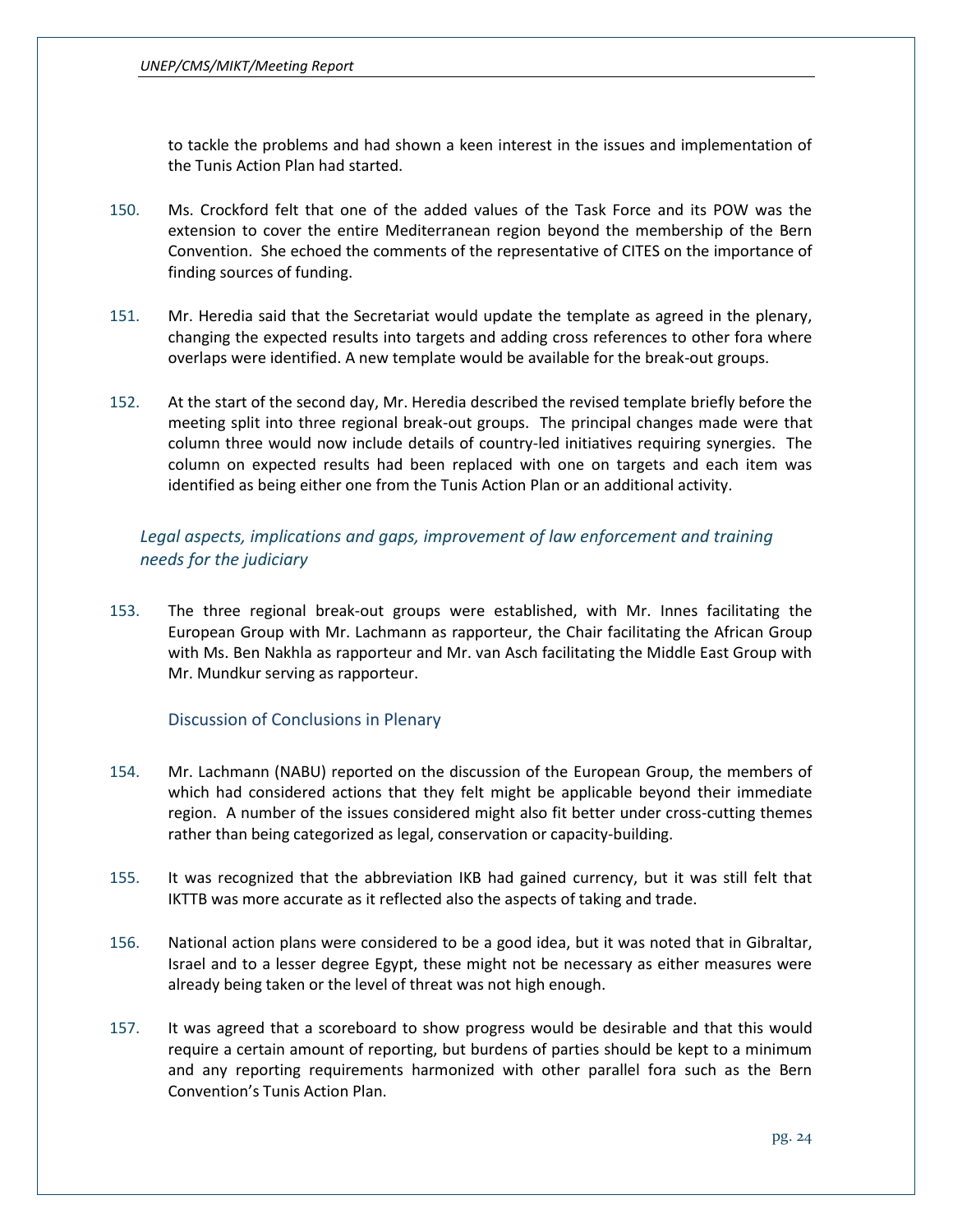to tackle the problems and had shown a keen interest in the issues and implementation of the Tunis Action Plan had started.

150. Ms. Crockford felt that one of the added values of the Task Force and its POW was the extension to cover the entire Mediterranean region beyond the membership of the Bern Convention. She echoed the comments of the representative of CITES on the importance of finding sources of funding.

151. Mr. Heredia said that the Secretariat would update the template as agreed in the plenary, changing the expected results into targets and adding cross references to other fora where overlaps were identified. A new template would be available for the break-out groups.

152. At the start of the second day, Mr. Heredia described the revised template briefly before the meeting split into three regional break-out groups. The principal changes made were that column three would now include details of country-led initiatives requiring synergies. The column on expected results had been replaced with one on targets and each item was identified as being either one from the Tunis Action Plan or an additional activity.

### *Legal aspects, implications and gaps, improvement of law enforcement and training needs for the judiciary*

153. The three regional break-out groups were established, with Mr. Innes facilitating the European Group with Mr. Lachmann as rapporteur, the Chair facilitating the African Group with Ms. Ben Nakhla as rapporteur and Mr. van Asch facilitating the Middle East Group with Mr. Mundkur serving as rapporteur.

#### Discussion of Conclusions in Plenary

154. Mr. Lachmann (NABU) reported on the discussion of the European Group, the members of which had considered actions that they felt might be applicable beyond their immediate region. A number of the issues considered might also fit better under cross-cutting themes rather than being categorized as legal, conservation or capacity-building.

155. It was recognized that the abbreviation IKB had gained currency, but it was still felt that IKTTB was more accurate as it reflected also the aspects of taking and trade.

156. National action plans were considered to be a good idea, but it was noted that in Gibraltar, Israel and to a lesser degree Egypt, these might not be necessary as either measures were already being taken or the level of threat was not high enough.

157. It was agreed that a scoreboard to show progress would be desirable and that this would require a certain amount of reporting, but burdens of parties should be kept to a minimum and any reporting requirements harmonized with other parallel fora such as the Bern Convention's Tunis Action Plan.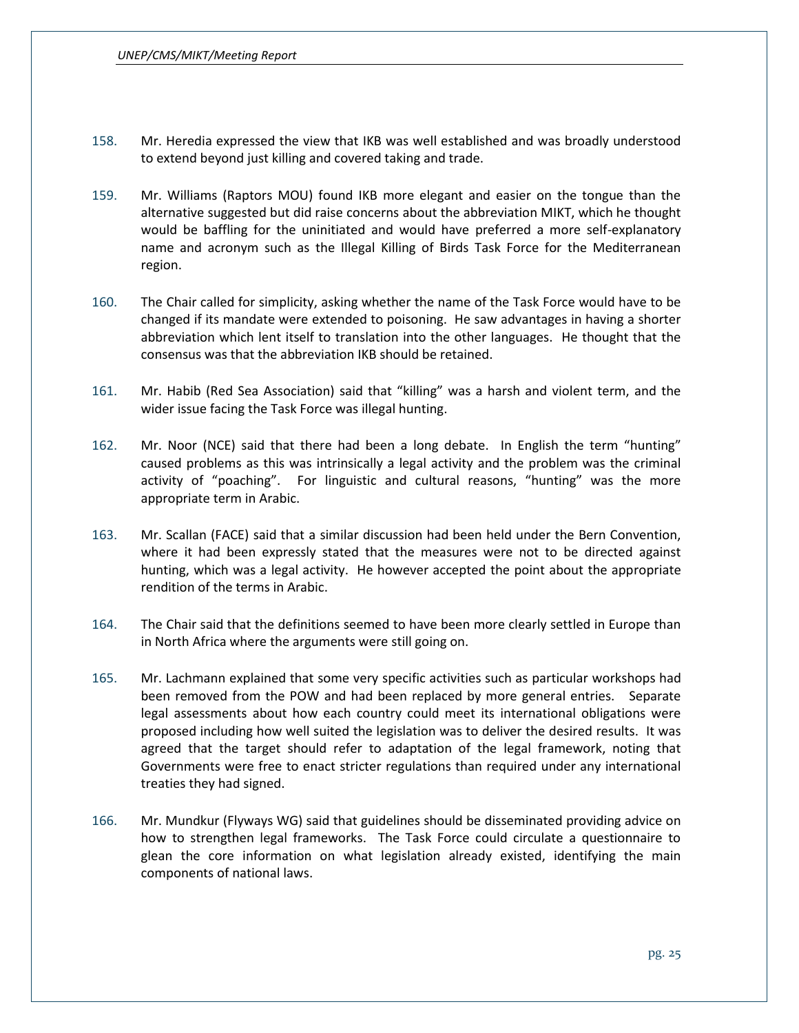158. Mr. Heredia expressed the view that IKB was well established and was broadly understood to extend beyond just killing and covered taking and trade.

159. Mr. Williams (Raptors MOU) found IKB more elegant and easier on the tongue than the alternative suggested but did raise concerns about the abbreviation MIKT, which he thought would be baffling for the uninitiated and would have preferred a more self-explanatory name and acronym such as the Illegal Killing of Birds Task Force for the Mediterranean region.

160. The Chair called for simplicity, asking whether the name of the Task Force would have to be changed if its mandate were extended to poisoning. He saw advantages in having a shorter abbreviation which lent itself to translation into the other languages. He thought that the consensus was that the abbreviation IKB should be retained.

161. Mr. Habib (Red Sea Association) said that "killing" was a harsh and violent term, and the wider issue facing the Task Force was illegal hunting.

162. Mr. Noor (NCE) said that there had been a long debate. In English the term "hunting" caused problems as this was intrinsically a legal activity and the problem was the criminal activity of "poaching". For linguistic and cultural reasons, "hunting" was the more appropriate term in Arabic.

163. Mr. Scallan (FACE) said that a similar discussion had been held under the Bern Convention, where it had been expressly stated that the measures were not to be directed against hunting, which was a legal activity. He however accepted the point about the appropriate rendition of the terms in Arabic.

164. The Chair said that the definitions seemed to have been more clearly settled in Europe than in North Africa where the arguments were still going on.

165. Mr. Lachmann explained that some very specific activities such as particular workshops had been removed from the POW and had been replaced by more general entries. Separate legal assessments about how each country could meet its international obligations were proposed including how well suited the legislation was to deliver the desired results. It was agreed that the target should refer to adaptation of the legal framework, noting that Governments were free to enact stricter regulations than required under any international treaties they had signed.

166. Mr. Mundkur (Flyways WG) said that guidelines should be disseminated providing advice on how to strengthen legal frameworks. The Task Force could circulate a questionnaire to glean the core information on what legislation already existed, identifying the main components of national laws.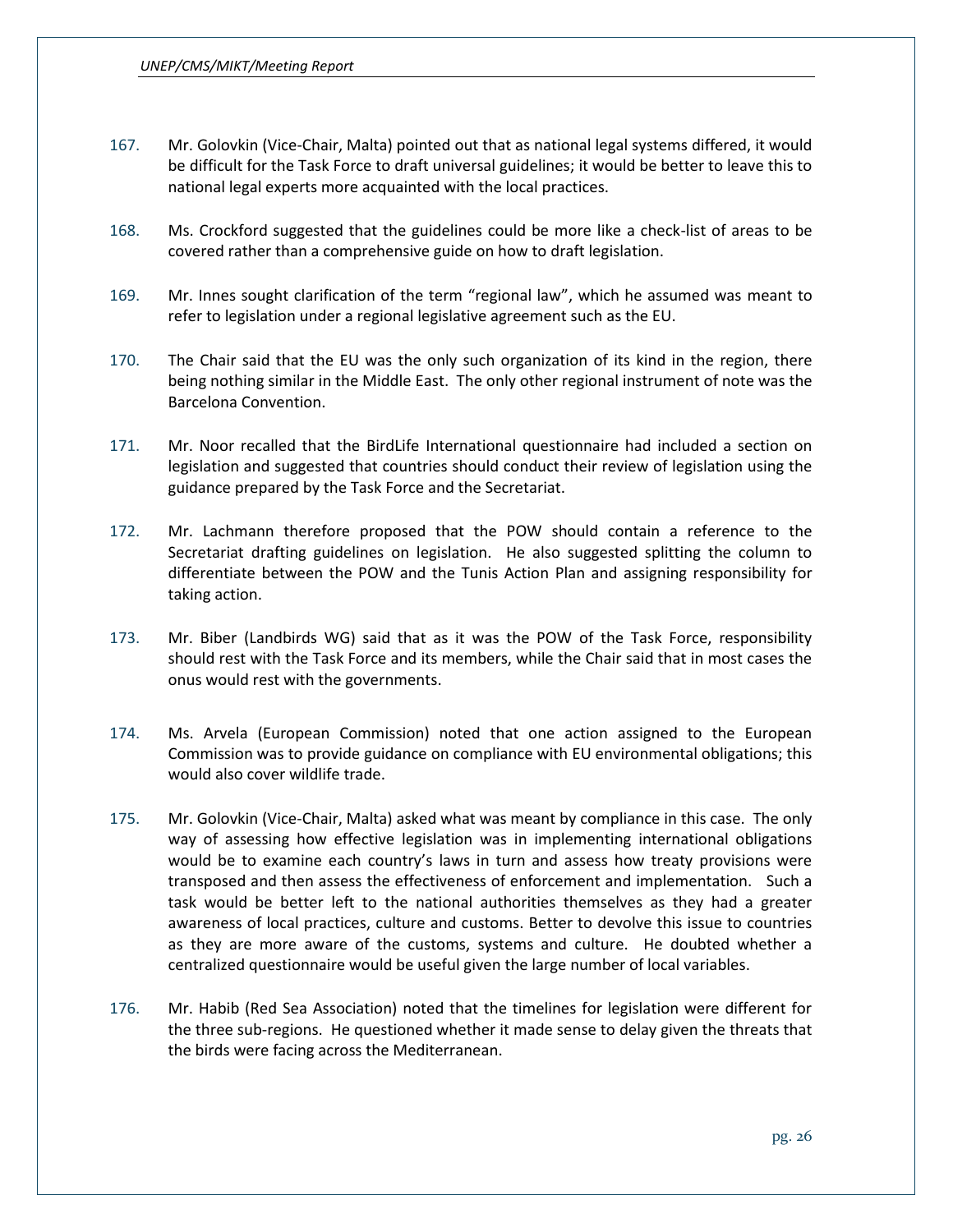167. Mr. Golovkin (Vice-Chair, Malta) pointed out that as national legal systems differed, it would be difficult for the Task Force to draft universal guidelines; it would be better to leave this to national legal experts more acquainted with the local practices.

168. Ms. Crockford suggested that the guidelines could be more like a check-list of areas to be covered rather than a comprehensive guide on how to draft legislation.

169. Mr. Innes sought clarification of the term "regional law", which he assumed was meant to refer to legislation under a regional legislative agreement such as the EU.

170. The Chair said that the EU was the only such organization of its kind in the region, there being nothing similar in the Middle East. The only other regional instrument of note was the Barcelona Convention.

171. Mr. Noor recalled that the BirdLife International questionnaire had included a section on legislation and suggested that countries should conduct their review of legislation using the guidance prepared by the Task Force and the Secretariat.

172. Mr. Lachmann therefore proposed that the POW should contain a reference to the Secretariat drafting guidelines on legislation. He also suggested splitting the column to differentiate between the POW and the Tunis Action Plan and assigning responsibility for taking action.

173. Mr. Biber (Landbirds WG) said that as it was the POW of the Task Force, responsibility should rest with the Task Force and its members, while the Chair said that in most cases the onus would rest with the governments.

174. Ms. Arvela (European Commission) noted that one action assigned to the European Commission was to provide guidance on compliance with EU environmental obligations; this would also cover wildlife trade.

175. Mr. Golovkin (Vice-Chair, Malta) asked what was meant by compliance in this case. The only way of assessing how effective legislation was in implementing international obligations would be to examine each country's laws in turn and assess how treaty provisions were transposed and then assess the effectiveness of enforcement and implementation. Such a task would be better left to the national authorities themselves as they had a greater awareness of local practices, culture and customs. Better to devolve this issue to countries as they are more aware of the customs, systems and culture. He doubted whether a centralized questionnaire would be useful given the large number of local variables.

176. Mr. Habib (Red Sea Association) noted that the timelines for legislation were different for the three sub-regions. He questioned whether it made sense to delay given the threats that the birds were facing across the Mediterranean.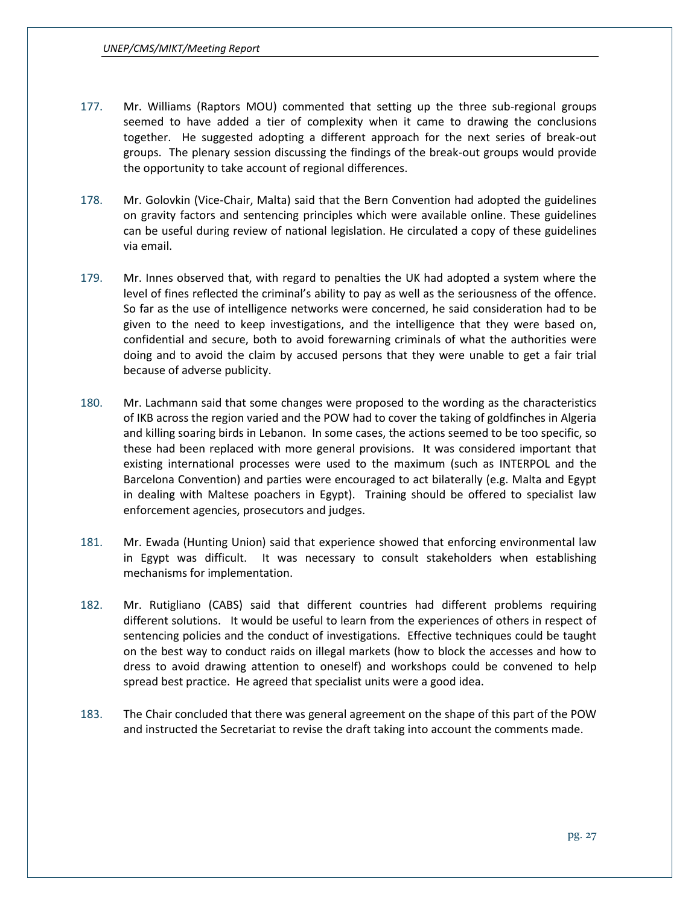177. Mr. Williams (Raptors MOU) commented that setting up the three sub-regional groups seemed to have added a tier of complexity when it came to drawing the conclusions together. He suggested adopting a different approach for the next series of break-out groups. The plenary session discussing the findings of the break-out groups would provide the opportunity to take account of regional differences.

178. Mr. Golovkin (Vice-Chair, Malta) said that the Bern Convention had adopted the guidelines on gravity factors and sentencing principles which were available online. These guidelines can be useful during review of national legislation. He circulated a copy of these guidelines via email.

179. Mr. Innes observed that, with regard to penalties the UK had adopted a system where the level of fines reflected the criminal's ability to pay as well as the seriousness of the offence. So far as the use of intelligence networks were concerned, he said consideration had to be given to the need to keep investigations, and the intelligence that they were based on, confidential and secure, both to avoid forewarning criminals of what the authorities were doing and to avoid the claim by accused persons that they were unable to get a fair trial because of adverse publicity.

180. Mr. Lachmann said that some changes were proposed to the wording as the characteristics of IKB across the region varied and the POW had to cover the taking of goldfinches in Algeria and killing soaring birds in Lebanon. In some cases, the actions seemed to be too specific, so these had been replaced with more general provisions. It was considered important that existing international processes were used to the maximum (such as INTERPOL and the Barcelona Convention) and parties were encouraged to act bilaterally (e.g. Malta and Egypt in dealing with Maltese poachers in Egypt). Training should be offered to specialist law enforcement agencies, prosecutors and judges.

181. Mr. Ewada (Hunting Union) said that experience showed that enforcing environmental law in Egypt was difficult. It was necessary to consult stakeholders when establishing mechanisms for implementation.

182. Mr. Rutigliano (CABS) said that different countries had different problems requiring different solutions. It would be useful to learn from the experiences of others in respect of sentencing policies and the conduct of investigations. Effective techniques could be taught on the best way to conduct raids on illegal markets (how to block the accesses and how to dress to avoid drawing attention to oneself) and workshops could be convened to help spread best practice. He agreed that specialist units were a good idea.

183. The Chair concluded that there was general agreement on the shape of this part of the POW and instructed the Secretariat to revise the draft taking into account the comments made.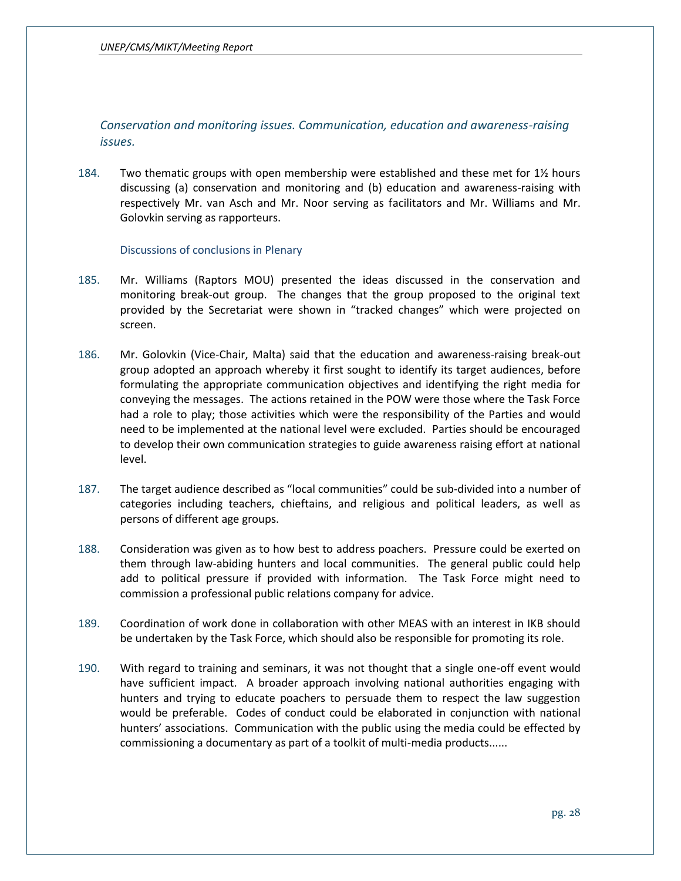### *Conservation and monitoring issues. Communication, education and awareness-raising issues.*

184. Two thematic groups with open membership were established and these met for 1½ hours discussing (a) conservation and monitoring and (b) education and awareness-raising with respectively Mr. van Asch and Mr. Noor serving as facilitators and Mr. Williams and Mr. Golovkin serving as rapporteurs.

#### Discussions of conclusions in Plenary

185. Mr. Williams (Raptors MOU) presented the ideas discussed in the conservation and monitoring break-out group. The changes that the group proposed to the original text provided by the Secretariat were shown in "tracked changes" which were projected on screen.

186. Mr. Golovkin (Vice-Chair, Malta) said that the education and awareness-raising break-out group adopted an approach whereby it first sought to identify its target audiences, before formulating the appropriate communication objectives and identifying the right media for conveying the messages. The actions retained in the POW were those where the Task Force had a role to play; those activities which were the responsibility of the Parties and would need to be implemented at the national level were excluded. Parties should be encouraged to develop their own communication strategies to guide awareness raising effort at national level.

187. The target audience described as "local communities" could be sub-divided into a number of categories including teachers, chieftains, and religious and political leaders, as well as persons of different age groups.

188. Consideration was given as to how best to address poachers. Pressure could be exerted on them through law-abiding hunters and local communities. The general public could help add to political pressure if provided with information. The Task Force might need to commission a professional public relations company for advice.

189. Coordination of work done in collaboration with other MEAS with an interest in IKB should be undertaken by the Task Force, which should also be responsible for promoting its role.

190. With regard to training and seminars, it was not thought that a single one-off event would have sufficient impact. A broader approach involving national authorities engaging with hunters and trying to educate poachers to persuade them to respect the law suggestion would be preferable. Codes of conduct could be elaborated in conjunction with national hunters' associations. Communication with the public using the media could be effected by commissioning a documentary as part of a toolkit of multi-media products......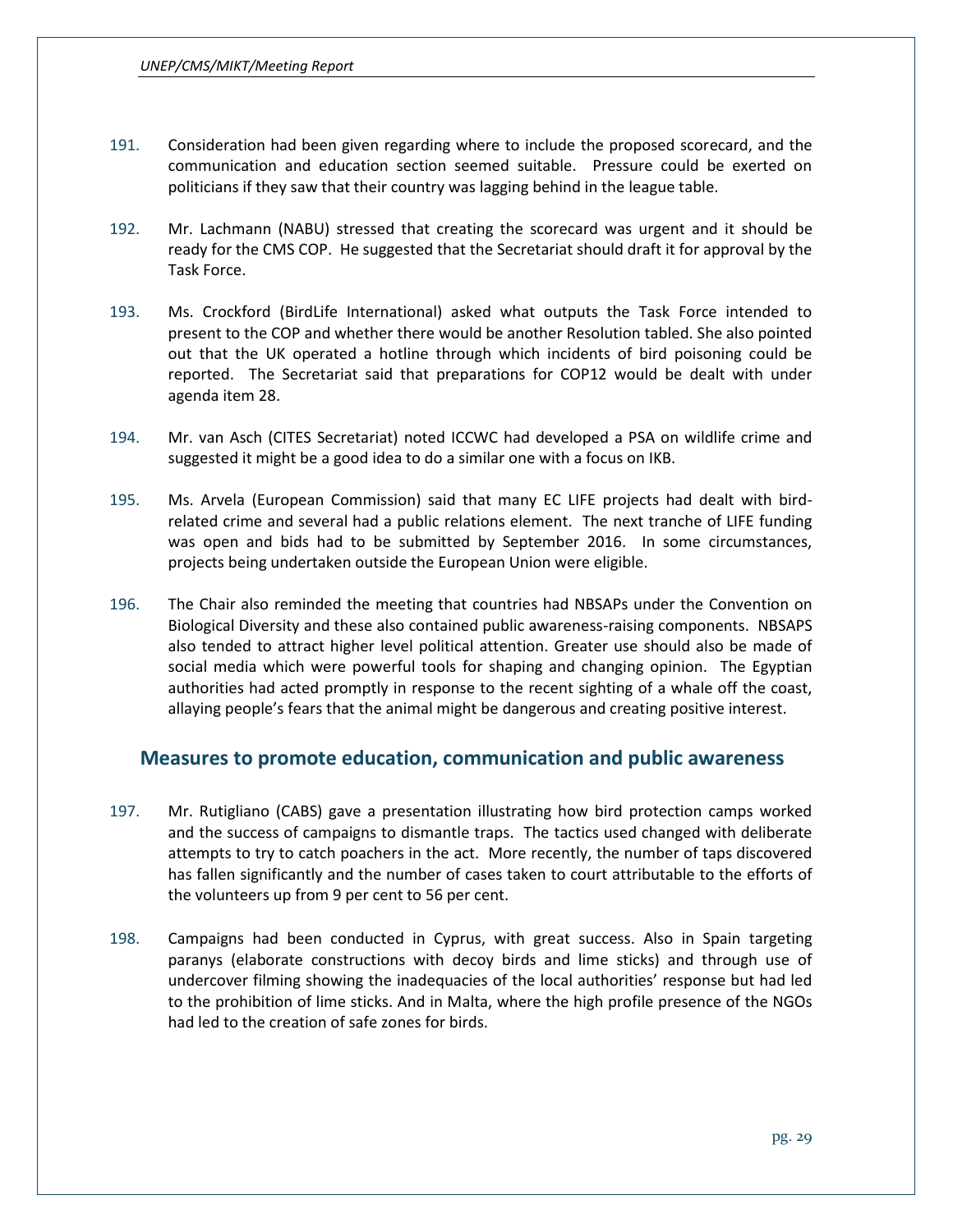191. Consideration had been given regarding where to include the proposed scorecard, and the communication and education section seemed suitable. Pressure could be exerted on politicians if they saw that their country was lagging behind in the league table.

192. Mr. Lachmann (NABU) stressed that creating the scorecard was urgent and it should be ready for the CMS COP. He suggested that the Secretariat should draft it for approval by the Task Force.

193. Ms. Crockford (BirdLife International) asked what outputs the Task Force intended to present to the COP and whether there would be another Resolution tabled. She also pointed out that the UK operated a hotline through which incidents of bird poisoning could be reported. The Secretariat said that preparations for COP12 would be dealt with under agenda item 28.

194. Mr. van Asch (CITES Secretariat) noted ICCWC had developed a PSA on wildlife crime and suggested it might be a good idea to do a similar one with a focus on IKB.

195. Ms. Arvela (European Commission) said that many EC LIFE projects had dealt with bird-related crime and several had a public relations element. The next tranche of LIFE funding was open and bids had to be submitted by September 2016. In some circumstances, projects being undertaken outside the European Union were eligible.

196. The Chair also reminded the meeting that countries had NBSAPs under the Convention on Biological Diversity and these also contained public awareness-raising components. NBSAPS also tended to attract higher level political attention. Greater use should also be made of social media which were powerful tools for shaping and changing opinion. The Egyptian authorities had acted promptly in response to the recent sighting of a whale off the coast, allaying people's fears that the animal might be dangerous and creating positive interest.

## Measures to promote education, communication and public awareness

197. Mr. Rutigliano (CABS) gave a presentation illustrating how bird protection camps worked and the success of campaigns to dismantle traps. The tactics used changed with deliberate attempts to try to catch poachers in the act. More recently, the number of taps discovered has fallen significantly and the number of cases taken to court attributable to the efforts of the volunteers up from 9 per cent to 56 per cent.

198. Campaigns had been conducted in Cyprus, with great success. Also in Spain targeting paranys (elaborate constructions with decoy birds and lime sticks) and through use of undercover filming showing the inadequacies of the local authorities' response but had led to the prohibition of lime sticks. And in Malta, where the high profile presence of the NGOs had led to the creation of safe zones for birds.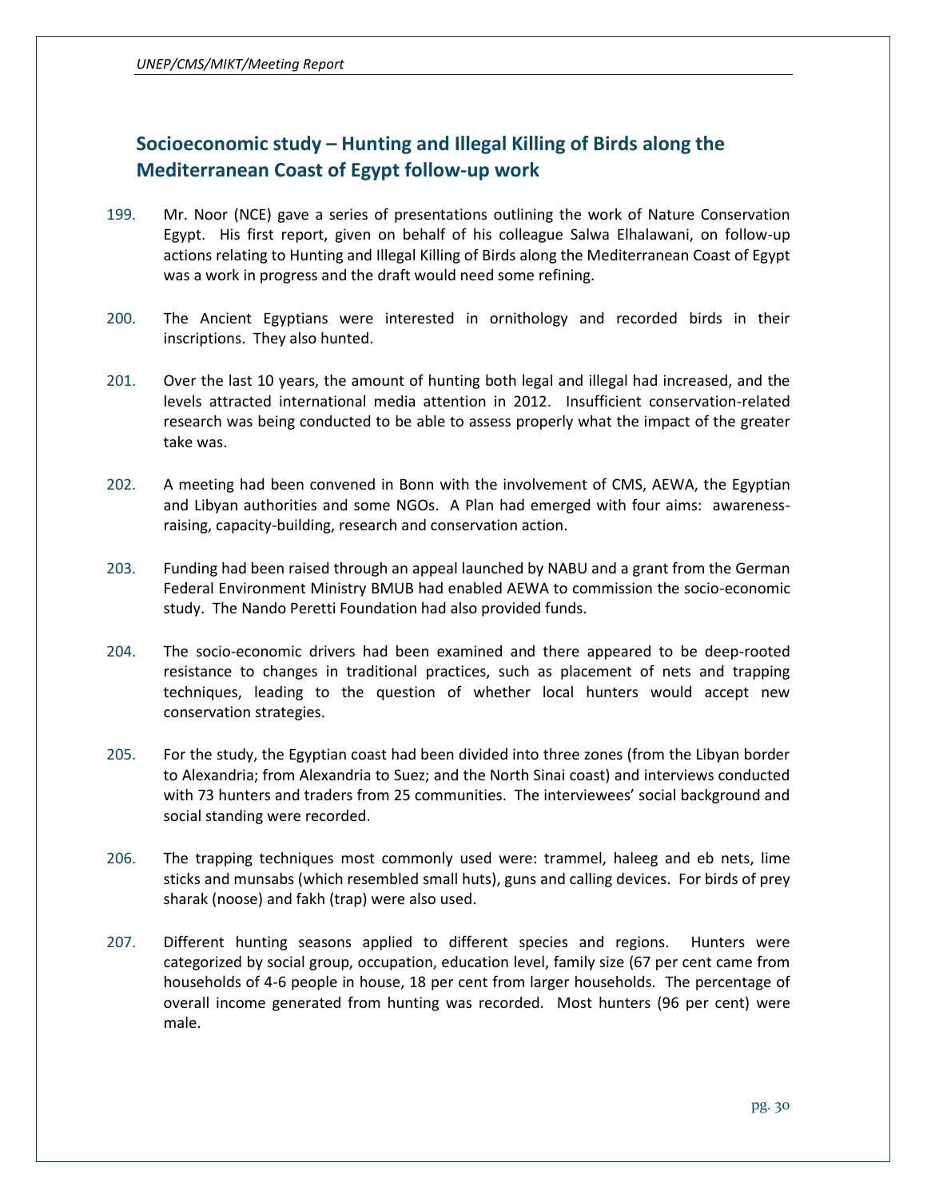## Socioeconomic study – Hunting and Illegal Killing of Birds along the Mediterranean Coast of Egypt follow-up work

199. Mr. Noor (NCE) gave a series of presentations outlining the work of Nature Conservation Egypt. His first report, given on behalf of his colleague Salwa Elhalawani, on follow-up actions relating to Hunting and Illegal Killing of Birds along the Mediterranean Coast of Egypt was a work in progress and the draft would need some refining.

200. The Ancient Egyptians were interested in ornithology and recorded birds in their inscriptions. They also hunted.

201. Over the last 10 years, the amount of hunting both legal and illegal had increased, and the levels attracted international media attention in 2012. Insufficient conservation-related research was being conducted to be able to assess properly what the impact of the greater take was.

202. A meeting had been convened in Bonn with the involvement of CMS, AEWA, the Egyptian and Libyan authorities and some NGOs. A Plan had emerged with four aims: awareness-raising, capacity-building, research and conservation action.

203. Funding had been raised through an appeal launched by NABU and a grant from the German Federal Environment Ministry BMUB had enabled AEWA to commission the socio-economic study. The Nando Peretti Foundation had also provided funds.

204. The socio-economic drivers had been examined and there appeared to be deep-rooted resistance to changes in traditional practices, such as placement of nets and trapping techniques, leading to the question of whether local hunters would accept new conservation strategies.

205. For the study, the Egyptian coast had been divided into three zones (from the Libyan border to Alexandria; from Alexandria to Suez; and the North Sinai coast) and interviews conducted with 73 hunters and traders from 25 communities. The interviewees' social background and social standing were recorded.

206. The trapping techniques most commonly used were: trammel, haleeg and eb nets, lime sticks and munsabs (which resembled small huts), guns and calling devices. For birds of prey sharak (noose) and fakh (trap) were also used.

207. Different hunting seasons applied to different species and regions. Hunters were categorized by social group, occupation, education level, family size (67 per cent came from households of 4-6 people in house, 18 per cent from larger households. The percentage of overall income generated from hunting was recorded. Most hunters (96 per cent) were male.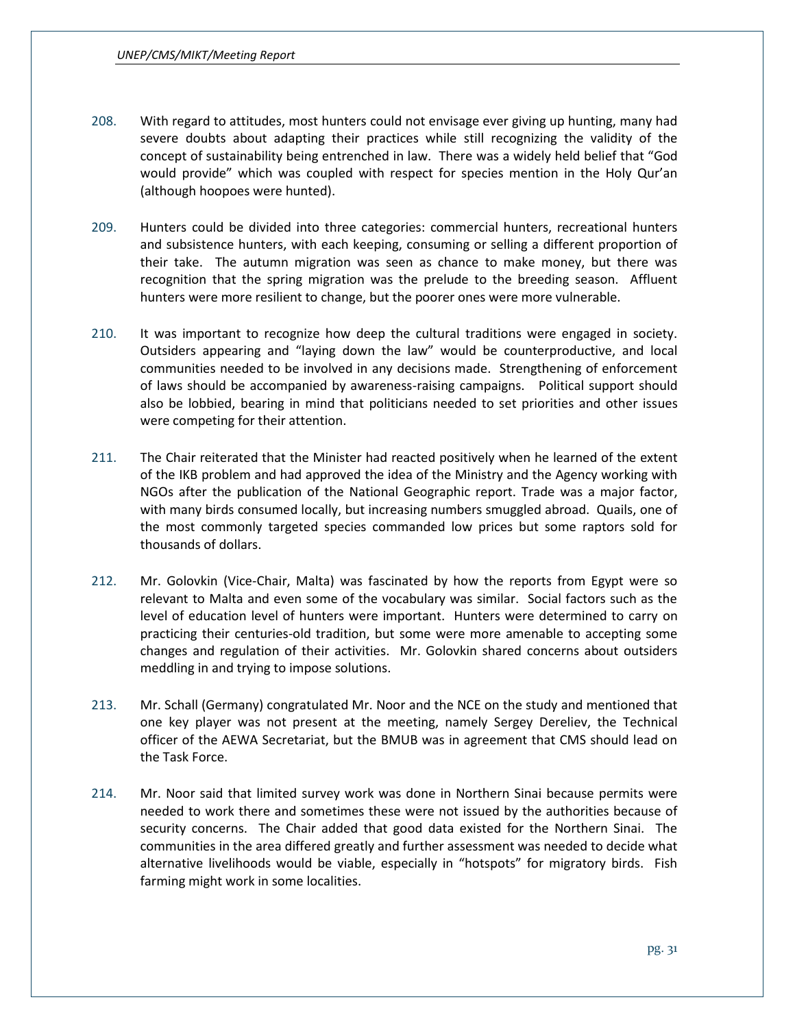208. With regard to attitudes, most hunters could not envisage ever giving up hunting, many had severe doubts about adapting their practices while still recognizing the validity of the concept of sustainability being entrenched in law. There was a widely held belief that "God would provide" which was coupled with respect for species mention in the Holy Qur'an (although hoopoes were hunted).

209. Hunters could be divided into three categories: commercial hunters, recreational hunters and subsistence hunters, with each keeping, consuming or selling a different proportion of their take. The autumn migration was seen as chance to make money, but there was recognition that the spring migration was the prelude to the breeding season. Affluent hunters were more resilient to change, but the poorer ones were more vulnerable.

210. It was important to recognize how deep the cultural traditions were engaged in society. Outsiders appearing and "laying down the law" would be counterproductive, and local communities needed to be involved in any decisions made. Strengthening of enforcement of laws should be accompanied by awareness-raising campaigns. Political support should also be lobbied, bearing in mind that politicians needed to set priorities and other issues were competing for their attention.

211. The Chair reiterated that the Minister had reacted positively when he learned of the extent of the IKB problem and had approved the idea of the Ministry and the Agency working with NGOs after the publication of the National Geographic report. Trade was a major factor, with many birds consumed locally, but increasing numbers smuggled abroad. Quails, one of the most commonly targeted species commanded low prices but some raptors sold for thousands of dollars.

212. Mr. Golovkin (Vice-Chair, Malta) was fascinated by how the reports from Egypt were so relevant to Malta and even some of the vocabulary was similar. Social factors such as the level of education level of hunters were important. Hunters were determined to carry on practicing their centuries-old tradition, but some were more amenable to accepting some changes and regulation of their activities. Mr. Golovkin shared concerns about outsiders meddling in and trying to impose solutions.

213. Mr. Schall (Germany) congratulated Mr. Noor and the NCE on the study and mentioned that one key player was not present at the meeting, namely Sergey Dereliev, the Technical officer of the AEWA Secretariat, but the BMUB was in agreement that CMS should lead on the Task Force.

214. Mr. Noor said that limited survey work was done in Northern Sinai because permits were needed to work there and sometimes these were not issued by the authorities because of security concerns. The Chair added that good data existed for the Northern Sinai. The communities in the area differed greatly and further assessment was needed to decide what alternative livelihoods would be viable, especially in "hotspots" for migratory birds. Fish farming might work in some localities.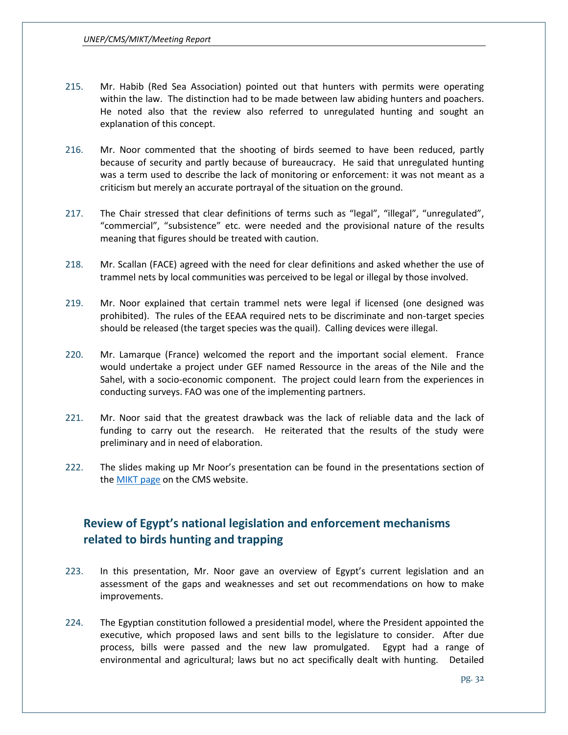215. Mr. Habib (Red Sea Association) pointed out that hunters with permits were operating within the law. The distinction had to be made between law abiding hunters and poachers. He noted also that the review also referred to unregulated hunting and sought an explanation of this concept.

216. Mr. Noor commented that the shooting of birds seemed to have been reduced, partly because of security and partly because of bureaucracy. He said that unregulated hunting was a term used to describe the lack of monitoring or enforcement: it was not meant as a criticism but merely an accurate portrayal of the situation on the ground.

217. The Chair stressed that clear definitions of terms such as "legal", "illegal", "unregulated", "commercial", "subsistence" etc. were needed and the provisional nature of the results meaning that figures should be treated with caution.

218. Mr. Scallan (FACE) agreed with the need for clear definitions and asked whether the use of trammel nets by local communities was perceived to be legal or illegal by those involved.

219. Mr. Noor explained that certain trammel nets were legal if licensed (one designed was prohibited). The rules of the EEAA required nets to be discriminate and non-target species should be released (the target species was the quail). Calling devices were illegal.

220. Mr. Lamarque (France) welcomed the report and the important social element. France would undertake a project under GEF named Ressource in the areas of the Nile and the Sahel, with a socio-economic component. The project could learn from the experiences in conducting surveys. FAO was one of the implementing partners.

221. Mr. Noor said that the greatest drawback was the lack of reliable data and the lack of funding to carry out the research. He reiterated that the results of the study were preliminary and in need of elaboration.

222. The slides making up Mr Noor's presentation can be found in the presentations section of the [MIKT page](#) on the CMS website.

## Review of Egypt's national legislation and enforcement mechanisms related to birds hunting and trapping

223. In this presentation, Mr. Noor gave an overview of Egypt's current legislation and an assessment of the gaps and weaknesses and set out recommendations on how to make improvements.

224. The Egyptian constitution followed a presidential model, where the President appointed the executive, which proposed laws and sent bills to the legislature to consider. After due process, bills were passed and the new law promulgated. Egypt had a range of environmental and agricultural; laws but no act specifically dealt with hunting. Detailed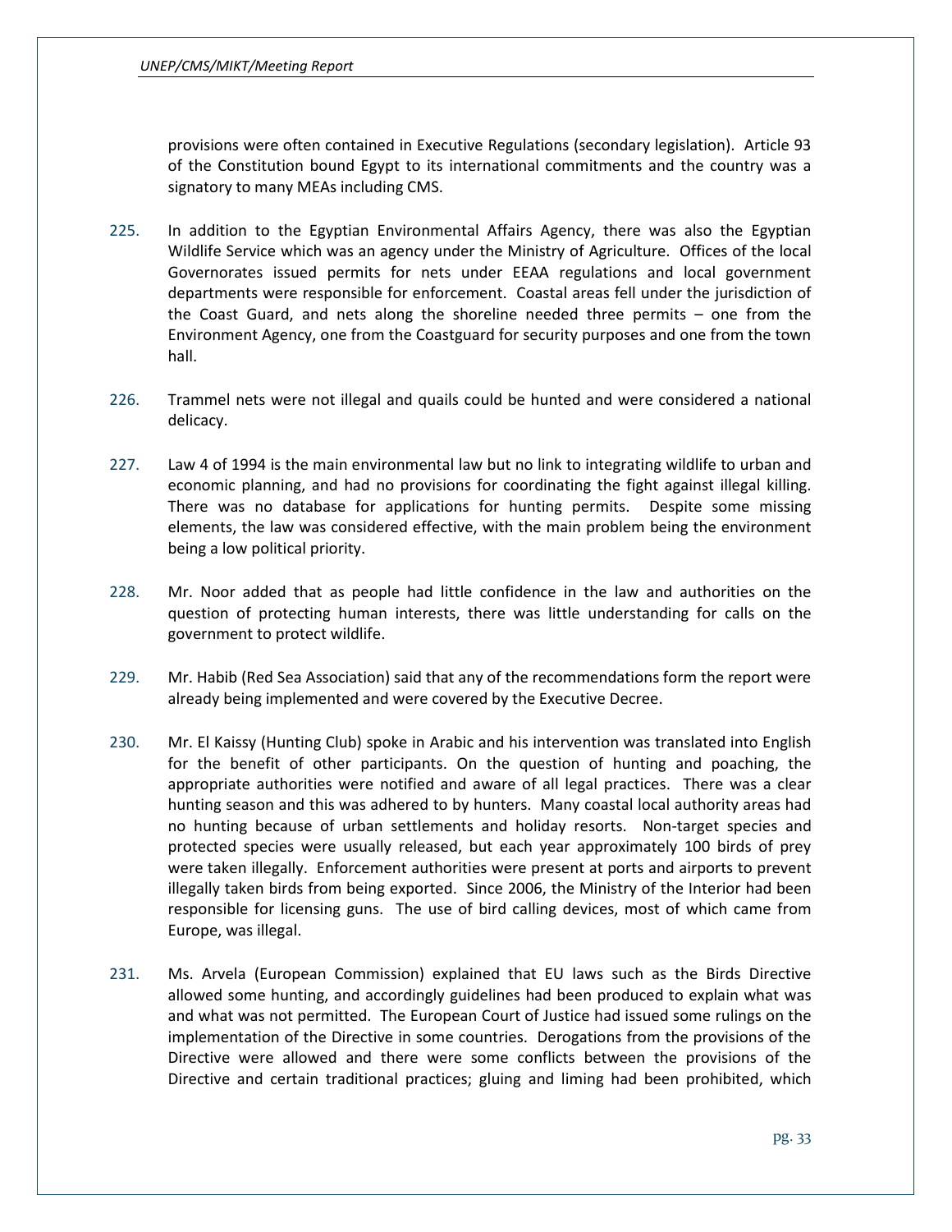provisions were often contained in Executive Regulations (secondary legislation). Article 93 of the Constitution bound Egypt to its international commitments and the country was a signatory to many MEAs including CMS.

225. In addition to the Egyptian Environmental Affairs Agency, there was also the Egyptian Wildlife Service which was an agency under the Ministry of Agriculture. Offices of the local Governorates issued permits for nets under EEAA regulations and local government departments were responsible for enforcement. Coastal areas fell under the jurisdiction of the Coast Guard, and nets along the shoreline needed three permits – one from the Environment Agency, one from the Coastguard for security purposes and one from the town hall.

226. Trammel nets were not illegal and quails could be hunted and were considered a national delicacy.

227. Law 4 of 1994 is the main environmental law but no link to integrating wildlife to urban and economic planning, and had no provisions for coordinating the fight against illegal killing. There was no database for applications for hunting permits. Despite some missing elements, the law was considered effective, with the main problem being the environment being a low political priority.

228. Mr. Noor added that as people had little confidence in the law and authorities on the question of protecting human interests, there was little understanding for calls on the government to protect wildlife.

229. Mr. Habib (Red Sea Association) said that any of the recommendations form the report were already being implemented and were covered by the Executive Decree.

230. Mr. El Kaissy (Hunting Club) spoke in Arabic and his intervention was translated into English for the benefit of other participants. On the question of hunting and poaching, the appropriate authorities were notified and aware of all legal practices. There was a clear hunting season and this was adhered to by hunters. Many coastal local authority areas had no hunting because of urban settlements and holiday resorts. Non-target species and protected species were usually released, but each year approximately 100 birds of prey were taken illegally. Enforcement authorities were present at ports and airports to prevent illegally taken birds from being exported. Since 2006, the Ministry of the Interior had been responsible for licensing guns. The use of bird calling devices, most of which came from Europe, was illegal.

231. Ms. Arvela (European Commission) explained that EU laws such as the Birds Directive allowed some hunting, and accordingly guidelines had been produced to explain what was and what was not permitted. The European Court of Justice had issued some rulings on the implementation of the Directive in some countries. Derogations from the provisions of the Directive were allowed and there were some conflicts between the provisions of the Directive and certain traditional practices; gluing and liming had been prohibited, which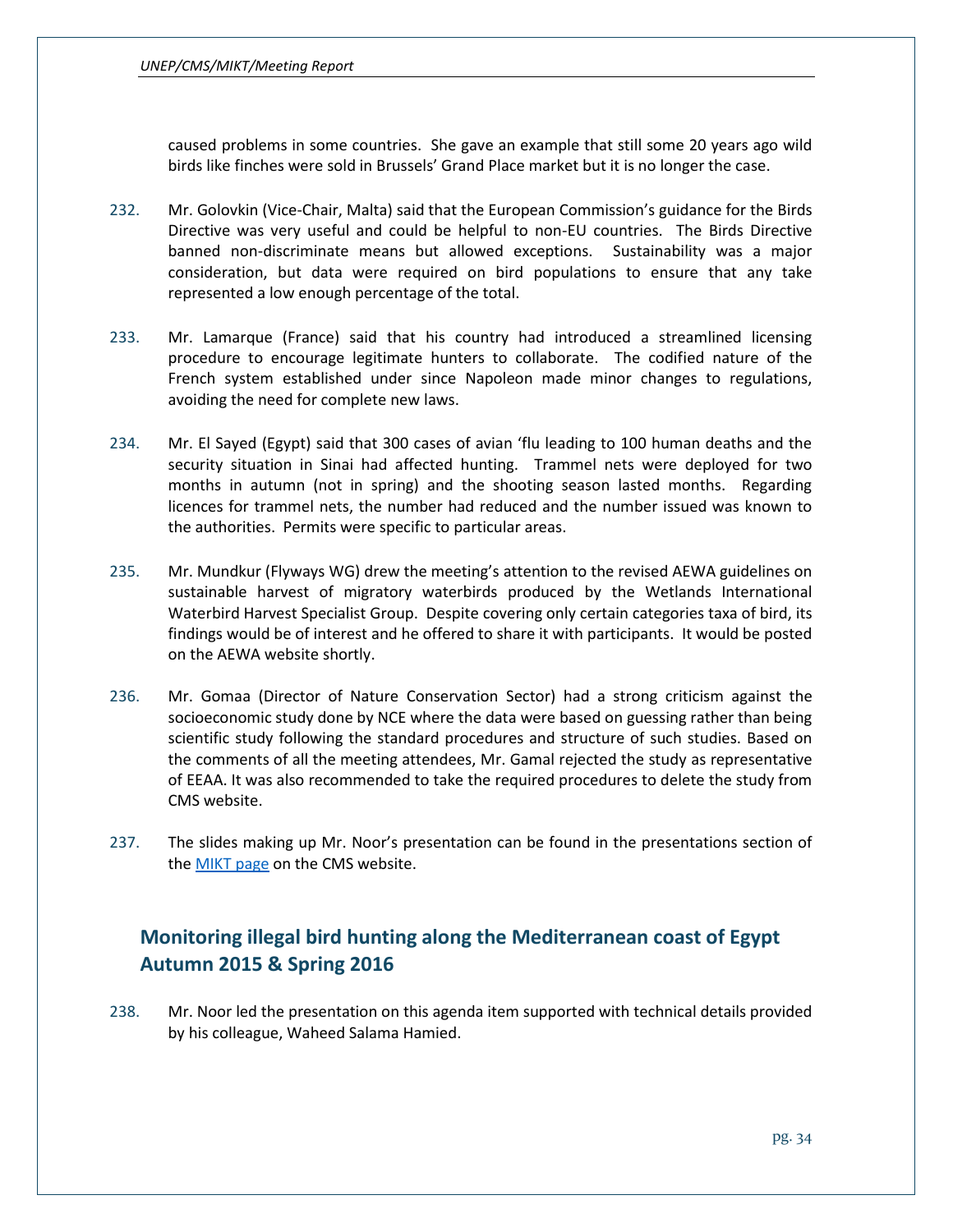caused problems in some countries. She gave an example that still some 20 years ago wild birds like finches were sold in Brussels' Grand Place market but it is no longer the case.

232. Mr. Golovkin (Vice-Chair, Malta) said that the European Commission's guidance for the Birds Directive was very useful and could be helpful to non-EU countries. The Birds Directive banned non-discriminate means but allowed exceptions. Sustainability was a major consideration, but data were required on bird populations to ensure that any take represented a low enough percentage of the total.

233. Mr. Lamarque (France) said that his country had introduced a streamlined licensing procedure to encourage legitimate hunters to collaborate. The codified nature of the French system established under since Napoleon made minor changes to regulations, avoiding the need for complete new laws.

234. Mr. El Sayed (Egypt) said that 300 cases of avian 'flu leading to 100 human deaths and the security situation in Sinai had affected hunting. Trammel nets were deployed for two months in autumn (not in spring) and the shooting season lasted months. Regarding licences for trammel nets, the number had reduced and the number issued was known to the authorities. Permits were specific to particular areas.

235. Mr. Mundkur (Flyways WG) drew the meeting's attention to the revised AEWA guidelines on sustainable harvest of migratory waterbirds produced by the Wetlands International Waterbird Harvest Specialist Group. Despite covering only certain categories taxa of bird, its findings would be of interest and he offered to share it with participants. It would be posted on the AEWA website shortly.

236. Mr. Gomaa (Director of Nature Conservation Sector) had a strong criticism against the socioeconomic study done by NCE where the data were based on guessing rather than being scientific study following the standard procedures and structure of such studies. Based on the comments of all the meeting attendees, Mr. Gamal rejected the study as representative of EEAA. It was also recommended to take the required procedures to delete the study from CMS website.

237. The slides making up Mr. Noor's presentation can be found in the presentations section of the MIKT page on the CMS website.

## Monitoring illegal bird hunting along the Mediterranean coast of Egypt Autumn 2015 & Spring 2016

238. Mr. Noor led the presentation on this agenda item supported with technical details provided by his colleague, Waheed Salama Hamied.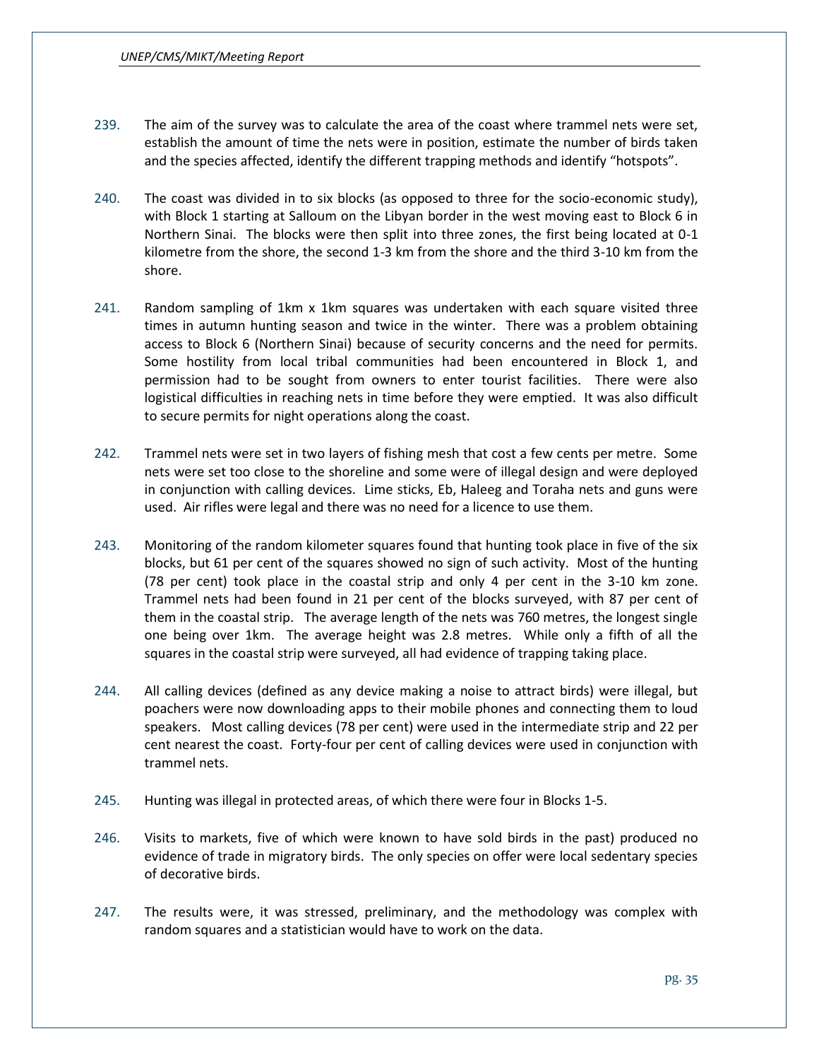239. The aim of the survey was to calculate the area of the coast where trammel nets were set, establish the amount of time the nets were in position, estimate the number of birds taken and the species affected, identify the different trapping methods and identify "hotspots".

240. The coast was divided in to six blocks (as opposed to three for the socio-economic study), with Block 1 starting at Salloum on the Libyan border in the west moving east to Block 6 in Northern Sinai. The blocks were then split into three zones, the first being located at 0-1 kilometre from the shore, the second 1-3 km from the shore and the third 3-10 km from the shore.

241. Random sampling of 1km x 1km squares was undertaken with each square visited three times in autumn hunting season and twice in the winter. There was a problem obtaining access to Block 6 (Northern Sinai) because of security concerns and the need for permits. Some hostility from local tribal communities had been encountered in Block 1, and permission had to be sought from owners to enter tourist facilities. There were also logistical difficulties in reaching nets in time before they were emptied. It was also difficult to secure permits for night operations along the coast.

242. Trammel nets were set in two layers of fishing mesh that cost a few cents per metre. Some nets were set too close to the shoreline and some were of illegal design and were deployed in conjunction with calling devices. Lime sticks, Eb, Haleeg and Toraha nets and guns were used. Air rifles were legal and there was no need for a licence to use them.

243. Monitoring of the random kilometer squares found that hunting took place in five of the six blocks, but 61 per cent of the squares showed no sign of such activity. Most of the hunting (78 per cent) took place in the coastal strip and only 4 per cent in the 3-10 km zone. Trammel nets had been found in 21 per cent of the blocks surveyed, with 87 per cent of them in the coastal strip. The average length of the nets was 760 metres, the longest single one being over 1km. The average height was 2.8 metres. While only a fifth of all the squares in the coastal strip were surveyed, all had evidence of trapping taking place.

244. All calling devices (defined as any device making a noise to attract birds) were illegal, but poachers were now downloading apps to their mobile phones and connecting them to loud speakers. Most calling devices (78 per cent) were used in the intermediate strip and 22 per cent nearest the coast. Forty-four per cent of calling devices were used in conjunction with trammel nets.

245. Hunting was illegal in protected areas, of which there were four in Blocks 1-5.

246. Visits to markets, five of which were known to have sold birds in the past) produced no evidence of trade in migratory birds. The only species on offer were local sedentary species of decorative birds.

247. The results were, it was stressed, preliminary, and the methodology was complex with random squares and a statistician would have to work on the data.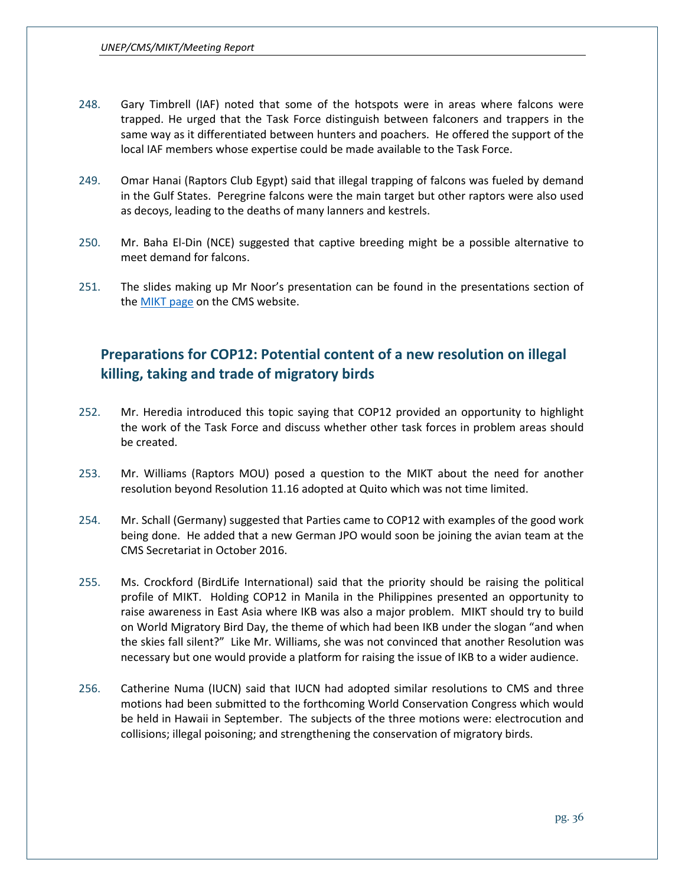248. Gary Timbrell (IAF) noted that some of the hotspots were in areas where falcons were trapped. He urged that the Task Force distinguish between falconers and trappers in the same way as it differentiated between hunters and poachers. He offered the support of the local IAF members whose expertise could be made available to the Task Force.

249. Omar Hanai (Raptors Club Egypt) said that illegal trapping of falcons was fueled by demand in the Gulf States. Peregrine falcons were the main target but other raptors were also used as decoys, leading to the deaths of many lanners and kestrels.

250. Mr. Baha El-Din (NCE) suggested that captive breeding might be a possible alternative to meet demand for falcons.

251. The slides making up Mr Noor's presentation can be found in the presentations section of the MIKT page on the CMS website.

## Preparations for COP12: Potential content of a new resolution on illegal killing, taking and trade of migratory birds

252. Mr. Heredia introduced this topic saying that COP12 provided an opportunity to highlight the work of the Task Force and discuss whether other task forces in problem areas should be created.

253. Mr. Williams (Raptors MOU) posed a question to the MIKT about the need for another resolution beyond Resolution 11.16 adopted at Quito which was not time limited.

254. Mr. Schall (Germany) suggested that Parties came to COP12 with examples of the good work being done. He added that a new German JPO would soon be joining the avian team at the CMS Secretariat in October 2016.

255. Ms. Crockford (BirdLife International) said that the priority should be raising the political profile of MIKT. Holding COP12 in Manila in the Philippines presented an opportunity to raise awareness in East Asia where IKB was also a major problem. MIKT should try to build on World Migratory Bird Day, the theme of which had been IKB under the slogan "and when the skies fall silent?" Like Mr. Williams, she was not convinced that another Resolution was necessary but one would provide a platform for raising the issue of IKB to a wider audience.

256. Catherine Numa (IUCN) said that IUCN had adopted similar resolutions to CMS and three motions had been submitted to the forthcoming World Conservation Congress which would be held in Hawaii in September. The subjects of the three motions were: electrocution and collisions; illegal poisoning; and strengthening the conservation of migratory birds.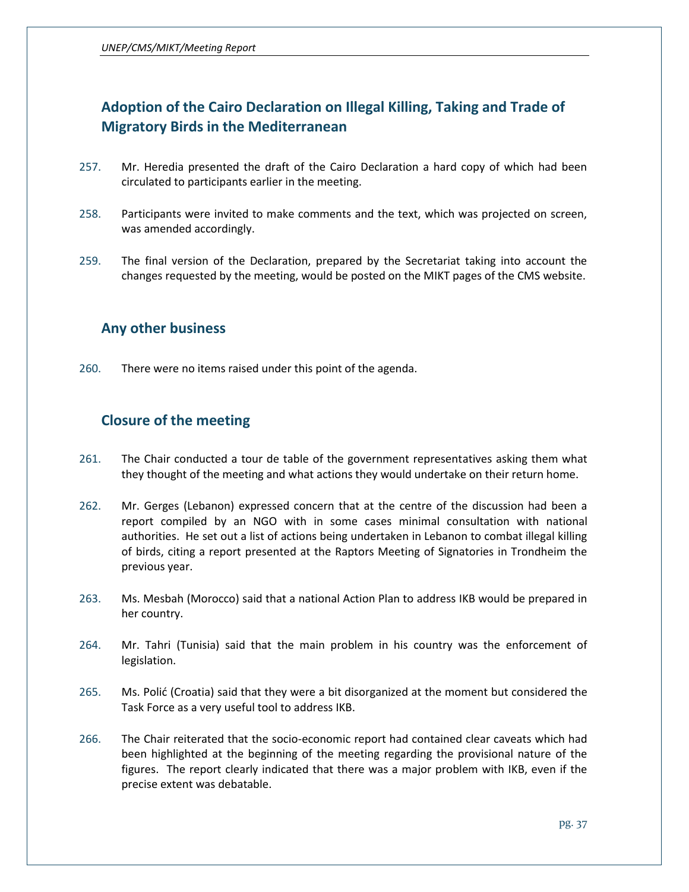## Adoption of the Cairo Declaration on Illegal Killing, Taking and Trade of Migratory Birds in the Mediterranean

257. Mr. Heredia presented the draft of the Cairo Declaration a hard copy of which had been circulated to participants earlier in the meeting.

258. Participants were invited to make comments and the text, which was projected on screen, was amended accordingly.

259. The final version of the Declaration, prepared by the Secretariat taking into account the changes requested by the meeting, would be posted on the MIKT pages of the CMS website.

## Any other business

260. There were no items raised under this point of the agenda.

## Closure of the meeting

261. The Chair conducted a tour de table of the government representatives asking them what they thought of the meeting and what actions they would undertake on their return home.

262. Mr. Gerges (Lebanon) expressed concern that at the centre of the discussion had been a report compiled by an NGO with in some cases minimal consultation with national authorities. He set out a list of actions being undertaken in Lebanon to combat illegal killing of birds, citing a report presented at the Raptors Meeting of Signatories in Trondheim the previous year.

263. Ms. Mesbah (Morocco) said that a national Action Plan to address IKB would be prepared in her country.

264. Mr. Tahri (Tunisia) said that the main problem in his country was the enforcement of legislation.

265. Ms. Polić (Croatia) said that they were a bit disorganized at the moment but considered the Task Force as a very useful tool to address IKB.

266. The Chair reiterated that the socio-economic report had contained clear caveats which had been highlighted at the beginning of the meeting regarding the provisional nature of the figures. The report clearly indicated that there was a major problem with IKB, even if the precise extent was debatable.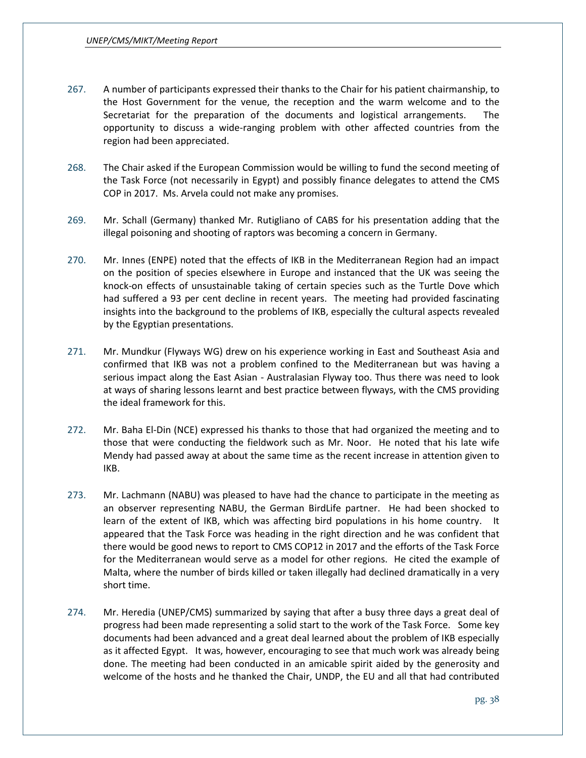267. A number of participants expressed their thanks to the Chair for his patient chairmanship, to the Host Government for the venue, the reception and the warm welcome and to the Secretariat for the preparation of the documents and logistical arrangements. The opportunity to discuss a wide-ranging problem with other affected countries from the region had been appreciated.

268. The Chair asked if the European Commission would be willing to fund the second meeting of the Task Force (not necessarily in Egypt) and possibly finance delegates to attend the CMS COP in 2017. Ms. Arvela could not make any promises.

269. Mr. Schall (Germany) thanked Mr. Rutigliano of CABS for his presentation adding that the illegal poisoning and shooting of raptors was becoming a concern in Germany.

270. Mr. Innes (ENPE) noted that the effects of IKB in the Mediterranean Region had an impact on the position of species elsewhere in Europe and instanced that the UK was seeing the knock-on effects of unsustainable taking of certain species such as the Turtle Dove which had suffered a 93 per cent decline in recent years. The meeting had provided fascinating insights into the background to the problems of IKB, especially the cultural aspects revealed by the Egyptian presentations.

271. Mr. Mundkur (Flyways WG) drew on his experience working in East and Southeast Asia and confirmed that IKB was not a problem confined to the Mediterranean but was having a serious impact along the East Asian - Australasian Flyway too. Thus there was need to look at ways of sharing lessons learnt and best practice between flyways, with the CMS providing the ideal framework for this.

272. Mr. Baha El-Din (NCE) expressed his thanks to those that had organized the meeting and to those that were conducting the fieldwork such as Mr. Noor. He noted that his late wife Mendy had passed away at about the same time as the recent increase in attention given to IKB.

273. Mr. Lachmann (NABU) was pleased to have had the chance to participate in the meeting as an observer representing NABU, the German BirdLife partner. He had been shocked to learn of the extent of IKB, which was affecting bird populations in his home country. It appeared that the Task Force was heading in the right direction and he was confident that there would be good news to report to CMS COP12 in 2017 and the efforts of the Task Force for the Mediterranean would serve as a model for other regions. He cited the example of Malta, where the number of birds killed or taken illegally had declined dramatically in a very short time.

274. Mr. Heredia (UNEP/CMS) summarized by saying that after a busy three days a great deal of progress had been made representing a solid start to the work of the Task Force. Some key documents had been advanced and a great deal learned about the problem of IKB especially as it affected Egypt. It was, however, encouraging to see that much work was already being done. The meeting had been conducted in an amicable spirit aided by the generosity and welcome of the hosts and he thanked the Chair, UNDP, the EU and all that had contributed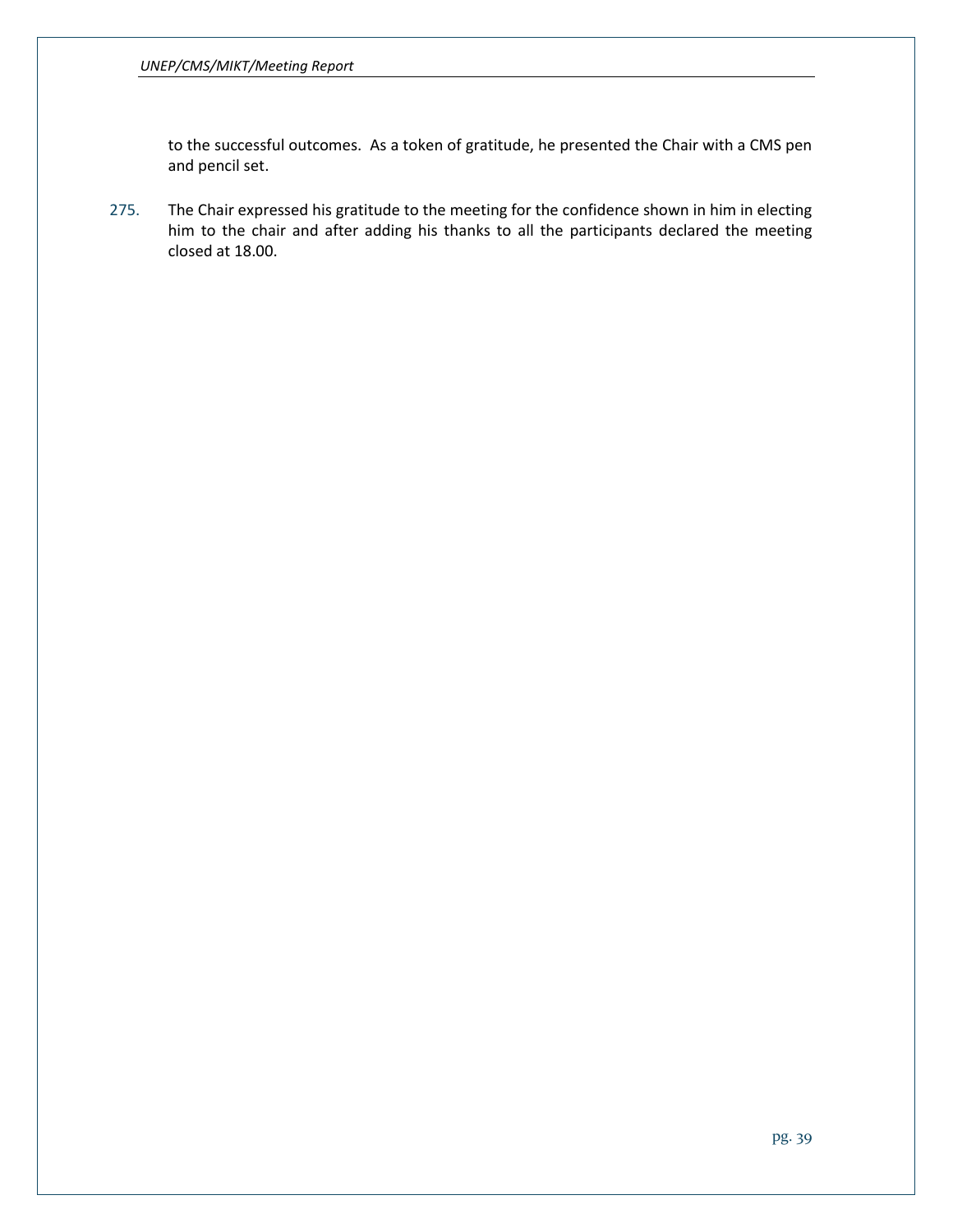to the successful outcomes. As a token of gratitude, he presented the Chair with a CMS pen and pencil set.

275. The Chair expressed his gratitude to the meeting for the confidence shown in him in electing him to the chair and after adding his thanks to all the participants declared the meeting closed at 18.00.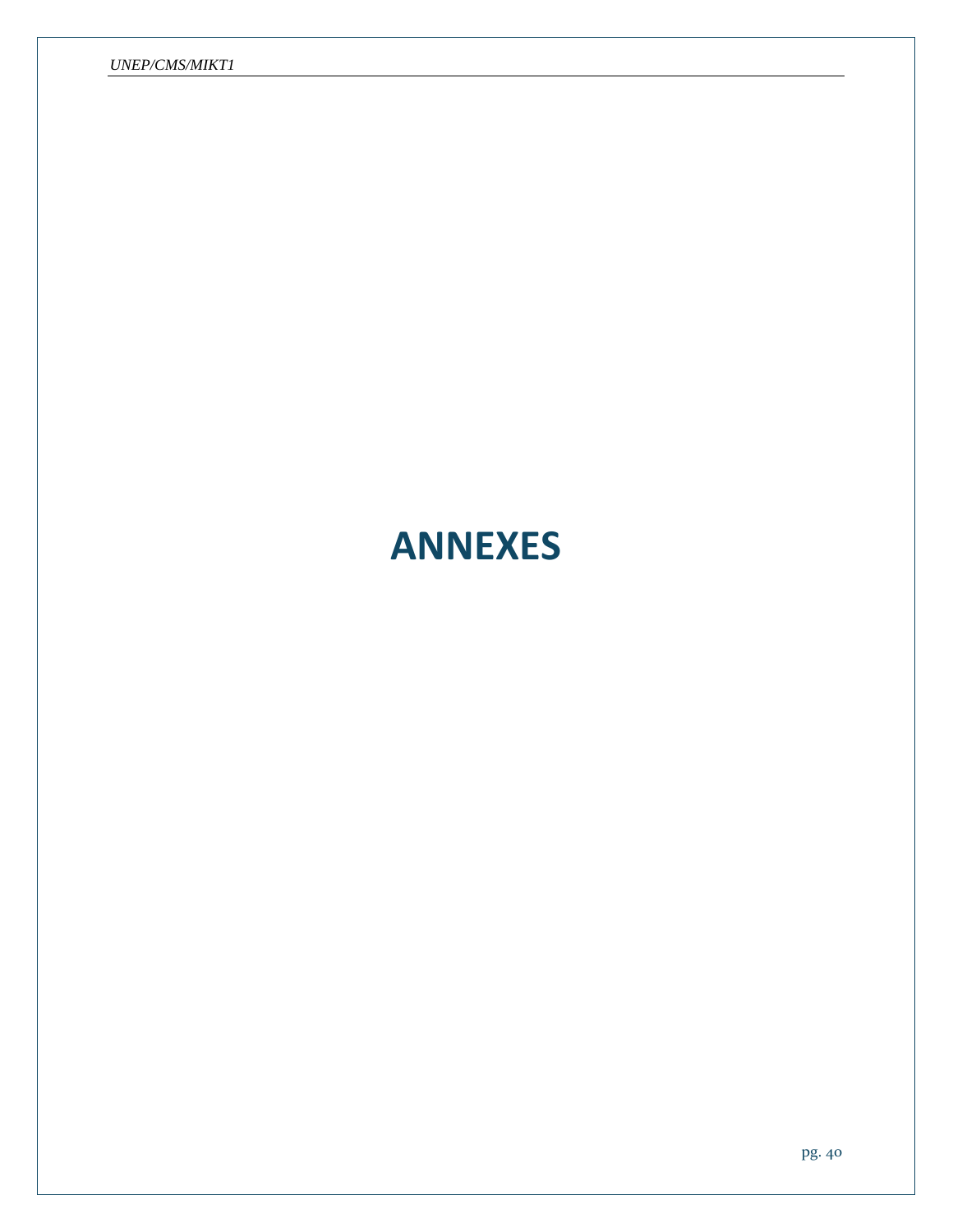# ANNEXES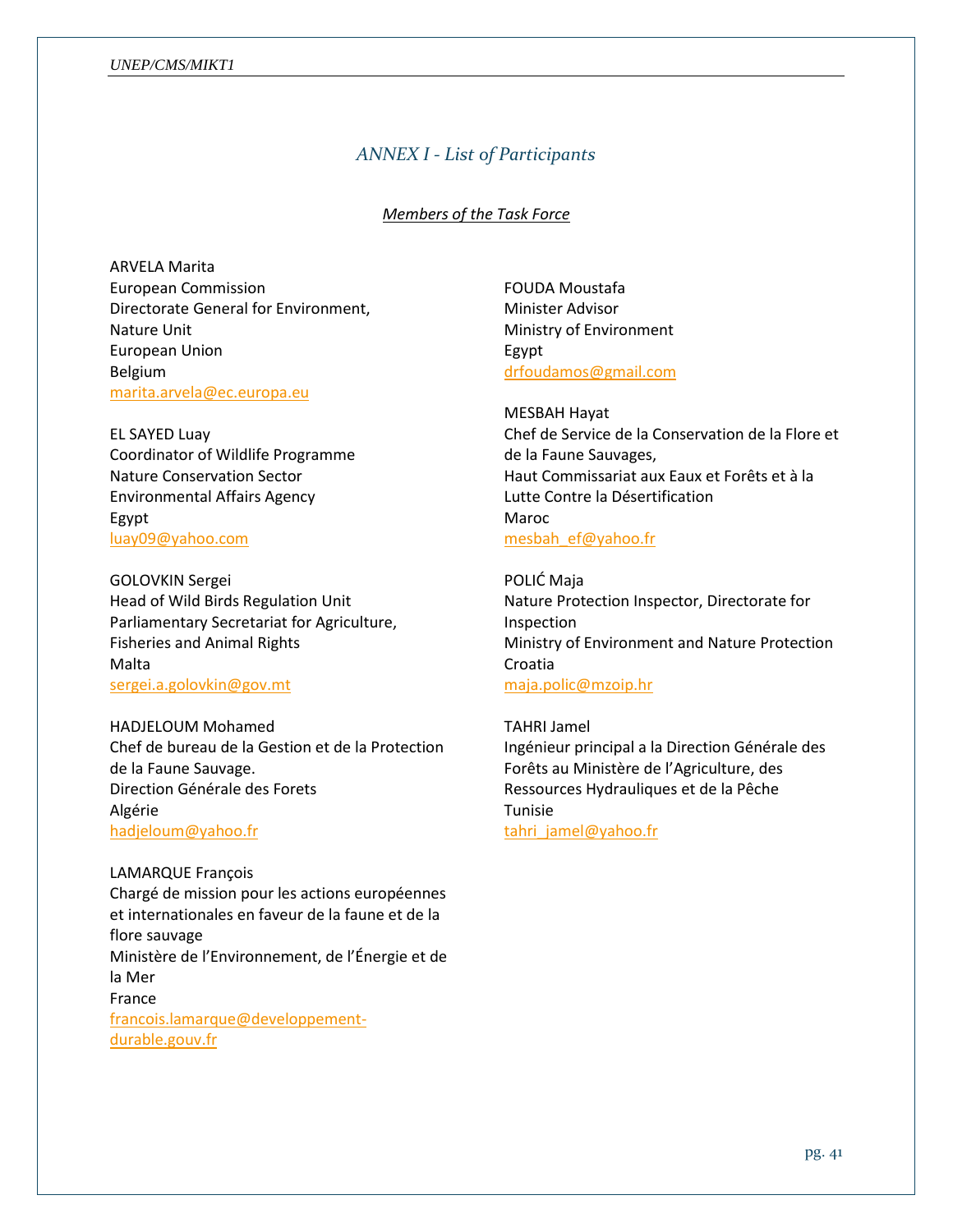## *ANNEX I - List of Participants*

*Members of the Task Force*

ARVELA Marita
European Commission
Directorate General for Environment,
Nature Unit
European Union
Belgium
marita.arvela@ec.europa.eu

EL SAYED Luay
Coordinator of Wildlife Programme
Nature Conservation Sector
Environmental Affairs Agency
Egypt
luay09@yahoo.com

GOLOVKIN Sergei
Head of Wild Birds Regulation Unit
Parliamentary Secretariat for Agriculture,
Fisheries and Animal Rights
Malta
sergei.a.golovkin@gov.mt

HADJELOUM Mohamed
Chef de bureau de la Gestion et de la Protection
de la Faune Sauvage.
Direction Générale des Forets
Algérie
hadjeloum@yahoo.fr

LAMARQUE François
Chargé de mission pour les actions européennes
et internationales en faveur de la faune et de la
flore sauvage
Ministère de l'Environnement, de l'Énergie et de
la Mer
France
francois.lamarque@developpement-durable.gouv.fr

FOUDA Moustafa
Minister Advisor
Ministry of Environment
Egypt
drfoudamos@gmail.com

MESBAH Hayat
Chef de Service de la Conservation de la Flore et
de la Faune Sauvages,
Haut Commissariat aux Eaux et Forêts et à la
Lutte Contre la Désertification
Maroc
mesbah_ef@yahoo.fr

POLIĆ Maja
Nature Protection Inspector, Directorate for
Inspection
Ministry of Environment and Nature Protection
Croatia
maja.polic@mzoip.hr

TAHRI Jamel
Ingénieur principal a la Direction Générale des
Forêts au Ministère de l'Agriculture, des
Ressources Hydrauliques et de la Pêche
Tunisie
tahri_jamel@yahoo.fr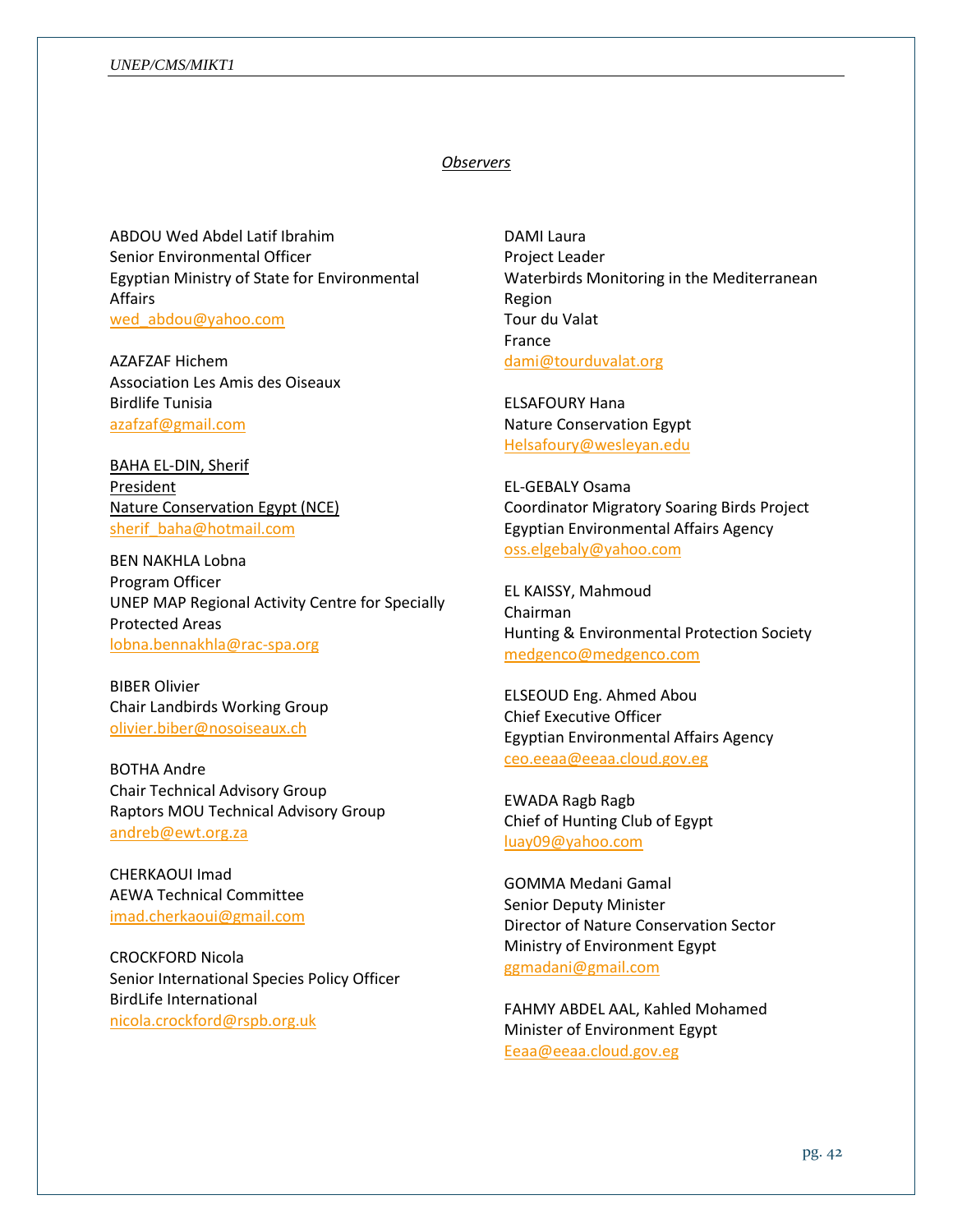*Observers*

ABDOU Wed Abdel Latif Ibrahim
Senior Environmental Officer
Egyptian Ministry of State for Environmental Affairs
wed_abdou@yahoo.com

AZAFZAF Hichem
Association Les Amis des Oiseaux
Birdlife Tunisia
azafzaf@gmail.com

BAHA EL-DIN, Sherif
President
Nature Conservation Egypt (NCE)
sherif_baha@hotmail.com

BEN NAKHLA Lobna
Program Officer
UNEP MAP Regional Activity Centre for Specially Protected Areas
lobna.bennakhla@rac-spa.org

BIBER Olivier
Chair Landbirds Working Group
olivier.biber@nosoiseaux.ch

BOTHA Andre
Chair Technical Advisory Group
Raptors MOU Technical Advisory Group
andreb@ewt.org.za

CHERKAOUI Imad
AEWA Technical Committee
imad.cherkaoui@gmail.com

CROCKFORD Nicola
Senior International Species Policy Officer
BirdLife International
nicola.crockford@rspb.org.uk

DAMI Laura
Project Leader
Waterbirds Monitoring in the Mediterranean Region
Tour du Valat
France
dami@tourduvalat.org

ELSAFOURY Hana
Nature Conservation Egypt
Helsafoury@wesleyan.edu

EL-GEBALY Osama
Coordinator Migratory Soaring Birds Project
Egyptian Environmental Affairs Agency
oss.elgebaly@yahoo.com

EL KAISSY, Mahmoud
Chairman
Hunting & Environmental Protection Society
medgenco@medgenco.com

ELSEOUD Eng. Ahmed Abou
Chief Executive Officer
Egyptian Environmental Affairs Agency
ceo.eeaa@eeaa.cloud.gov.eg

EWADA Ragb Ragb
Chief of Hunting Club of Egypt
luay09@yahoo.com

GOMMA Medani Gamal
Senior Deputy Minister
Director of Nature Conservation Sector
Ministry of Environment Egypt
ggmadani@gmail.com

FAHMY ABDEL AAL, Kahled Mohamed
Minister of Environment Egypt
Eeaa@eeaa.cloud.gov.eg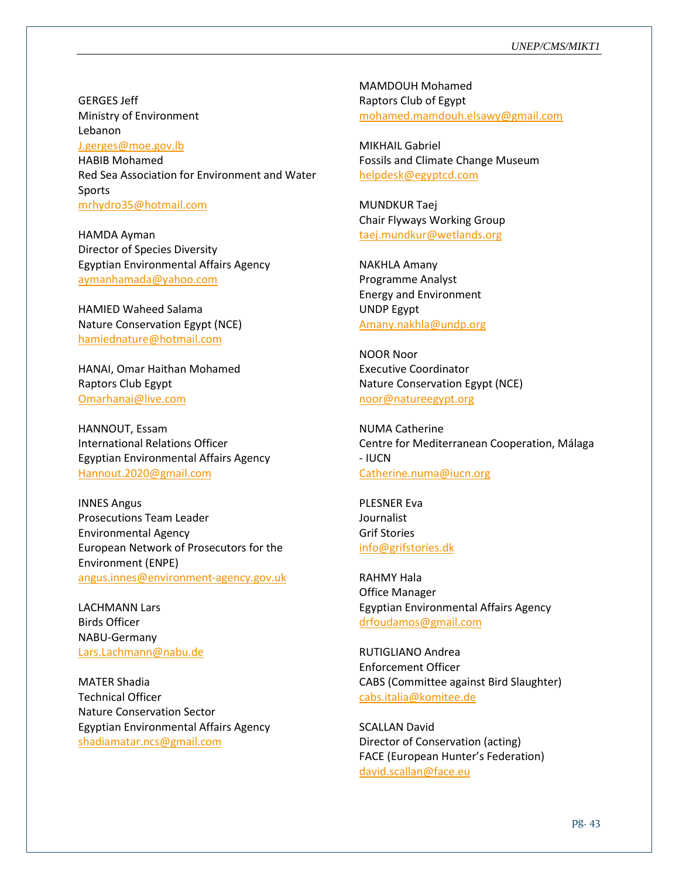GERGES Jeff
Ministry of Environment
Lebanon
J.gerges@moe.gov.lb
HABIB Mohamed
Red Sea Association for Environment and Water Sports
mrhydro35@hotmail.com

HAMDA Ayman
Director of Species Diversity
Egyptian Environmental Affairs Agency
aymanhamada@yahoo.com

HAMIED Waheed Salama
Nature Conservation Egypt (NCE)
hamiednature@hotmail.com

HANAI, Omar Haithan Mohamed
Raptors Club Egypt
Omarhanai@live.com

HANNOUT, Essam
International Relations Officer
Egyptian Environmental Affairs Agency
Hannout.2020@gmail.com

INNES Angus
Prosecutions Team Leader
Environmental Agency
European Network of Prosecutors for the Environment (ENPE)
angus.innes@environment-agency.gov.uk

LACHMANN Lars
Birds Officer
NABU-Germany
Lars.Lachmann@nabu.de

MATER Shadia
Technical Officer
Nature Conservation Sector
Egyptian Environmental Affairs Agency
shadiamatar.ncs@gmail.com

MAMDOUH Mohamed
Raptors Club of Egypt
mohamed.mamdouh.elsawy@gmail.com

MIKHAIL Gabriel
Fossils and Climate Change Museum
helpdesk@egyptcd.com

MUNDKUR Taej
Chair Flyways Working Group
taej.mundkur@wetlands.org

NAKHLA Amany
Programme Analyst
Energy and Environment
UNDP Egypt
Amany.nakhla@undp.org

NOOR Noor
Executive Coordinator
Nature Conservation Egypt (NCE)
noor@natureegypt.org

NUMA Catherine
Centre for Mediterranean Cooperation, Málaga - IUCN
Catherine.numa@iucn.org

PLESNER Eva
Journalist
Grif Stories
info@grifstories.dk

RAHMY Hala
Office Manager
Egyptian Environmental Affairs Agency
drfoudamos@gmail.com

RUTIGLIANO Andrea
Enforcement Officer
CABS (Committee against Bird Slaughter)
cabs.italia@komitee.de

SCALLAN David
Director of Conservation (acting)
FACE (European Hunter's Federation)
david.scallan@face.eu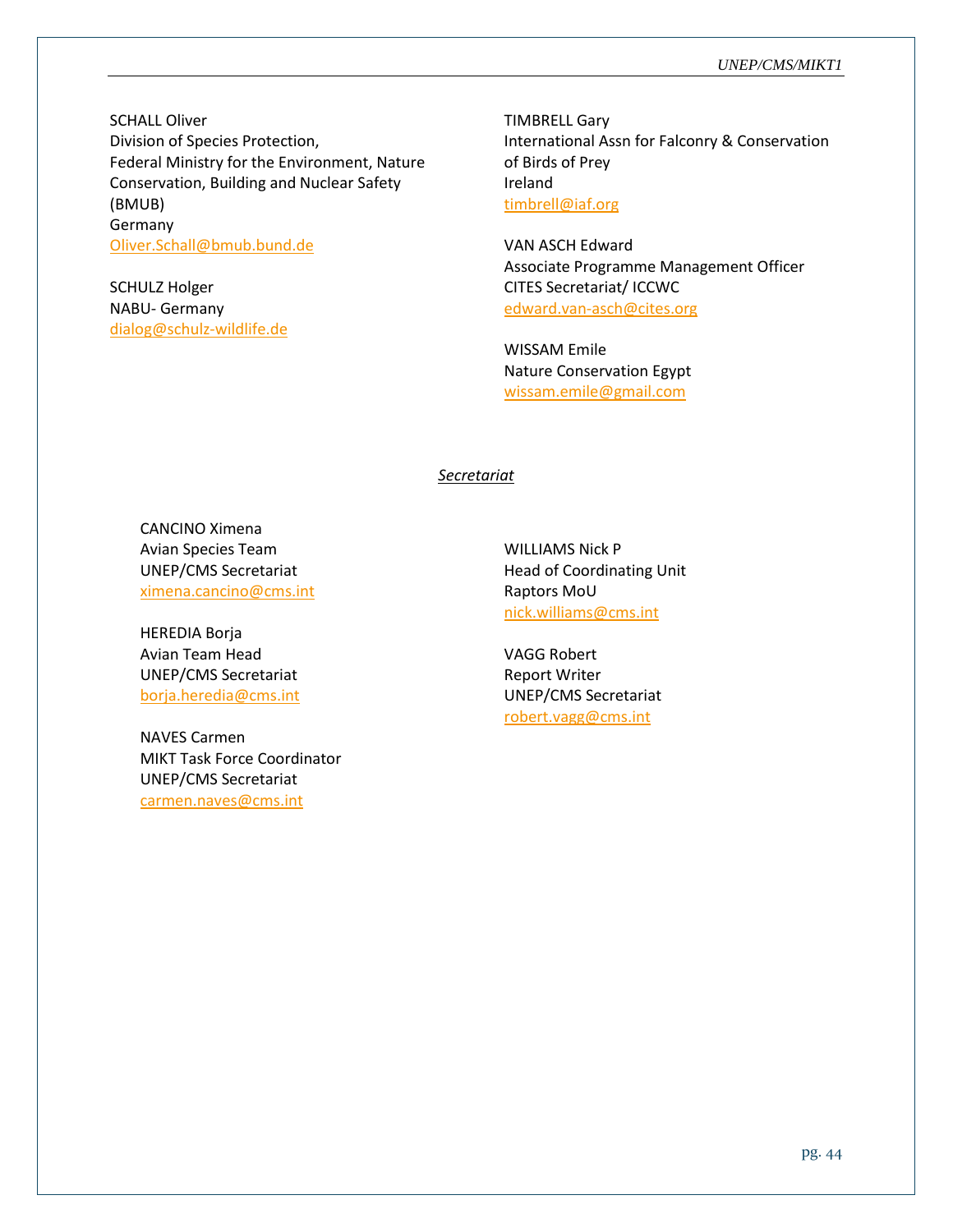SCHALL Oliver
Division of Species Protection,
Federal Ministry for the Environment, Nature Conservation, Building and Nuclear Safety (BMUB)
Germany
Oliver.Schall@bmub.bund.de

SCHULZ Holger
NABU- Germany
dialog@schulz-wildlife.de

TIMBRELL Gary
International Assn for Falconry & Conservation of Birds of Prey
Ireland
timbrell@iaf.org

VAN ASCH Edward
Associate Programme Management Officer
CITES Secretariat/ ICCWC
edward.van-asch@cites.org

WISSAM Emile
Nature Conservation Egypt
wissam.emile@gmail.com

*Secretariat*

CANCINO Ximena
Avian Species Team
UNEP/CMS Secretariat
ximena.cancino@cms.int

HEREDIA Borja
Avian Team Head
UNEP/CMS Secretariat
borja.heredia@cms.int

NAVES Carmen
MIKT Task Force Coordinator
UNEP/CMS Secretariat
carmen.naves@cms.int

WILLIAMS Nick P
Head of Coordinating Unit
Raptors MoU
nick.williams@cms.int

VAGG Robert
Report Writer
UNEP/CMS Secretariat
robert.vagg@cms.int